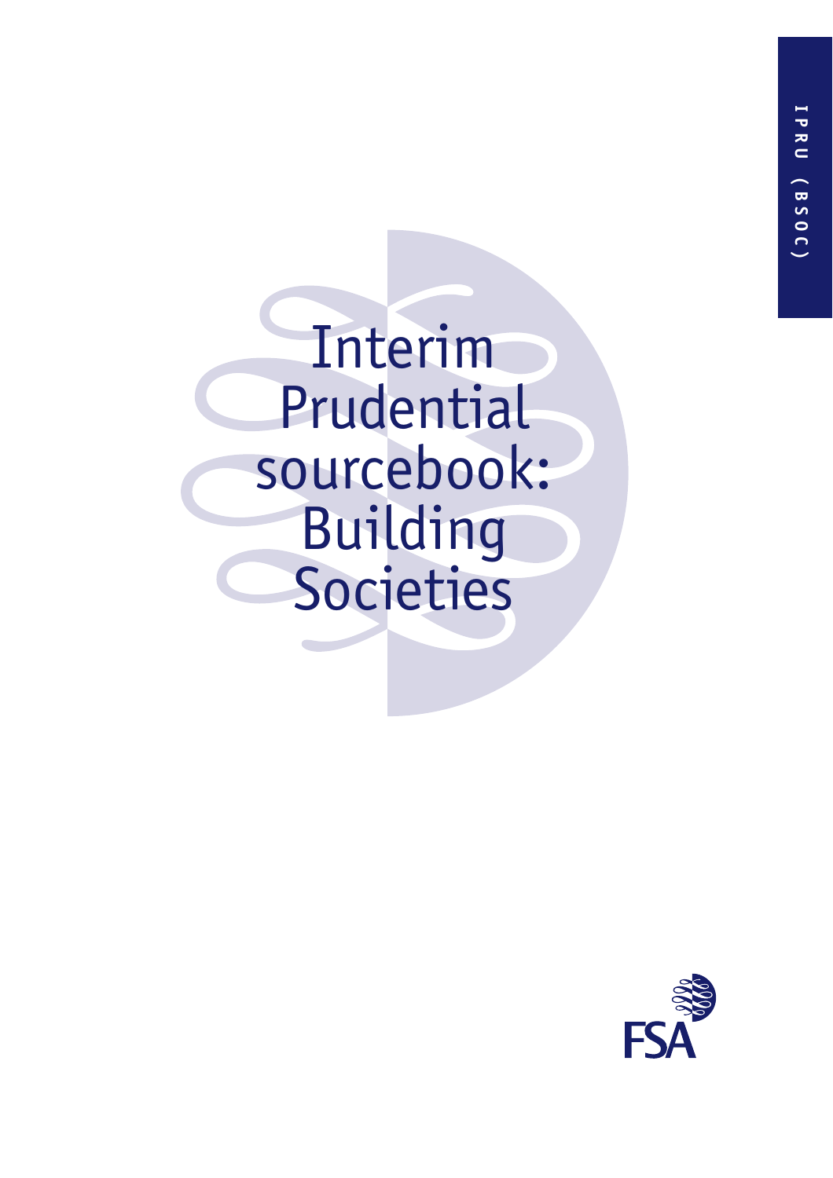IPRU (BSOC)

# Interim Prudential sourcebook: Building Societies

FSA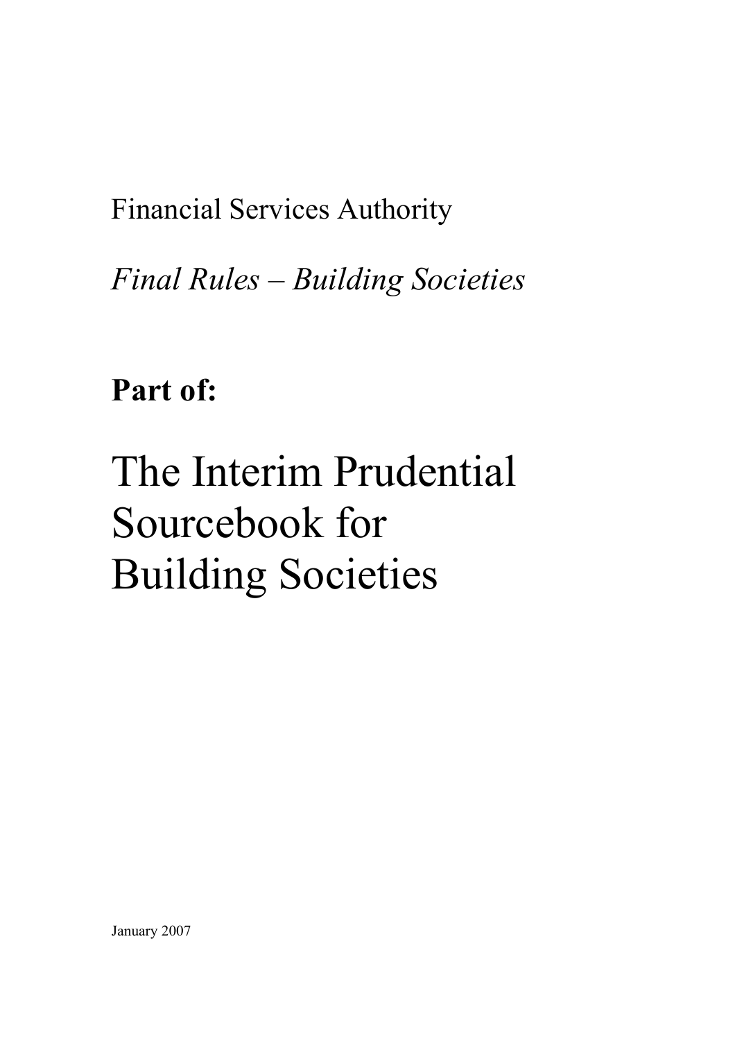Financial Services Authority

*Final Rules – Building Societies*

**Part of:**

# The Interim Prudential Sourcebook for Building Societies

January 2007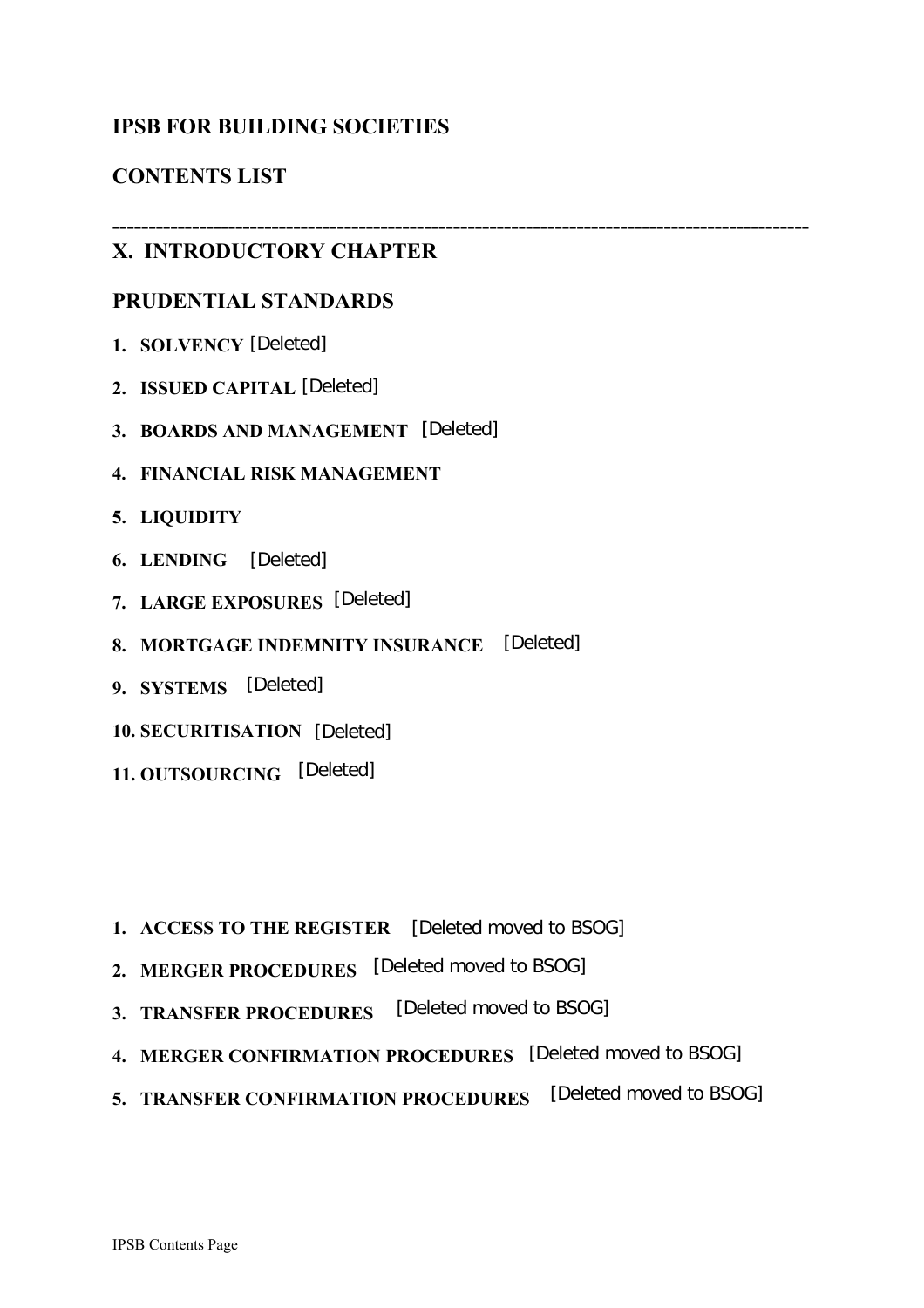# IPSB FOR BUILDING SOCIETIES

## CONTENTS LIST

---

## X. INTRODUCTORY CHAPTER

## PRUDENTIAL STANDARDS

1. **SOLVENCY** [Deleted]
2. **ISSUED CAPITAL** [Deleted]
3. **BOARDS AND MANAGEMENT** [Deleted]
4. **FINANCIAL RISK MANAGEMENT**
5. **LIQUIDITY**
6. **LENDING** [Deleted]
7. **LARGE EXPOSURES** [Deleted]
8. **MORTGAGE INDEMNITY INSURANCE** [Deleted]
9. **SYSTEMS** [Deleted]
10. **SECURITISATION** [Deleted]
11. **OUTSOURCING** [Deleted]

1. **ACCESS TO THE REGISTER** [Deleted moved to BSOG]
2. **MERGER PROCEDURES** [Deleted moved to BSOG]
3. **TRANSFER PROCEDURES** [Deleted moved to BSOG]
4. **MERGER CONFIRMATION PROCEDURES** [Deleted moved to BSOG]
5. **TRANSFER CONFIRMATION PROCEDURES** [Deleted moved to BSOG]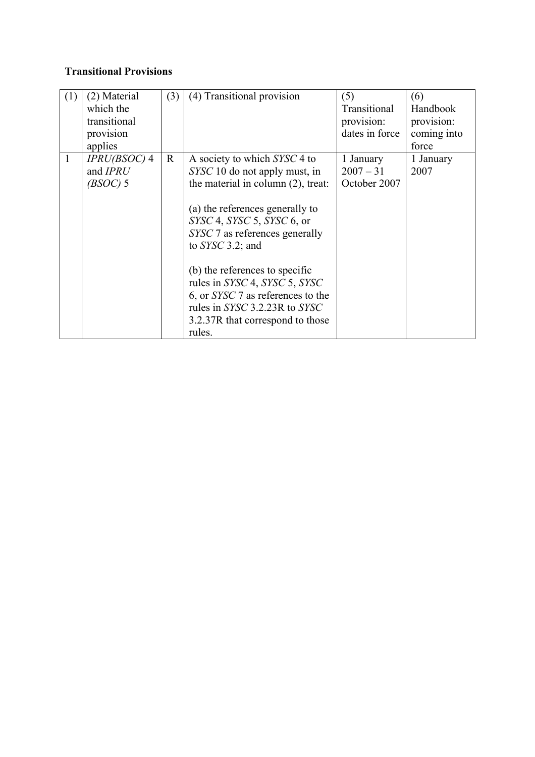**Transitional Provisions**

| (1) | (2) Material which the transitional provision applies | (3) | (4) Transitional provision | (5) Transitional provision: dates in force | (6) Handbook provision: coming into force |
|---|---|---|---|---|---|
| 1 | *IPRU(BSOC)* 4 and *IPRU (BSOC)* 5 | R | A society to which *SYSC* 4 to *SYSC* 10 do not apply must, in the material in column (2), treat:<br><br>(a) the references generally to *SYSC* 4, *SYSC* 5, *SYSC* 6, or *SYSC* 7 as references generally to *SYSC* 3.2; and<br><br>(b) the references to specific rules in *SYSC* 4, *SYSC* 5, *SYSC* 6, or *SYSC* 7 as references to the rules in *SYSC* 3.2.23R to *SYSC* 3.2.37R that correspond to those rules. | 1 January 2007 – 31 October 2007 | 1 January 2007 |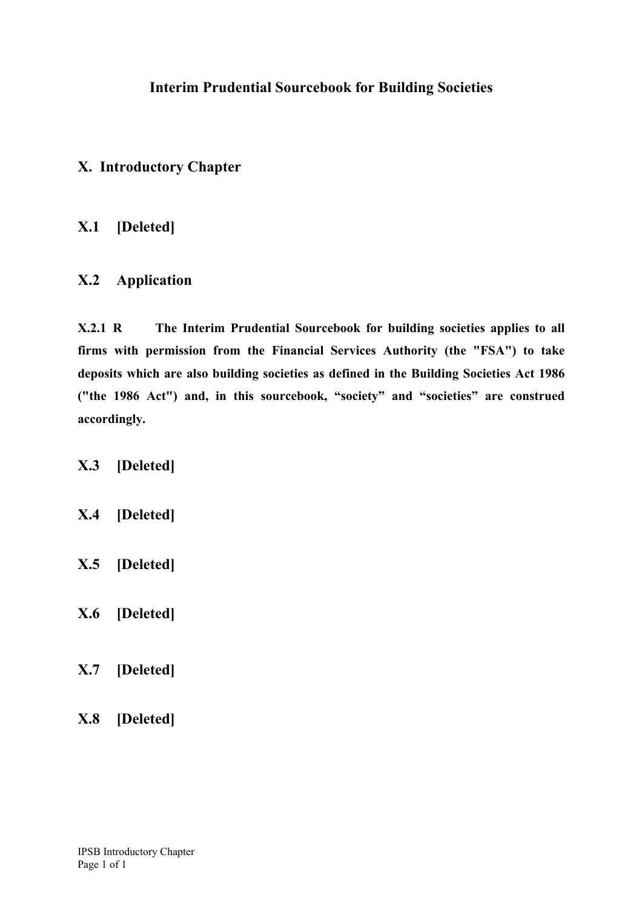# Interim Prudential Sourcebook for Building Societies

## X. Introductory Chapter

### X.1 [Deleted]

### X.2 Application

**X.2.1 R The Interim Prudential Sourcebook for building societies applies to all firms with permission from the Financial Services Authority (the "FSA") to take deposits which are also building societies as defined in the Building Societies Act 1986 ("the 1986 Act") and, in this sourcebook, "society" and "societies" are construed accordingly.**

### X.3 [Deleted]

### X.4 [Deleted]

### X.5 [Deleted]

### X.6 [Deleted]

### X.7 [Deleted]

### X.8 [Deleted]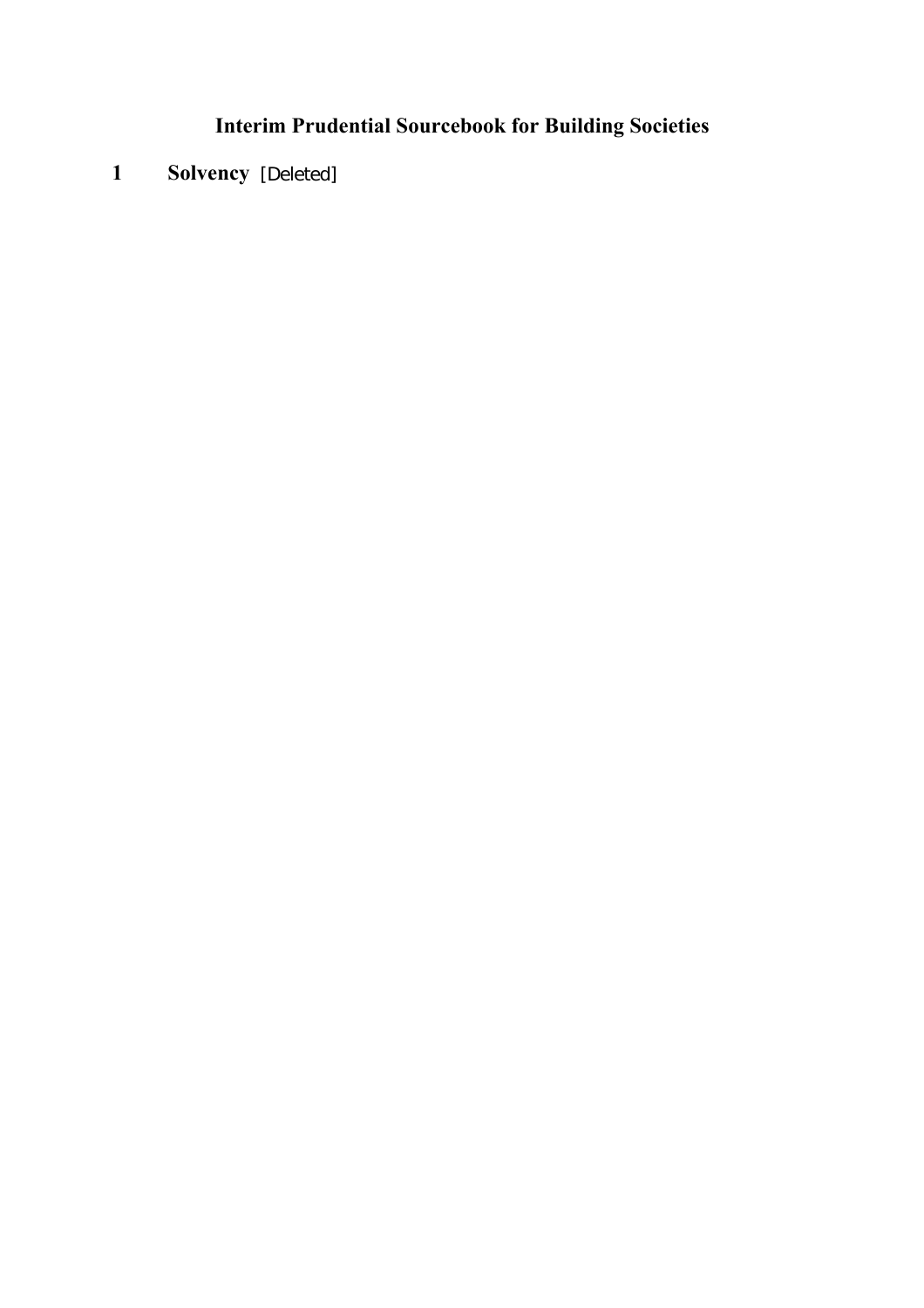# Interim Prudential Sourcebook for Building Societies

## 1 Solvency [Deleted]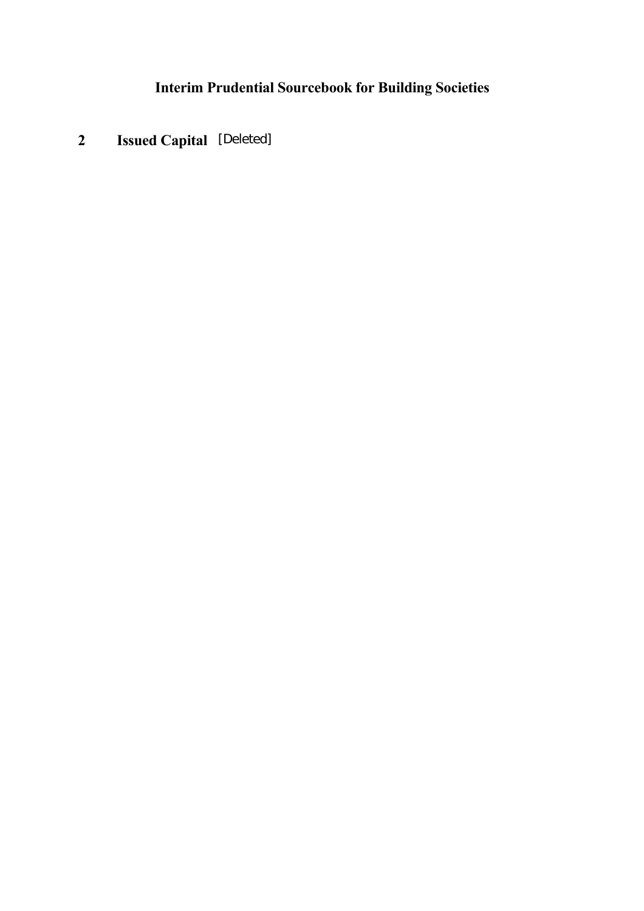# Interim Prudential Sourcebook for Building Societies

## 2 Issued Capital [Deleted]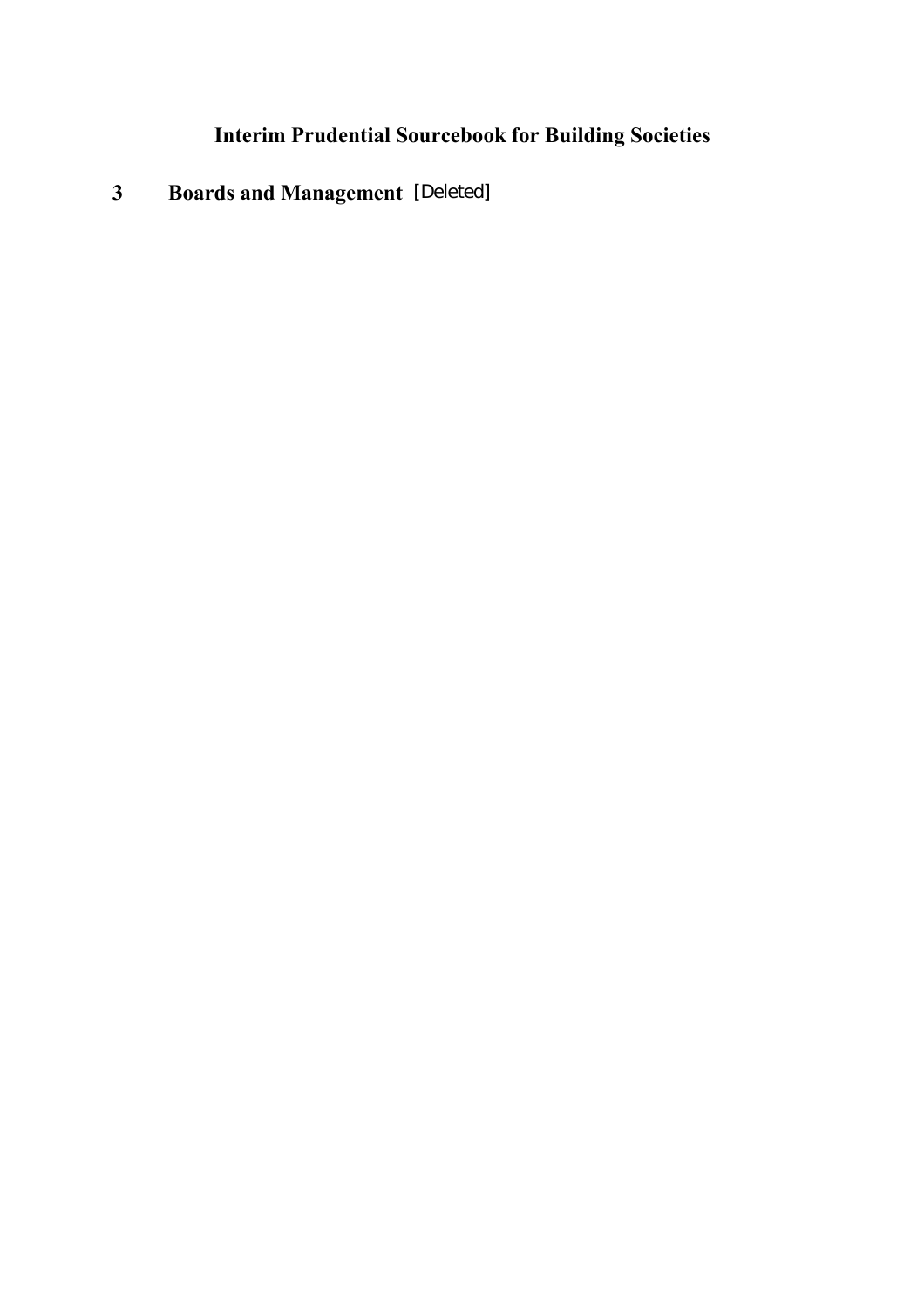# Interim Prudential Sourcebook for Building Societies

## 3 Boards and Management [Deleted]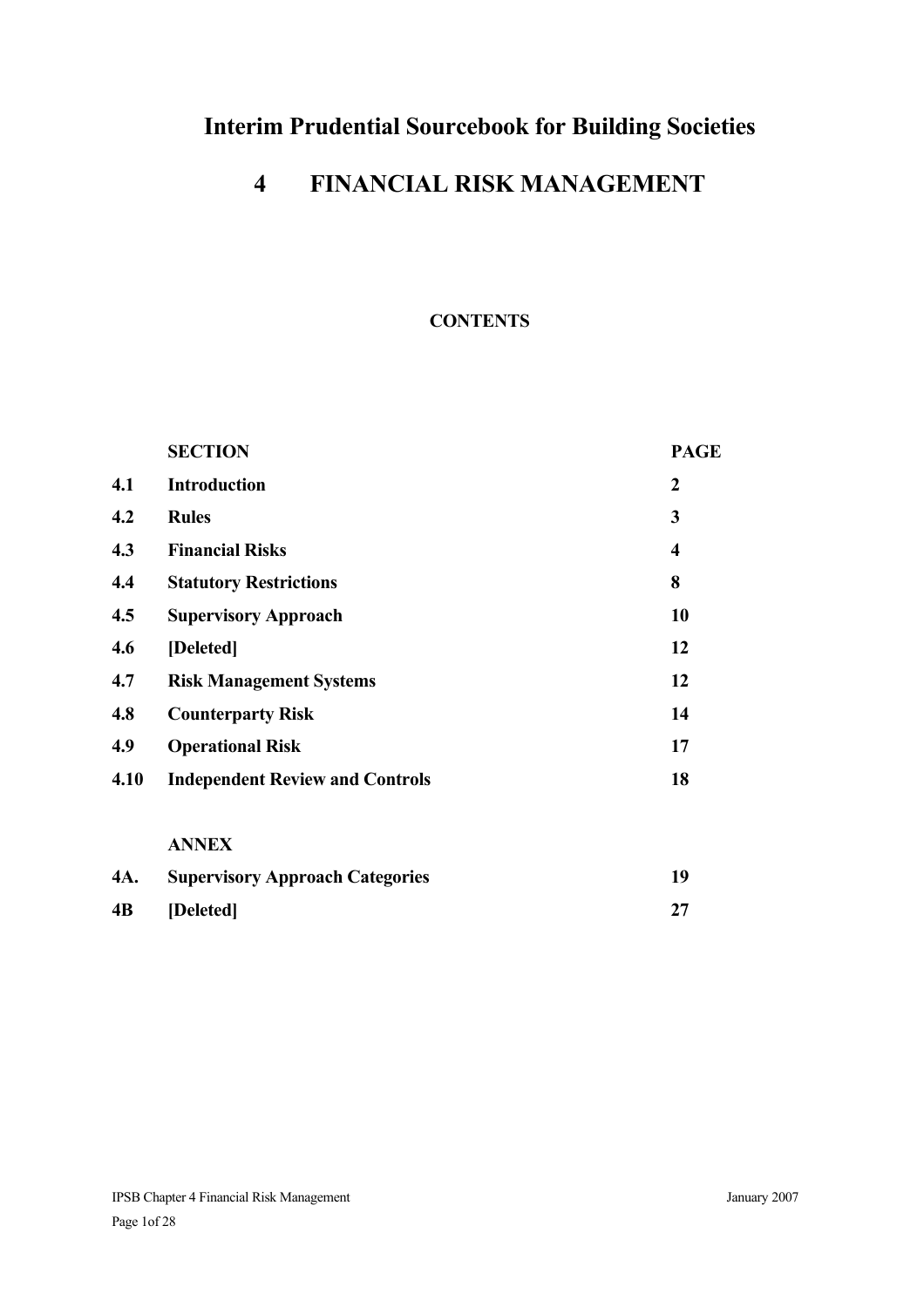# Interim Prudential Sourcebook for Building Societies

# 4 FINANCIAL RISK MANAGEMENT

**CONTENTS**

| | SECTION | PAGE |
|---|---|---|
| **4.1** | **Introduction** | **2** |
| **4.2** | **Rules** | **3** |
| **4.3** | **Financial Risks** | **4** |
| **4.4** | **Statutory Restrictions** | **8** |
| **4.5** | **Supervisory Approach** | **10** |
| **4.6** | **[Deleted]** | **12** |
| **4.7** | **Risk Management Systems** | **12** |
| **4.8** | **Counterparty Risk** | **14** |
| **4.9** | **Operational Risk** | **17** |
| **4.10** | **Independent Review and Controls** | **18** |
| | **ANNEX** | |
| **4A.** | **Supervisory Approach Categories** | **19** |
| **4B** | **[Deleted]** | **27** |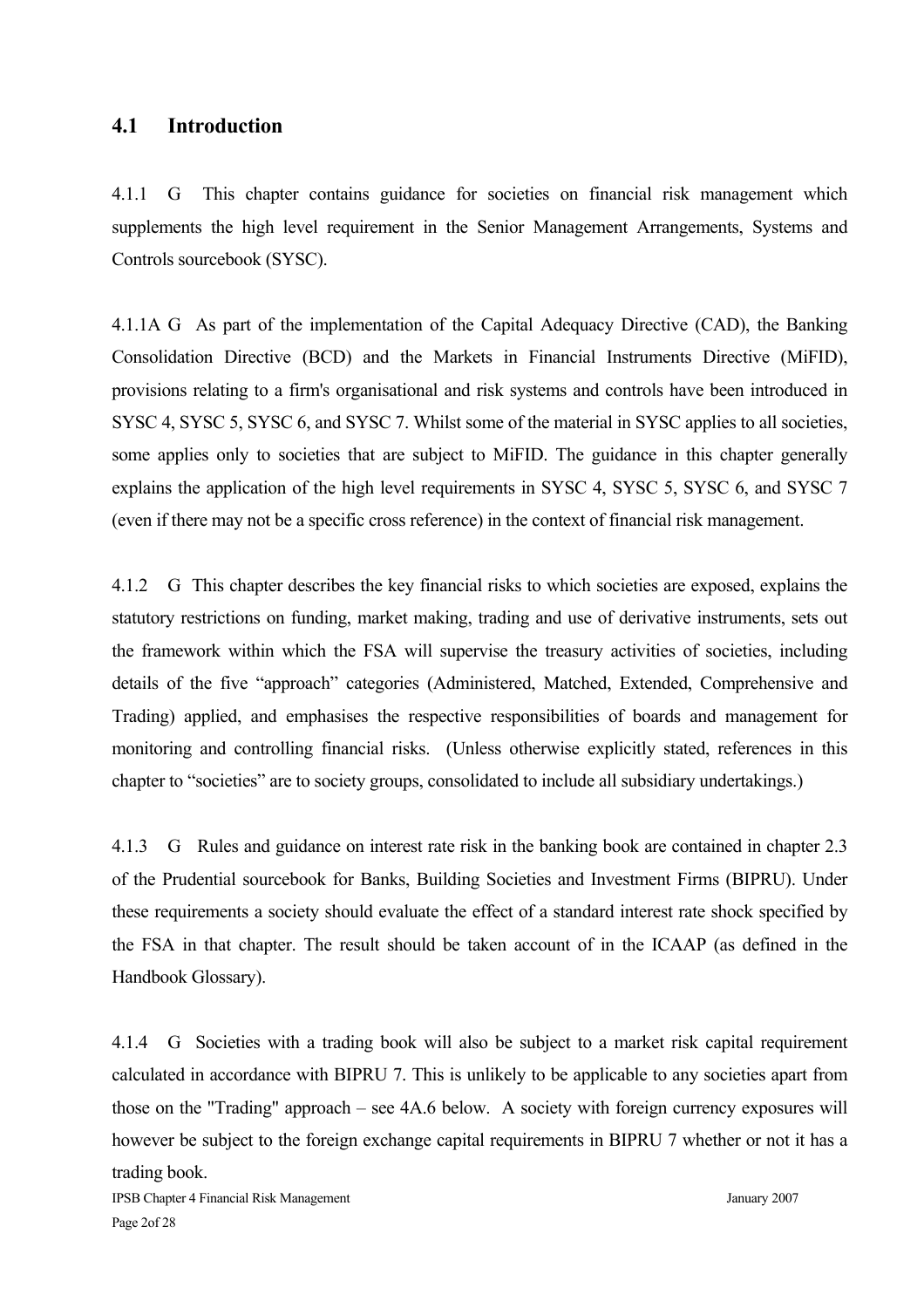## 4.1 Introduction

4.1.1 G This chapter contains guidance for societies on financial risk management which supplements the high level requirement in the Senior Management Arrangements, Systems and Controls sourcebook (SYSC).

4.1.1A G As part of the implementation of the Capital Adequacy Directive (CAD), the Banking Consolidation Directive (BCD) and the Markets in Financial Instruments Directive (MiFID), provisions relating to a firm's organisational and risk systems and controls have been introduced in SYSC 4, SYSC 5, SYSC 6, and SYSC 7. Whilst some of the material in SYSC applies to all societies, some applies only to societies that are subject to MiFID. The guidance in this chapter generally explains the application of the high level requirements in SYSC 4, SYSC 5, SYSC 6, and SYSC 7 (even if there may not be a specific cross reference) in the context of financial risk management.

4.1.2 G This chapter describes the key financial risks to which societies are exposed, explains the statutory restrictions on funding, market making, trading and use of derivative instruments, sets out the framework within which the FSA will supervise the treasury activities of societies, including details of the five "approach" categories (Administered, Matched, Extended, Comprehensive and Trading) applied, and emphasises the respective responsibilities of boards and management for monitoring and controlling financial risks. (Unless otherwise explicitly stated, references in this chapter to "societies" are to society groups, consolidated to include all subsidiary undertakings.)

4.1.3 G Rules and guidance on interest rate risk in the banking book are contained in chapter 2.3 of the Prudential sourcebook for Banks, Building Societies and Investment Firms (BIPRU). Under these requirements a society should evaluate the effect of a standard interest rate shock specified by the FSA in that chapter. The result should be taken account of in the ICAAP (as defined in the Handbook Glossary).

4.1.4 G Societies with a trading book will also be subject to a market risk capital requirement calculated in accordance with BIPRU 7. This is unlikely to be applicable to any societies apart from those on the "Trading" approach – see 4A.6 below. A society with foreign currency exposures will however be subject to the foreign exchange capital requirements in BIPRU 7 whether or not it has a trading book.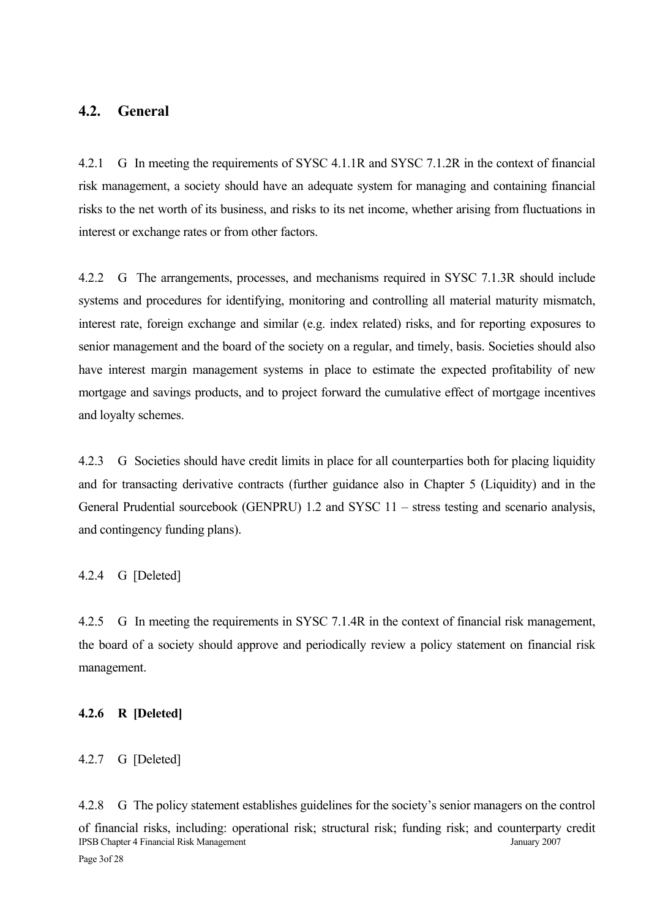## 4.2. General

4.2.1 G In meeting the requirements of SYSC 4.1.1R and SYSC 7.1.2R in the context of financial risk management, a society should have an adequate system for managing and containing financial risks to the net worth of its business, and risks to its net income, whether arising from fluctuations in interest or exchange rates or from other factors.

4.2.2 G The arrangements, processes, and mechanisms required in SYSC 7.1.3R should include systems and procedures for identifying, monitoring and controlling all material maturity mismatch, interest rate, foreign exchange and similar (e.g. index related) risks, and for reporting exposures to senior management and the board of the society on a regular, and timely, basis. Societies should also have interest margin management systems in place to estimate the expected profitability of new mortgage and savings products, and to project forward the cumulative effect of mortgage incentives and loyalty schemes.

4.2.3 G Societies should have credit limits in place for all counterparties both for placing liquidity and for transacting derivative contracts (further guidance also in Chapter 5 (Liquidity) and in the General Prudential sourcebook (GENPRU) 1.2 and SYSC 11 – stress testing and scenario analysis, and contingency funding plans).

4.2.4 G [Deleted]

4.2.5 G In meeting the requirements in SYSC 7.1.4R in the context of financial risk management, the board of a society should approve and periodically review a policy statement on financial risk management.

**4.2.6 R [Deleted]**

4.2.7 G [Deleted]

4.2.8 G The policy statement establishes guidelines for the society's senior managers on the control of financial risks, including: operational risk; structural risk; funding risk; and counterparty credit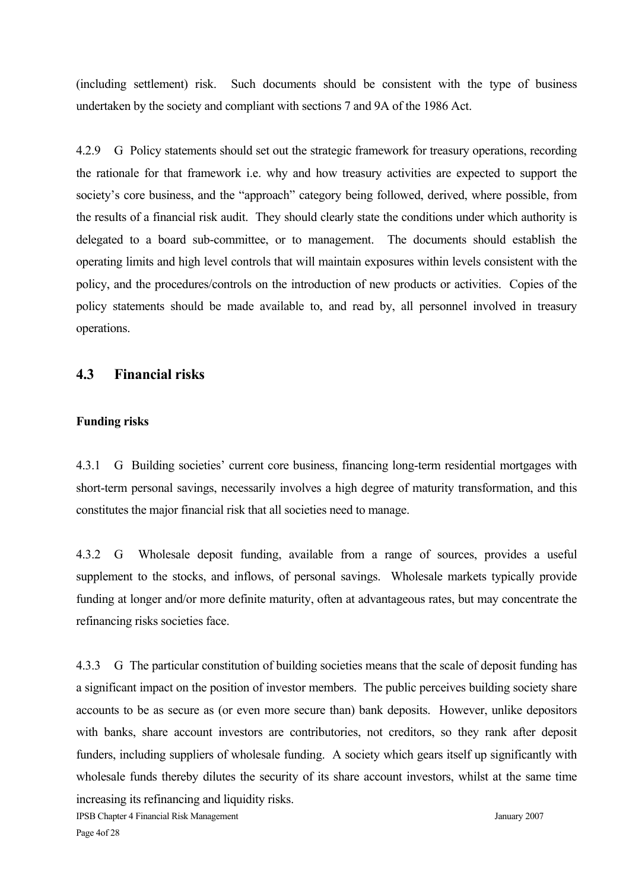(including settlement) risk. Such documents should be consistent with the type of business undertaken by the society and compliant with sections 7 and 9A of the 1986 Act.

4.2.9 G Policy statements should set out the strategic framework for treasury operations, recording the rationale for that framework i.e. why and how treasury activities are expected to support the society's core business, and the "approach" category being followed, derived, where possible, from the results of a financial risk audit. They should clearly state the conditions under which authority is delegated to a board sub-committee, or to management. The documents should establish the operating limits and high level controls that will maintain exposures within levels consistent with the policy, and the procedures/controls on the introduction of new products or activities. Copies of the policy statements should be made available to, and read by, all personnel involved in treasury operations.

## 4.3 Financial risks

**Funding risks**

4.3.1 G Building societies' current core business, financing long-term residential mortgages with short-term personal savings, necessarily involves a high degree of maturity transformation, and this constitutes the major financial risk that all societies need to manage.

4.3.2 G Wholesale deposit funding, available from a range of sources, provides a useful supplement to the stocks, and inflows, of personal savings. Wholesale markets typically provide funding at longer and/or more definite maturity, often at advantageous rates, but may concentrate the refinancing risks societies face.

4.3.3 G The particular constitution of building societies means that the scale of deposit funding has a significant impact on the position of investor members. The public perceives building society share accounts to be as secure as (or even more secure than) bank deposits. However, unlike depositors with banks, share account investors are contributories, not creditors, so they rank after deposit funders, including suppliers of wholesale funding. A society which gears itself up significantly with wholesale funds thereby dilutes the security of its share account investors, whilst at the same time increasing its refinancing and liquidity risks.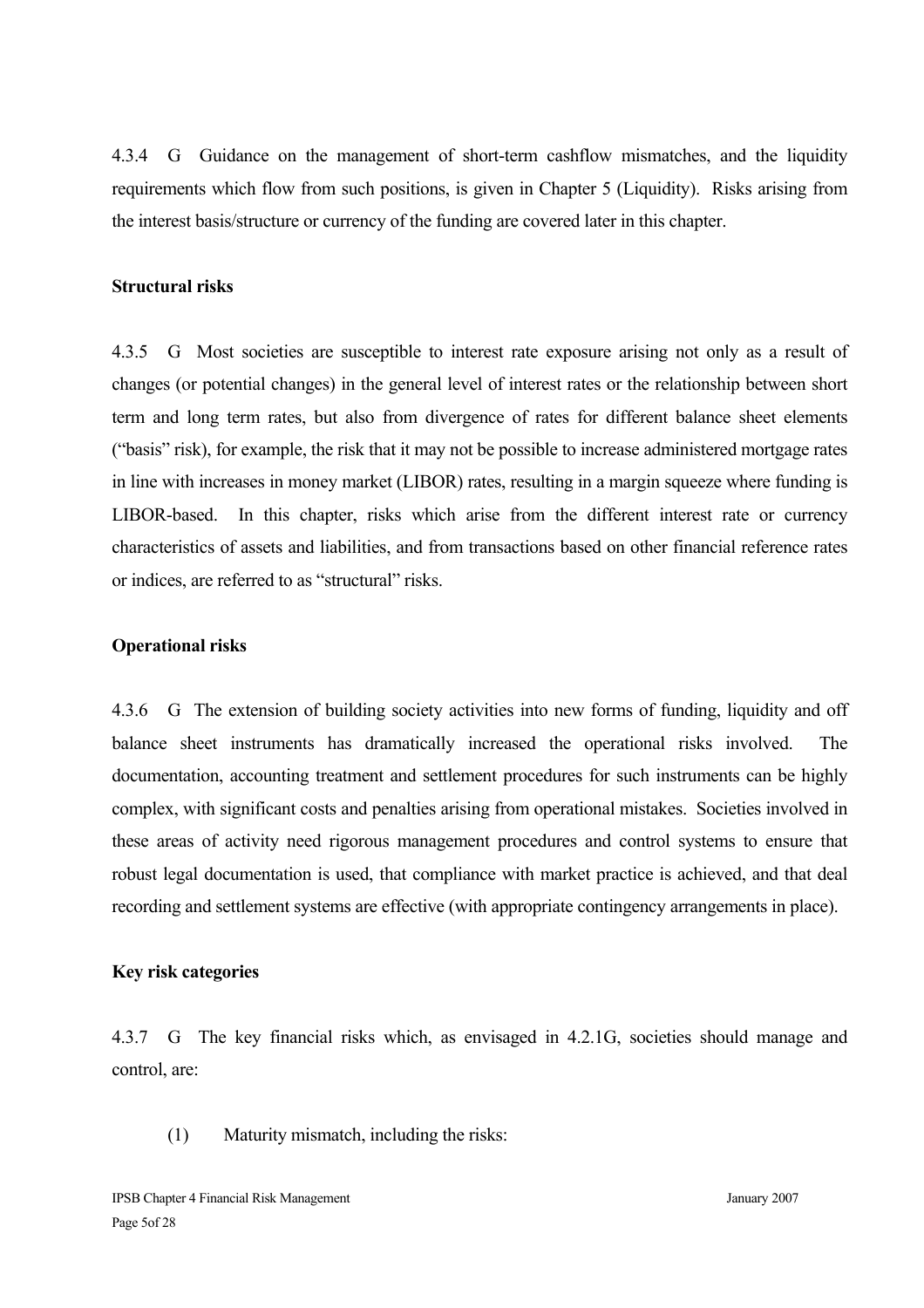4.3.4 G Guidance on the management of short-term cashflow mismatches, and the liquidity requirements which flow from such positions, is given in Chapter 5 (Liquidity). Risks arising from the interest basis/structure or currency of the funding are covered later in this chapter.

**Structural risks**

4.3.5 G Most societies are susceptible to interest rate exposure arising not only as a result of changes (or potential changes) in the general level of interest rates or the relationship between short term and long term rates, but also from divergence of rates for different balance sheet elements ("basis" risk), for example, the risk that it may not be possible to increase administered mortgage rates in line with increases in money market (LIBOR) rates, resulting in a margin squeeze where funding is LIBOR-based. In this chapter, risks which arise from the different interest rate or currency characteristics of assets and liabilities, and from transactions based on other financial reference rates or indices, are referred to as "structural" risks.

**Operational risks**

4.3.6 G The extension of building society activities into new forms of funding, liquidity and off balance sheet instruments has dramatically increased the operational risks involved. The documentation, accounting treatment and settlement procedures for such instruments can be highly complex, with significant costs and penalties arising from operational mistakes. Societies involved in these areas of activity need rigorous management procedures and control systems to ensure that robust legal documentation is used, that compliance with market practice is achieved, and that deal recording and settlement systems are effective (with appropriate contingency arrangements in place).

**Key risk categories**

4.3.7 G The key financial risks which, as envisaged in 4.2.1G, societies should manage and control, are:

(1) Maturity mismatch, including the risks: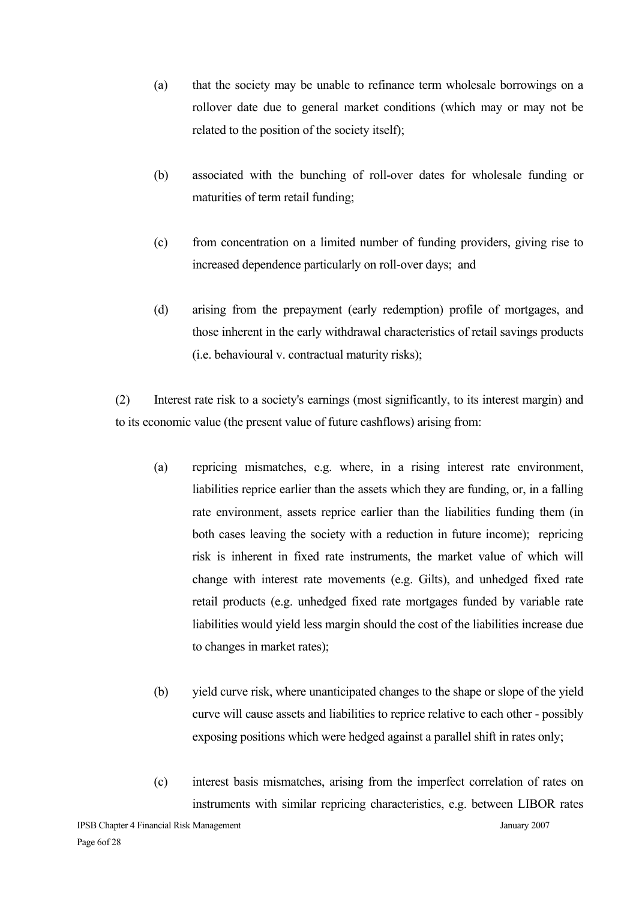(a) that the society may be unable to refinance term wholesale borrowings on a rollover date due to general market conditions (which may or may not be related to the position of the society itself);

(b) associated with the bunching of roll-over dates for wholesale funding or maturities of term retail funding;

(c) from concentration on a limited number of funding providers, giving rise to increased dependence particularly on roll-over days; and

(d) arising from the prepayment (early redemption) profile of mortgages, and those inherent in the early withdrawal characteristics of retail savings products (i.e. behavioural v. contractual maturity risks);

(2) Interest rate risk to a society's earnings (most significantly, to its interest margin) and to its economic value (the present value of future cashflows) arising from:

(a) repricing mismatches, e.g. where, in a rising interest rate environment, liabilities reprice earlier than the assets which they are funding, or, in a falling rate environment, assets reprice earlier than the liabilities funding them (in both cases leaving the society with a reduction in future income); repricing risk is inherent in fixed rate instruments, the market value of which will change with interest rate movements (e.g. Gilts), and unhedged fixed rate retail products (e.g. unhedged fixed rate mortgages funded by variable rate liabilities would yield less margin should the cost of the liabilities increase due to changes in market rates);

(b) yield curve risk, where unanticipated changes to the shape or slope of the yield curve will cause assets and liabilities to reprice relative to each other - possibly exposing positions which were hedged against a parallel shift in rates only;

(c) interest basis mismatches, arising from the imperfect correlation of rates on instruments with similar repricing characteristics, e.g. between LIBOR rates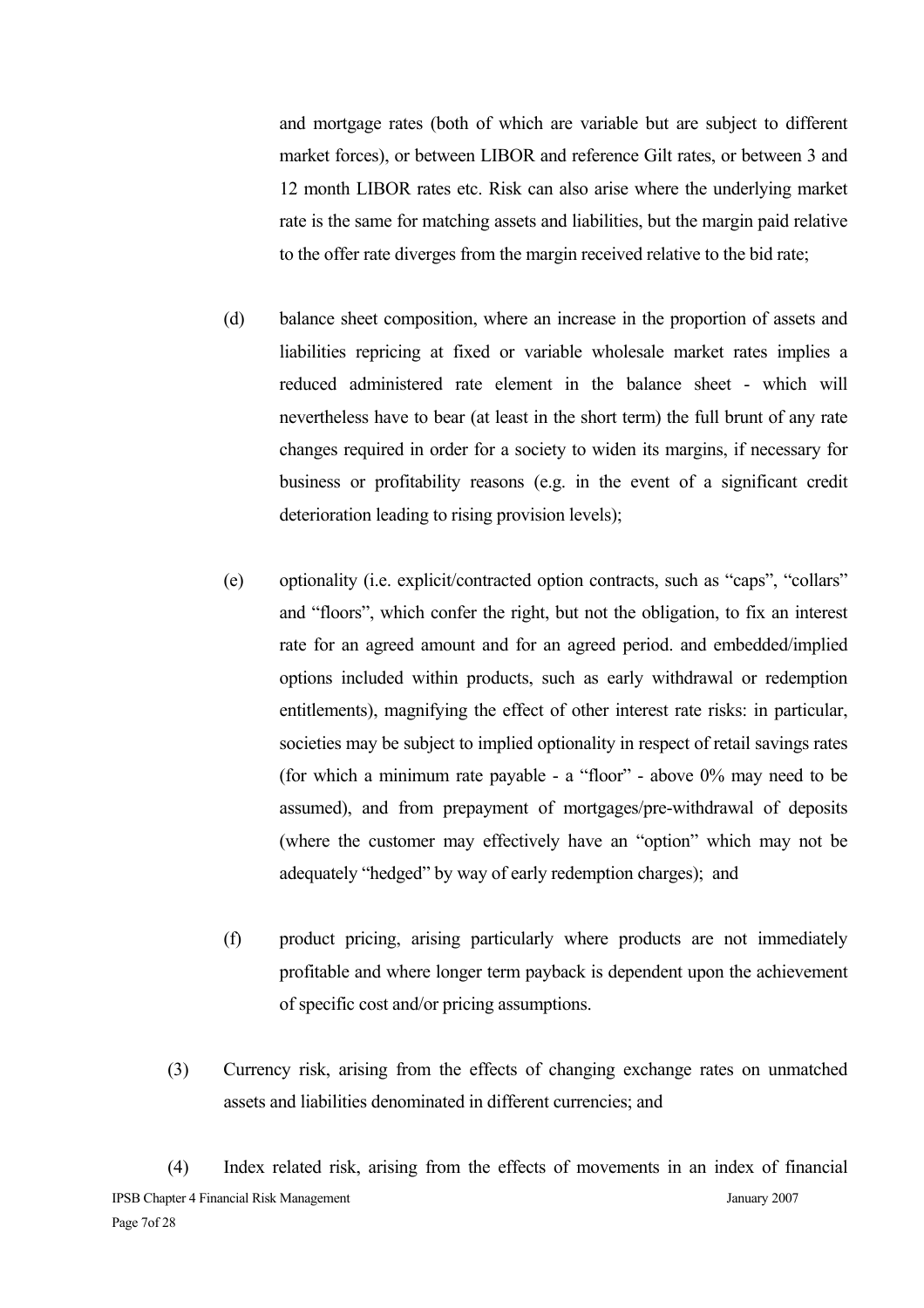and mortgage rates (both of which are variable but are subject to different market forces), or between LIBOR and reference Gilt rates, or between 3 and 12 month LIBOR rates etc. Risk can also arise where the underlying market rate is the same for matching assets and liabilities, but the margin paid relative to the offer rate diverges from the margin received relative to the bid rate;

(d) balance sheet composition, where an increase in the proportion of assets and liabilities repricing at fixed or variable wholesale market rates implies a reduced administered rate element in the balance sheet - which will nevertheless have to bear (at least in the short term) the full brunt of any rate changes required in order for a society to widen its margins, if necessary for business or profitability reasons (e.g. in the event of a significant credit deterioration leading to rising provision levels);

(e) optionality (i.e. explicit/contracted option contracts, such as "caps", "collars" and "floors", which confer the right, but not the obligation, to fix an interest rate for an agreed amount and for an agreed period. and embedded/implied options included within products, such as early withdrawal or redemption entitlements), magnifying the effect of other interest rate risks: in particular, societies may be subject to implied optionality in respect of retail savings rates (for which a minimum rate payable - a "floor" - above 0% may need to be assumed), and from prepayment of mortgages/pre-withdrawal of deposits (where the customer may effectively have an "option" which may not be adequately "hedged" by way of early redemption charges); and

(f) product pricing, arising particularly where products are not immediately profitable and where longer term payback is dependent upon the achievement of specific cost and/or pricing assumptions.

(3) Currency risk, arising from the effects of changing exchange rates on unmatched assets and liabilities denominated in different currencies; and

(4) Index related risk, arising from the effects of movements in an index of financial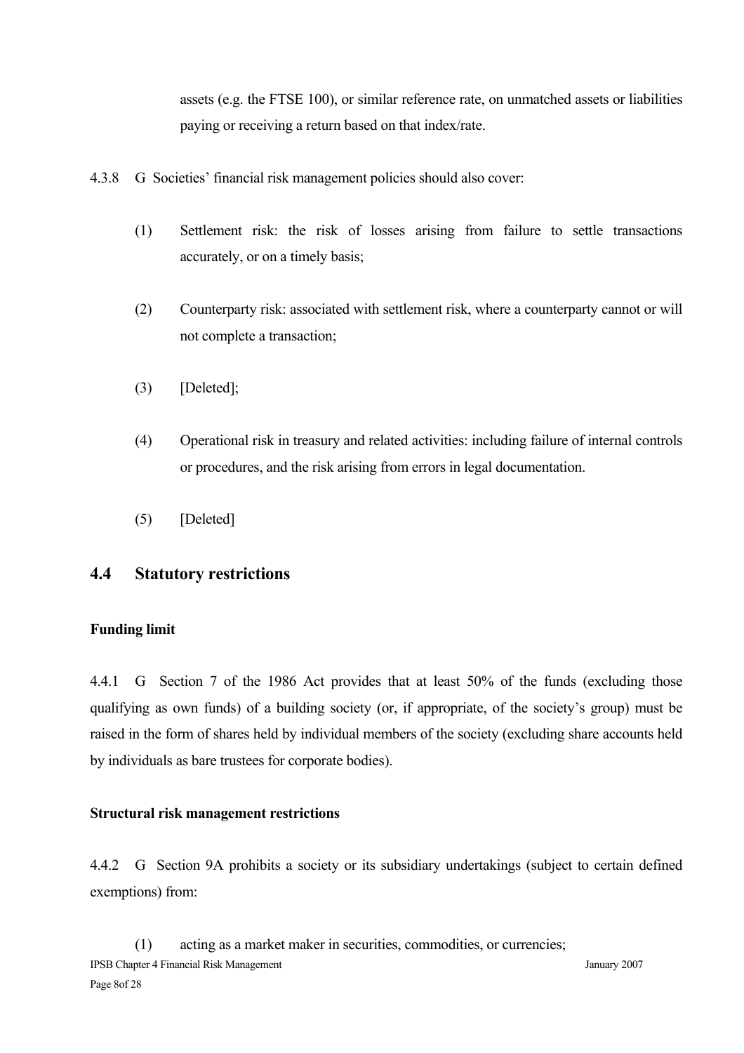assets (e.g. the FTSE 100), or similar reference rate, on unmatched assets or liabilities paying or receiving a return based on that index/rate.

4.3.8 G Societies' financial risk management policies should also cover:

(1) Settlement risk: the risk of losses arising from failure to settle transactions accurately, or on a timely basis;

(2) Counterparty risk: associated with settlement risk, where a counterparty cannot or will not complete a transaction;

(3) [Deleted];

(4) Operational risk in treasury and related activities: including failure of internal controls or procedures, and the risk arising from errors in legal documentation.

(5) [Deleted]

## 4.4 Statutory restrictions

**Funding limit**

4.4.1 G Section 7 of the 1986 Act provides that at least 50% of the funds (excluding those qualifying as own funds) of a building society (or, if appropriate, of the society's group) must be raised in the form of shares held by individual members of the society (excluding share accounts held by individuals as bare trustees for corporate bodies).

**Structural risk management restrictions**

4.4.2 G Section 9A prohibits a society or its subsidiary undertakings (subject to certain defined exemptions) from:

(1) acting as a market maker in securities, commodities, or currencies;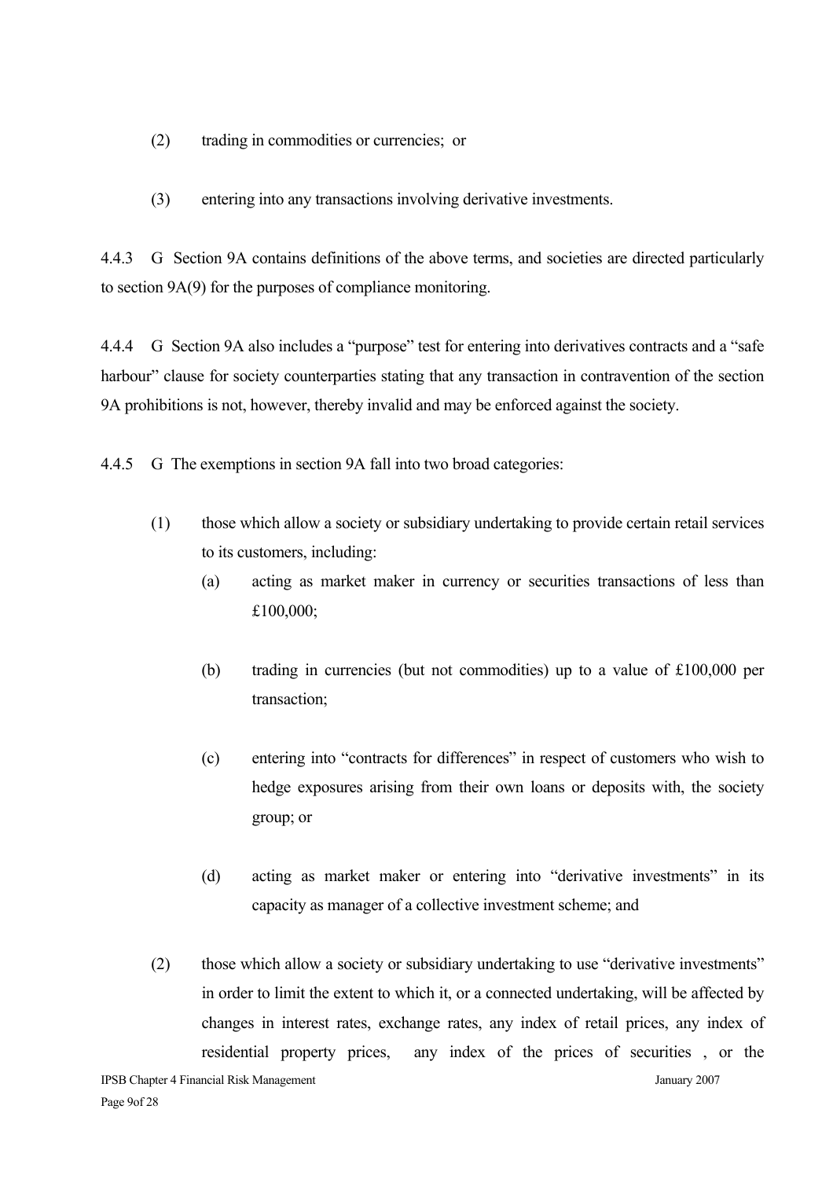(2) trading in commodities or currencies; or

(3) entering into any transactions involving derivative investments.

4.4.3 G Section 9A contains definitions of the above terms, and societies are directed particularly to section 9A(9) for the purposes of compliance monitoring.

4.4.4 G Section 9A also includes a "purpose" test for entering into derivatives contracts and a "safe harbour" clause for society counterparties stating that any transaction in contravention of the section 9A prohibitions is not, however, thereby invalid and may be enforced against the society.

4.4.5 G The exemptions in section 9A fall into two broad categories:

(1) those which allow a society or subsidiary undertaking to provide certain retail services to its customers, including:

   (a) acting as market maker in currency or securities transactions of less than £100,000;

   (b) trading in currencies (but not commodities) up to a value of £100,000 per transaction;

   (c) entering into "contracts for differences" in respect of customers who wish to hedge exposures arising from their own loans or deposits with, the society group; or

   (d) acting as market maker or entering into "derivative investments" in its capacity as manager of a collective investment scheme; and

(2) those which allow a society or subsidiary undertaking to use "derivative investments" in order to limit the extent to which it, or a connected undertaking, will be affected by changes in interest rates, exchange rates, any index of retail prices, any index of residential property prices, any index of the prices of securities , or the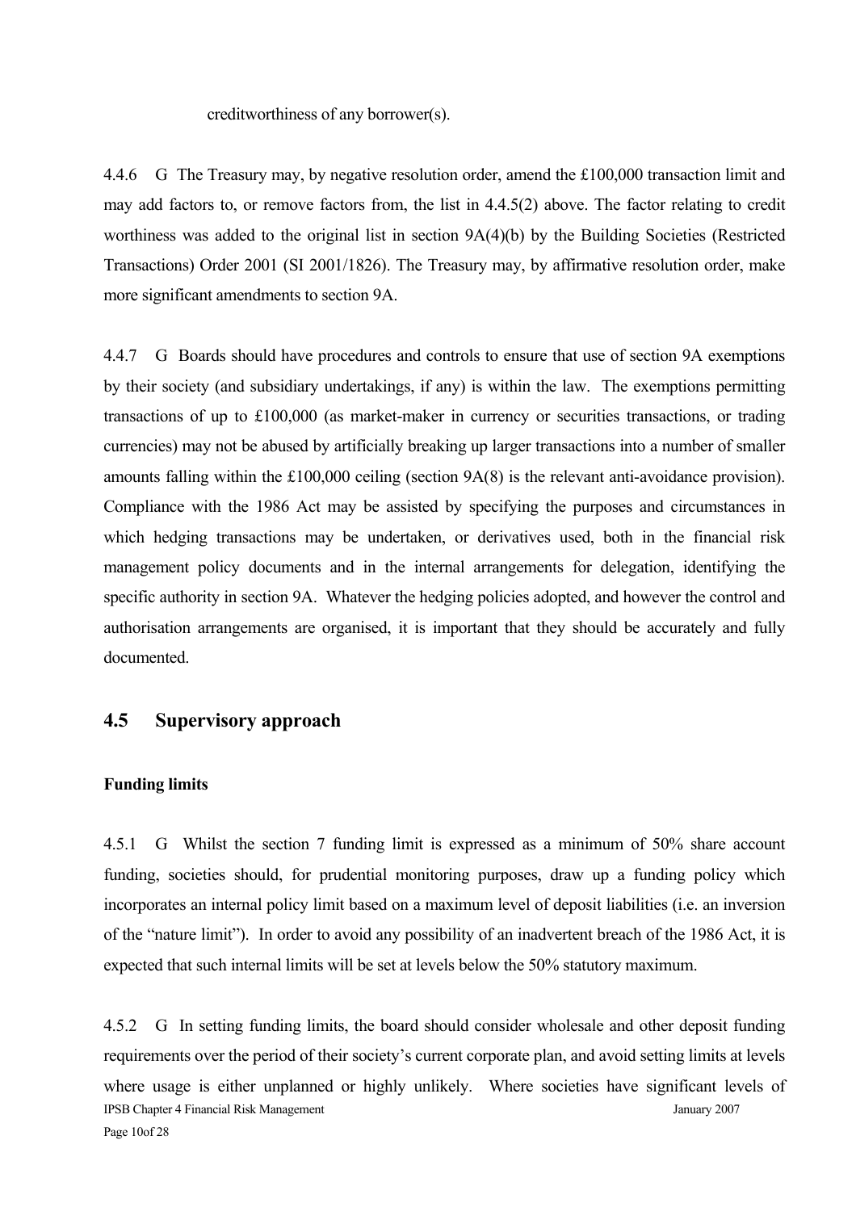creditworthiness of any borrower(s).

4.4.6 G The Treasury may, by negative resolution order, amend the £100,000 transaction limit and may add factors to, or remove factors from, the list in 4.4.5(2) above. The factor relating to credit worthiness was added to the original list in section 9A(4)(b) by the Building Societies (Restricted Transactions) Order 2001 (SI 2001/1826). The Treasury may, by affirmative resolution order, make more significant amendments to section 9A.

4.4.7 G Boards should have procedures and controls to ensure that use of section 9A exemptions by their society (and subsidiary undertakings, if any) is within the law. The exemptions permitting transactions of up to £100,000 (as market-maker in currency or securities transactions, or trading currencies) may not be abused by artificially breaking up larger transactions into a number of smaller amounts falling within the £100,000 ceiling (section 9A(8) is the relevant anti-avoidance provision). Compliance with the 1986 Act may be assisted by specifying the purposes and circumstances in which hedging transactions may be undertaken, or derivatives used, both in the financial risk management policy documents and in the internal arrangements for delegation, identifying the specific authority in section 9A. Whatever the hedging policies adopted, and however the control and authorisation arrangements are organised, it is important that they should be accurately and fully documented.

## 4.5 Supervisory approach

**Funding limits**

4.5.1 G Whilst the section 7 funding limit is expressed as a minimum of 50% share account funding, societies should, for prudential monitoring purposes, draw up a funding policy which incorporates an internal policy limit based on a maximum level of deposit liabilities (i.e. an inversion of the "nature limit"). In order to avoid any possibility of an inadvertent breach of the 1986 Act, it is expected that such internal limits will be set at levels below the 50% statutory maximum.

4.5.2 G In setting funding limits, the board should consider wholesale and other deposit funding requirements over the period of their society's current corporate plan, and avoid setting limits at levels where usage is either unplanned or highly unlikely. Where societies have significant levels of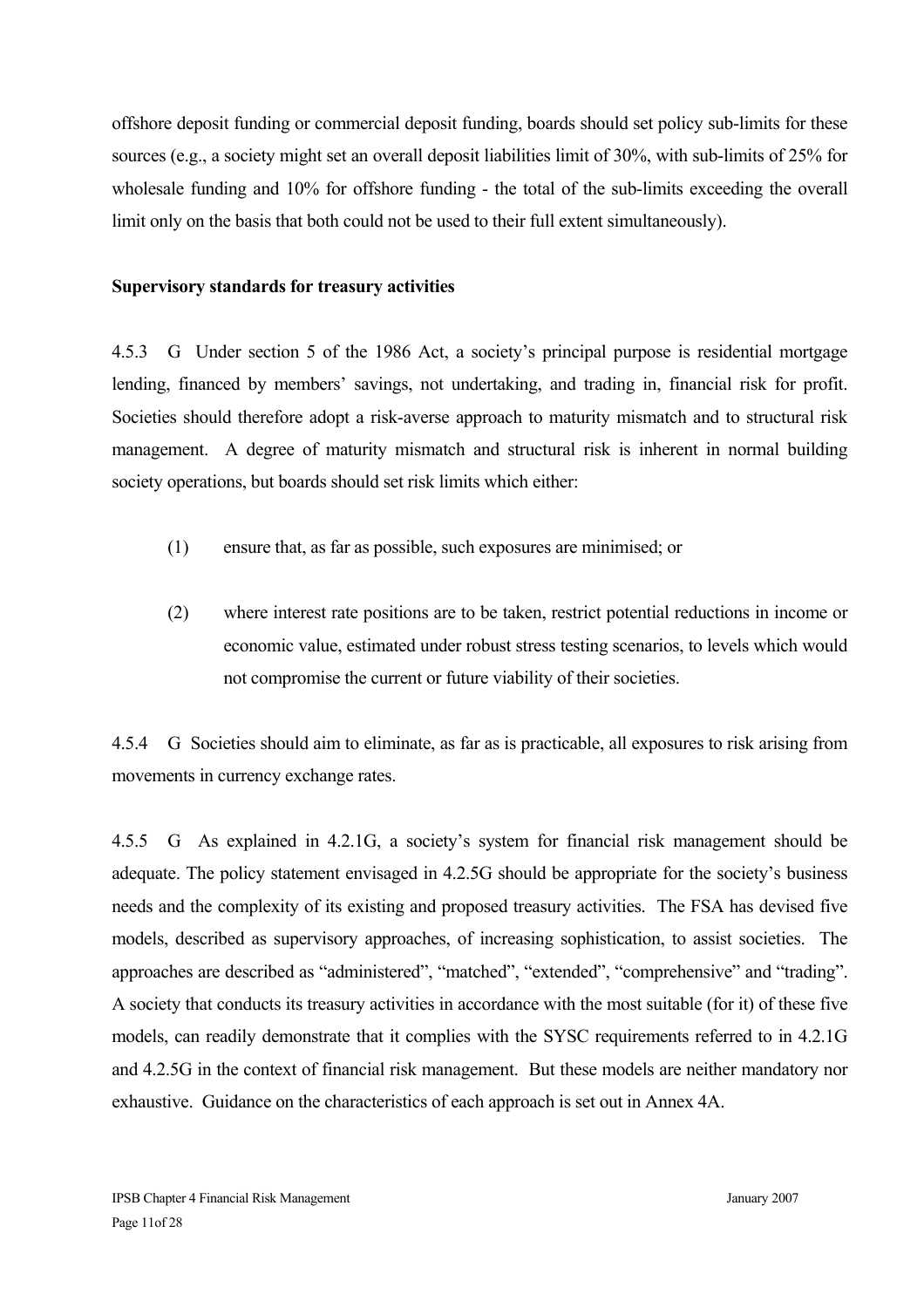offshore deposit funding or commercial deposit funding, boards should set policy sub-limits for these sources (e.g., a society might set an overall deposit liabilities limit of 30%, with sub-limits of 25% for wholesale funding and 10% for offshore funding - the total of the sub-limits exceeding the overall limit only on the basis that both could not be used to their full extent simultaneously).

**Supervisory standards for treasury activities**

4.5.3 G Under section 5 of the 1986 Act, a society's principal purpose is residential mortgage lending, financed by members' savings, not undertaking, and trading in, financial risk for profit. Societies should therefore adopt a risk-averse approach to maturity mismatch and to structural risk management. A degree of maturity mismatch and structural risk is inherent in normal building society operations, but boards should set risk limits which either:

(1) ensure that, as far as possible, such exposures are minimised; or

(2) where interest rate positions are to be taken, restrict potential reductions in income or economic value, estimated under robust stress testing scenarios, to levels which would not compromise the current or future viability of their societies.

4.5.4 G Societies should aim to eliminate, as far as is practicable, all exposures to risk arising from movements in currency exchange rates.

4.5.5 G As explained in 4.2.1G, a society's system for financial risk management should be adequate. The policy statement envisaged in 4.2.5G should be appropriate for the society's business needs and the complexity of its existing and proposed treasury activities. The FSA has devised five models, described as supervisory approaches, of increasing sophistication, to assist societies. The approaches are described as "administered", "matched", "extended", "comprehensive" and "trading". A society that conducts its treasury activities in accordance with the most suitable (for it) of these five models, can readily demonstrate that it complies with the SYSC requirements referred to in 4.2.1G and 4.2.5G in the context of financial risk management. But these models are neither mandatory nor exhaustive. Guidance on the characteristics of each approach is set out in Annex 4A.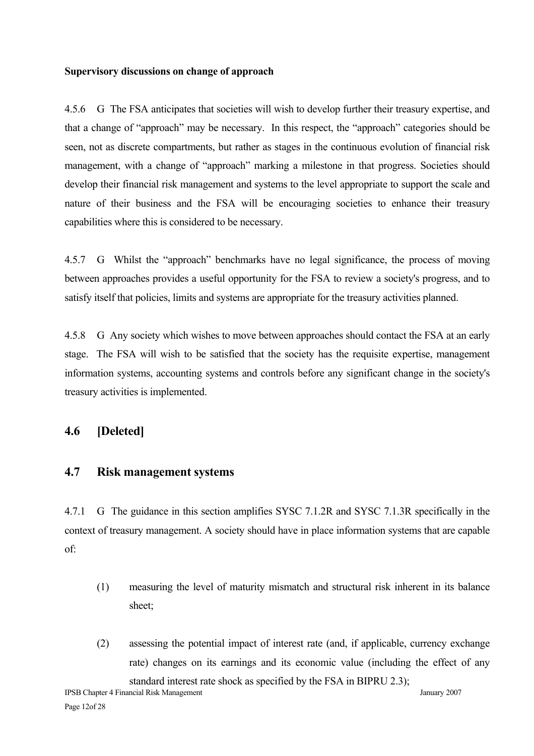**Supervisory discussions on change of approach**

4.5.6 G The FSA anticipates that societies will wish to develop further their treasury expertise, and that a change of "approach" may be necessary. In this respect, the "approach" categories should be seen, not as discrete compartments, but rather as stages in the continuous evolution of financial risk management, with a change of "approach" marking a milestone in that progress. Societies should develop their financial risk management and systems to the level appropriate to support the scale and nature of their business and the FSA will be encouraging societies to enhance their treasury capabilities where this is considered to be necessary.

4.5.7 G Whilst the "approach" benchmarks have no legal significance, the process of moving between approaches provides a useful opportunity for the FSA to review a society's progress, and to satisfy itself that policies, limits and systems are appropriate for the treasury activities planned.

4.5.8 G Any society which wishes to move between approaches should contact the FSA at an early stage. The FSA will wish to be satisfied that the society has the requisite expertise, management information systems, accounting systems and controls before any significant change in the society's treasury activities is implemented.

## 4.6 [Deleted]

## 4.7 Risk management systems

4.7.1 G The guidance in this section amplifies SYSC 7.1.2R and SYSC 7.1.3R specifically in the context of treasury management. A society should have in place information systems that are capable of:

(1) measuring the level of maturity mismatch and structural risk inherent in its balance sheet;

(2) assessing the potential impact of interest rate (and, if applicable, currency exchange rate) changes on its earnings and its economic value (including the effect of any standard interest rate shock as specified by the FSA in BIPRU 2.3);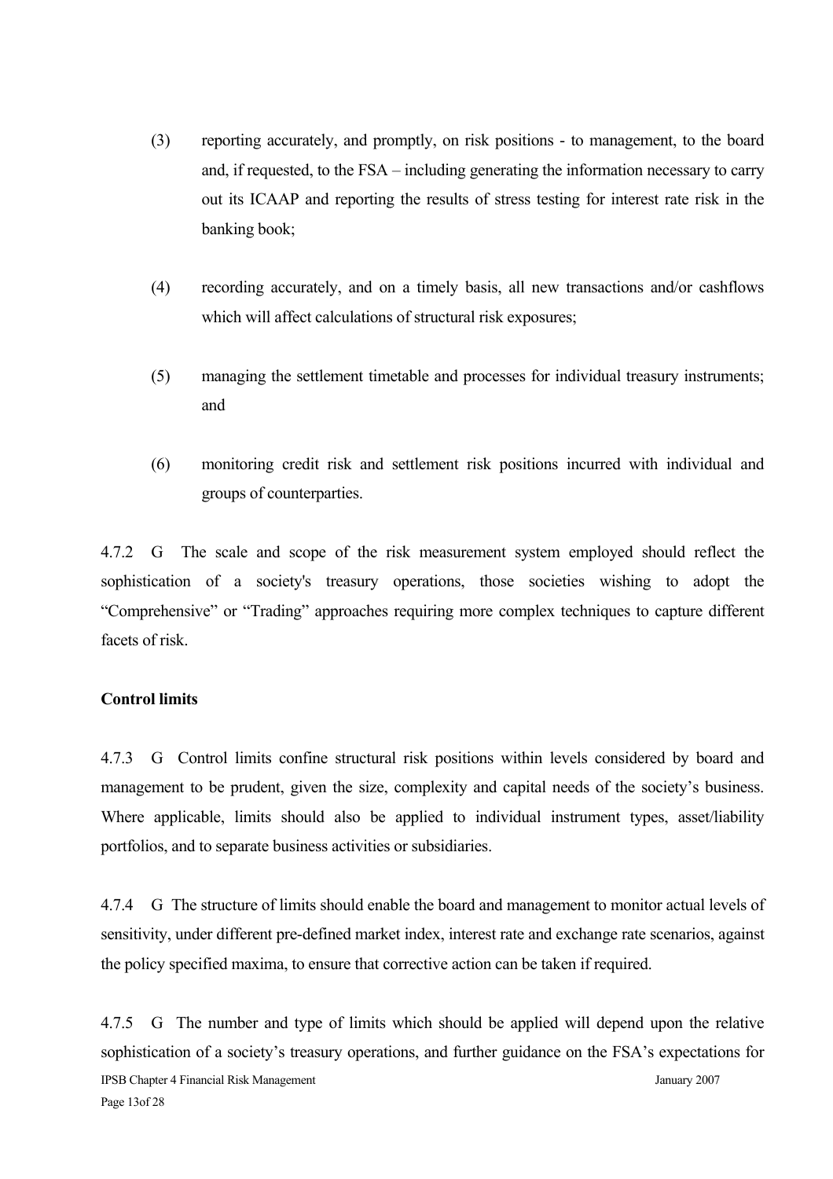(3) reporting accurately, and promptly, on risk positions - to management, to the board and, if requested, to the FSA – including generating the information necessary to carry out its ICAAP and reporting the results of stress testing for interest rate risk in the banking book;

(4) recording accurately, and on a timely basis, all new transactions and/or cashflows which will affect calculations of structural risk exposures;

(5) managing the settlement timetable and processes for individual treasury instruments; and

(6) monitoring credit risk and settlement risk positions incurred with individual and groups of counterparties.

4.7.2 G The scale and scope of the risk measurement system employed should reflect the sophistication of a society's treasury operations, those societies wishing to adopt the "Comprehensive" or "Trading" approaches requiring more complex techniques to capture different facets of risk.

**Control limits**

4.7.3 G Control limits confine structural risk positions within levels considered by board and management to be prudent, given the size, complexity and capital needs of the society's business. Where applicable, limits should also be applied to individual instrument types, asset/liability portfolios, and to separate business activities or subsidiaries.

4.7.4 G The structure of limits should enable the board and management to monitor actual levels of sensitivity, under different pre-defined market index, interest rate and exchange rate scenarios, against the policy specified maxima, to ensure that corrective action can be taken if required.

4.7.5 G The number and type of limits which should be applied will depend upon the relative sophistication of a society's treasury operations, and further guidance on the FSA's expectations for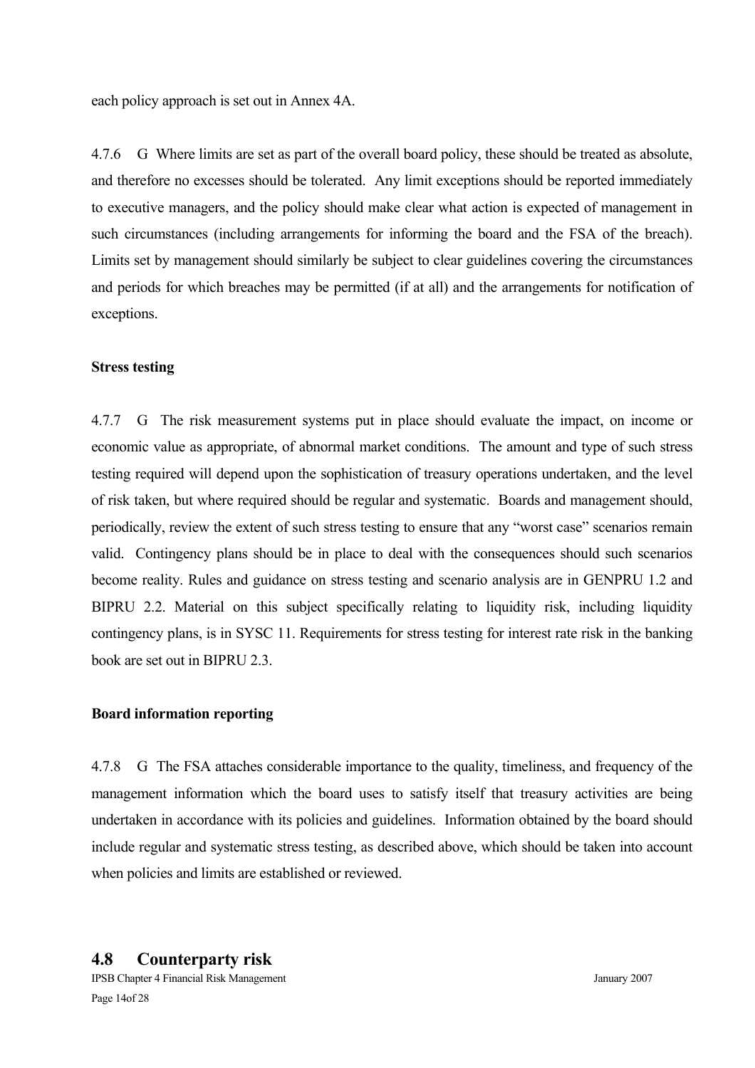each policy approach is set out in Annex 4A.

4.7.6 G Where limits are set as part of the overall board policy, these should be treated as absolute, and therefore no excesses should be tolerated. Any limit exceptions should be reported immediately to executive managers, and the policy should make clear what action is expected of management in such circumstances (including arrangements for informing the board and the FSA of the breach). Limits set by management should similarly be subject to clear guidelines covering the circumstances and periods for which breaches may be permitted (if at all) and the arrangements for notification of exceptions.

**Stress testing**

4.7.7 G The risk measurement systems put in place should evaluate the impact, on income or economic value as appropriate, of abnormal market conditions. The amount and type of such stress testing required will depend upon the sophistication of treasury operations undertaken, and the level of risk taken, but where required should be regular and systematic. Boards and management should, periodically, review the extent of such stress testing to ensure that any "worst case" scenarios remain valid. Contingency plans should be in place to deal with the consequences should such scenarios become reality. Rules and guidance on stress testing and scenario analysis are in GENPRU 1.2 and BIPRU 2.2. Material on this subject specifically relating to liquidity risk, including liquidity contingency plans, is in SYSC 11. Requirements for stress testing for interest rate risk in the banking book are set out in BIPRU 2.3.

**Board information reporting**

4.7.8 G The FSA attaches considerable importance to the quality, timeliness, and frequency of the management information which the board uses to satisfy itself that treasury activities are being undertaken in accordance with its policies and guidelines. Information obtained by the board should include regular and systematic stress testing, as described above, which should be taken into account when policies and limits are established or reviewed.

## 4.8 Counterparty risk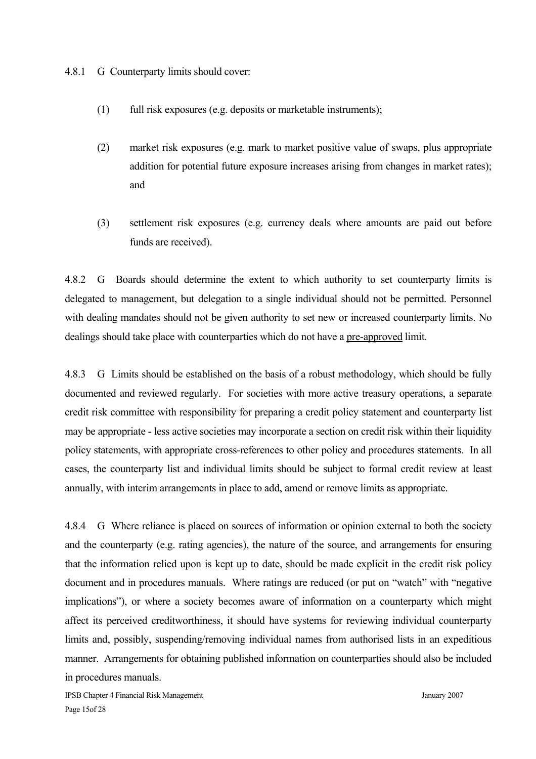4.8.1 G Counterparty limits should cover:

(1) full risk exposures (e.g. deposits or marketable instruments);

(2) market risk exposures (e.g. mark to market positive value of swaps, plus appropriate addition for potential future exposure increases arising from changes in market rates); and

(3) settlement risk exposures (e.g. currency deals where amounts are paid out before funds are received).

4.8.2 G Boards should determine the extent to which authority to set counterparty limits is delegated to management, but delegation to a single individual should not be permitted. Personnel with dealing mandates should not be given authority to set new or increased counterparty limits. No dealings should take place with counterparties which do not have a <u>pre-approved</u> limit.

4.8.3 G Limits should be established on the basis of a robust methodology, which should be fully documented and reviewed regularly. For societies with more active treasury operations, a separate credit risk committee with responsibility for preparing a credit policy statement and counterparty list may be appropriate - less active societies may incorporate a section on credit risk within their liquidity policy statements, with appropriate cross-references to other policy and procedures statements. In all cases, the counterparty list and individual limits should be subject to formal credit review at least annually, with interim arrangements in place to add, amend or remove limits as appropriate.

4.8.4 G Where reliance is placed on sources of information or opinion external to both the society and the counterparty (e.g. rating agencies), the nature of the source, and arrangements for ensuring that the information relied upon is kept up to date, should be made explicit in the credit risk policy document and in procedures manuals. Where ratings are reduced (or put on "watch" with "negative implications"), or where a society becomes aware of information on a counterparty which might affect its perceived creditworthiness, it should have systems for reviewing individual counterparty limits and, possibly, suspending/removing individual names from authorised lists in an expeditious manner. Arrangements for obtaining published information on counterparties should also be included in procedures manuals.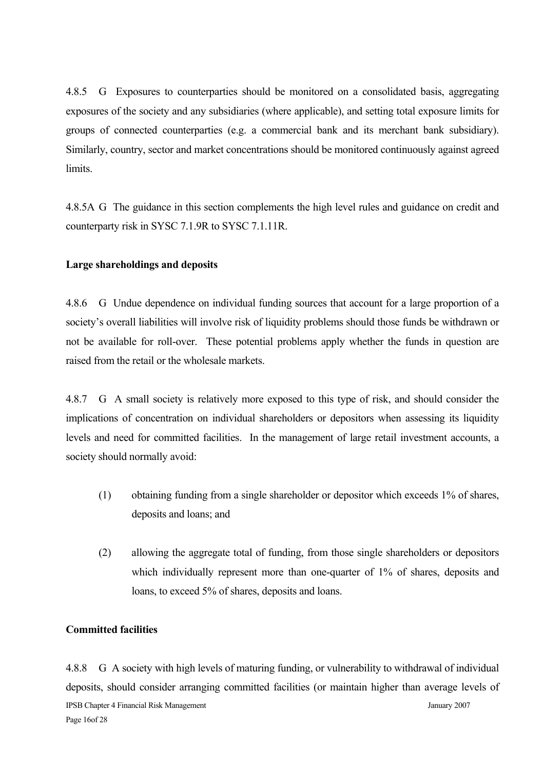4.8.5 G Exposures to counterparties should be monitored on a consolidated basis, aggregating exposures of the society and any subsidiaries (where applicable), and setting total exposure limits for groups of connected counterparties (e.g. a commercial bank and its merchant bank subsidiary). Similarly, country, sector and market concentrations should be monitored continuously against agreed limits.

4.8.5A G The guidance in this section complements the high level rules and guidance on credit and counterparty risk in SYSC 7.1.9R to SYSC 7.1.11R.

**Large shareholdings and deposits**

4.8.6 G Undue dependence on individual funding sources that account for a large proportion of a society's overall liabilities will involve risk of liquidity problems should those funds be withdrawn or not be available for roll-over. These potential problems apply whether the funds in question are raised from the retail or the wholesale markets.

4.8.7 G A small society is relatively more exposed to this type of risk, and should consider the implications of concentration on individual shareholders or depositors when assessing its liquidity levels and need for committed facilities. In the management of large retail investment accounts, a society should normally avoid:

(1) obtaining funding from a single shareholder or depositor which exceeds 1% of shares, deposits and loans; and

(2) allowing the aggregate total of funding, from those single shareholders or depositors which individually represent more than one-quarter of 1% of shares, deposits and loans, to exceed 5% of shares, deposits and loans.

**Committed facilities**

4.8.8 G A society with high levels of maturing funding, or vulnerability to withdrawal of individual deposits, should consider arranging committed facilities (or maintain higher than average levels of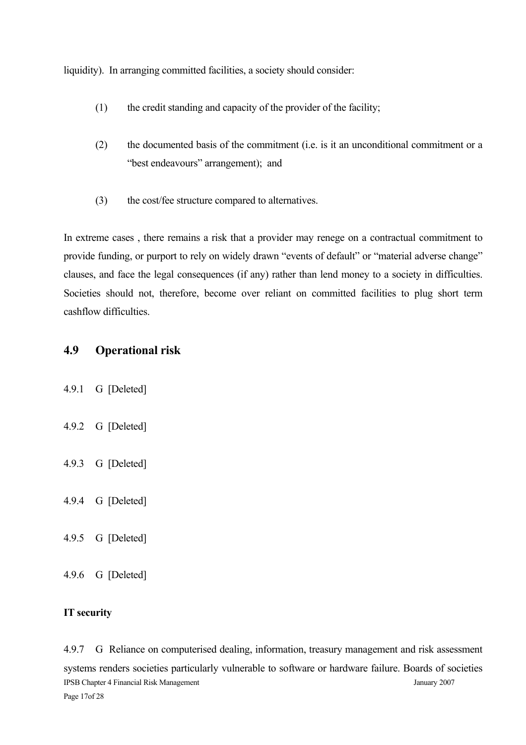liquidity). In arranging committed facilities, a society should consider:

(1) the credit standing and capacity of the provider of the facility;

(2) the documented basis of the commitment (i.e. is it an unconditional commitment or a "best endeavours" arrangement); and

(3) the cost/fee structure compared to alternatives.

In extreme cases , there remains a risk that a provider may renege on a contractual commitment to provide funding, or purport to rely on widely drawn "events of default" or "material adverse change" clauses, and face the legal consequences (if any) rather than lend money to a society in difficulties. Societies should not, therefore, become over reliant on committed facilities to plug short term cashflow difficulties.

## 4.9 Operational risk

4.9.1 G [Deleted]

4.9.2 G [Deleted]

4.9.3 G [Deleted]

4.9.4 G [Deleted]

4.9.5 G [Deleted]

4.9.6 G [Deleted]

**IT security**

4.9.7 G Reliance on computerised dealing, information, treasury management and risk assessment systems renders societies particularly vulnerable to software or hardware failure. Boards of societies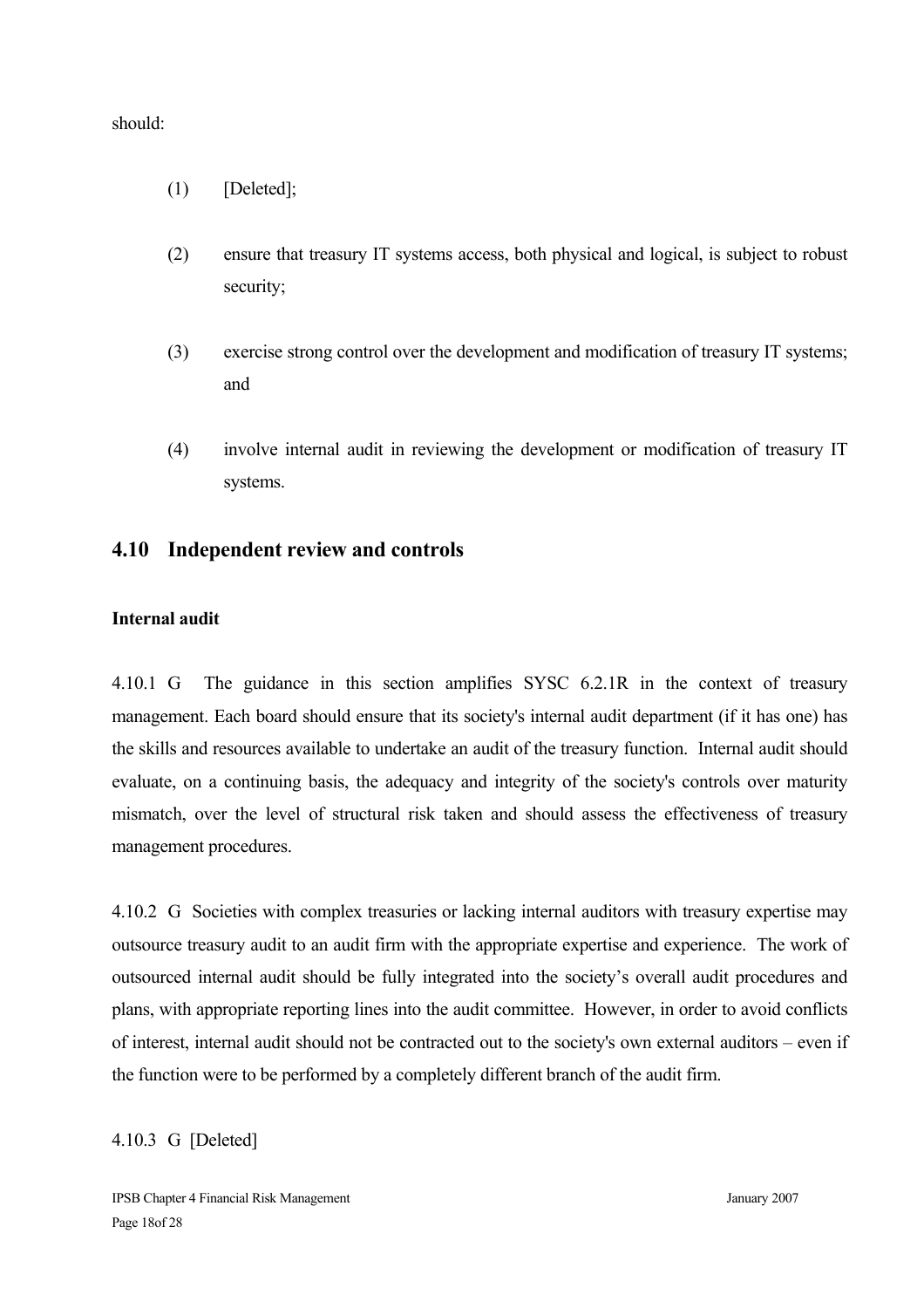should:

(1) [Deleted];

(2) ensure that treasury IT systems access, both physical and logical, is subject to robust security;

(3) exercise strong control over the development and modification of treasury IT systems; and

(4) involve internal audit in reviewing the development or modification of treasury IT systems.

## 4.10 Independent review and controls

**Internal audit**

4.10.1 G The guidance in this section amplifies SYSC 6.2.1R in the context of treasury management. Each board should ensure that its society's internal audit department (if it has one) has the skills and resources available to undertake an audit of the treasury function. Internal audit should evaluate, on a continuing basis, the adequacy and integrity of the society's controls over maturity mismatch, over the level of structural risk taken and should assess the effectiveness of treasury management procedures.

4.10.2 G Societies with complex treasuries or lacking internal auditors with treasury expertise may outsource treasury audit to an audit firm with the appropriate expertise and experience. The work of outsourced internal audit should be fully integrated into the society's overall audit procedures and plans, with appropriate reporting lines into the audit committee. However, in order to avoid conflicts of interest, internal audit should not be contracted out to the society's own external auditors – even if the function were to be performed by a completely different branch of the audit firm.

4.10.3 G [Deleted]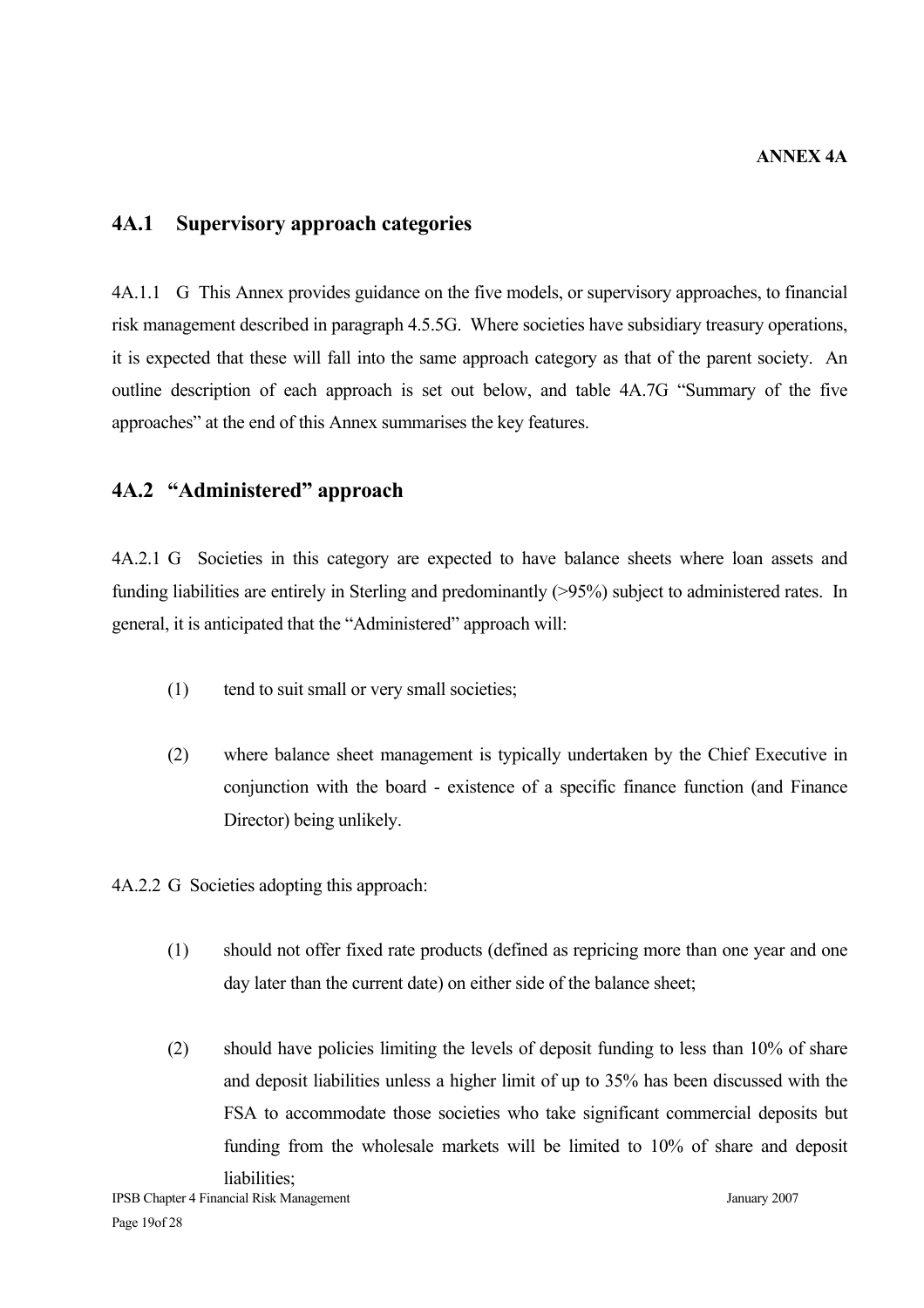**ANNEX 4A**

## 4A.1 Supervisory approach categories

4A.1.1 G This Annex provides guidance on the five models, or supervisory approaches, to financial risk management described in paragraph 4.5.5G. Where societies have subsidiary treasury operations, it is expected that these will fall into the same approach category as that of the parent society. An outline description of each approach is set out below, and table 4A.7G "Summary of the five approaches" at the end of this Annex summarises the key features.

## 4A.2 "Administered" approach

4A.2.1 G Societies in this category are expected to have balance sheets where loan assets and funding liabilities are entirely in Sterling and predominantly (>95%) subject to administered rates. In general, it is anticipated that the "Administered" approach will:

(1) tend to suit small or very small societies;

(2) where balance sheet management is typically undertaken by the Chief Executive in conjunction with the board - existence of a specific finance function (and Finance Director) being unlikely.

4A.2.2 G Societies adopting this approach:

(1) should not offer fixed rate products (defined as repricing more than one year and one day later than the current date) on either side of the balance sheet;

(2) should have policies limiting the levels of deposit funding to less than 10% of share and deposit liabilities unless a higher limit of up to 35% has been discussed with the FSA to accommodate those societies who take significant commercial deposits but funding from the wholesale markets will be limited to 10% of share and deposit liabilities;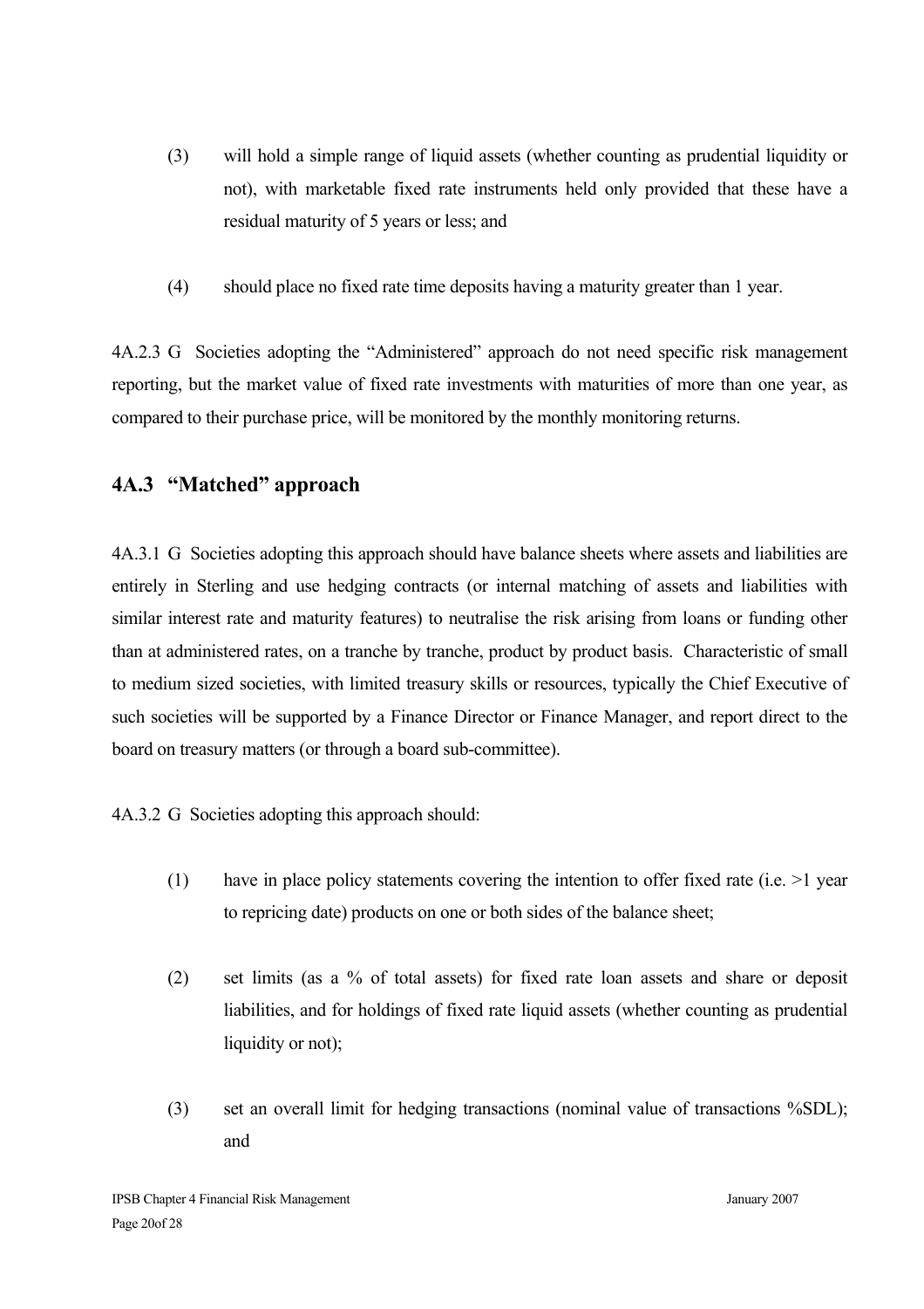(3) will hold a simple range of liquid assets (whether counting as prudential liquidity or not), with marketable fixed rate instruments held only provided that these have a residual maturity of 5 years or less; and

(4) should place no fixed rate time deposits having a maturity greater than 1 year.

4A.2.3 G Societies adopting the "Administered" approach do not need specific risk management reporting, but the market value of fixed rate investments with maturities of more than one year, as compared to their purchase price, will be monitored by the monthly monitoring returns.

## 4A.3 "Matched" approach

4A.3.1 G Societies adopting this approach should have balance sheets where assets and liabilities are entirely in Sterling and use hedging contracts (or internal matching of assets and liabilities with similar interest rate and maturity features) to neutralise the risk arising from loans or funding other than at administered rates, on a tranche by tranche, product by product basis. Characteristic of small to medium sized societies, with limited treasury skills or resources, typically the Chief Executive of such societies will be supported by a Finance Director or Finance Manager, and report direct to the board on treasury matters (or through a board sub-committee).

4A.3.2 G Societies adopting this approach should:

(1) have in place policy statements covering the intention to offer fixed rate (i.e. >1 year to repricing date) products on one or both sides of the balance sheet;

(2) set limits (as a % of total assets) for fixed rate loan assets and share or deposit liabilities, and for holdings of fixed rate liquid assets (whether counting as prudential liquidity or not);

(3) set an overall limit for hedging transactions (nominal value of transactions %SDL); and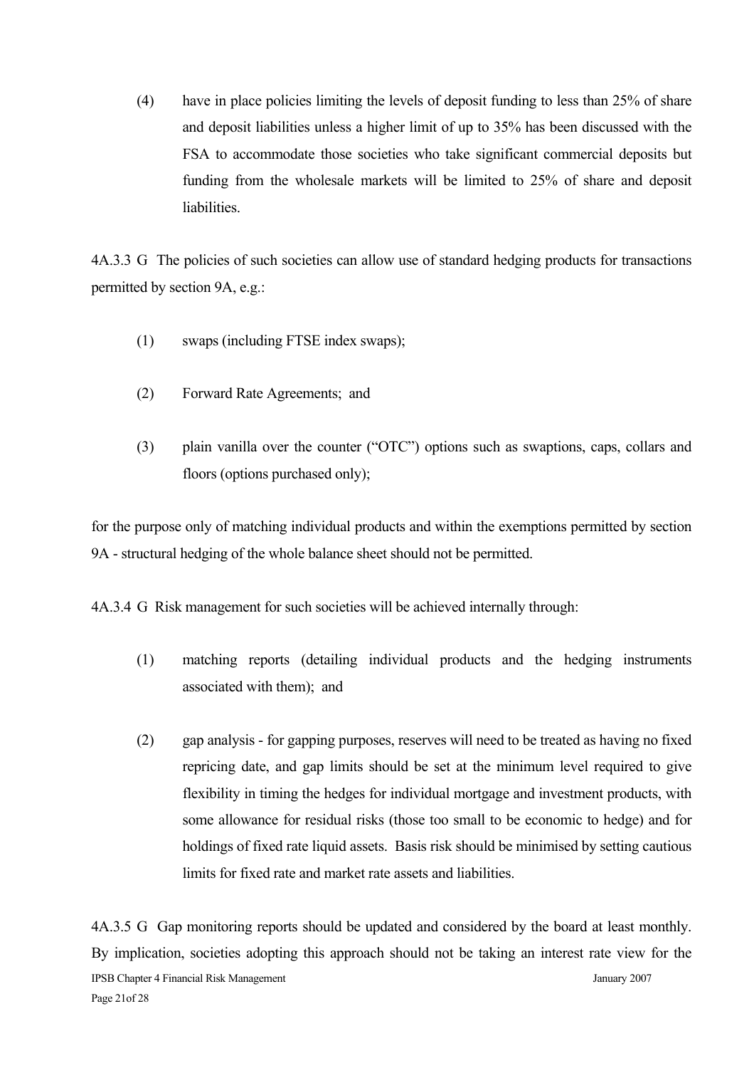(4) have in place policies limiting the levels of deposit funding to less than 25% of share and deposit liabilities unless a higher limit of up to 35% has been discussed with the FSA to accommodate those societies who take significant commercial deposits but funding from the wholesale markets will be limited to 25% of share and deposit liabilities.

4A.3.3 G The policies of such societies can allow use of standard hedging products for transactions permitted by section 9A, e.g.:

(1) swaps (including FTSE index swaps);

(2) Forward Rate Agreements; and

(3) plain vanilla over the counter ("OTC") options such as swaptions, caps, collars and floors (options purchased only);

for the purpose only of matching individual products and within the exemptions permitted by section 9A - structural hedging of the whole balance sheet should not be permitted.

4A.3.4 G Risk management for such societies will be achieved internally through:

(1) matching reports (detailing individual products and the hedging instruments associated with them); and

(2) gap analysis - for gapping purposes, reserves will need to be treated as having no fixed repricing date, and gap limits should be set at the minimum level required to give flexibility in timing the hedges for individual mortgage and investment products, with some allowance for residual risks (those too small to be economic to hedge) and for holdings of fixed rate liquid assets. Basis risk should be minimised by setting cautious limits for fixed rate and market rate assets and liabilities.

4A.3.5 G Gap monitoring reports should be updated and considered by the board at least monthly. By implication, societies adopting this approach should not be taking an interest rate view for the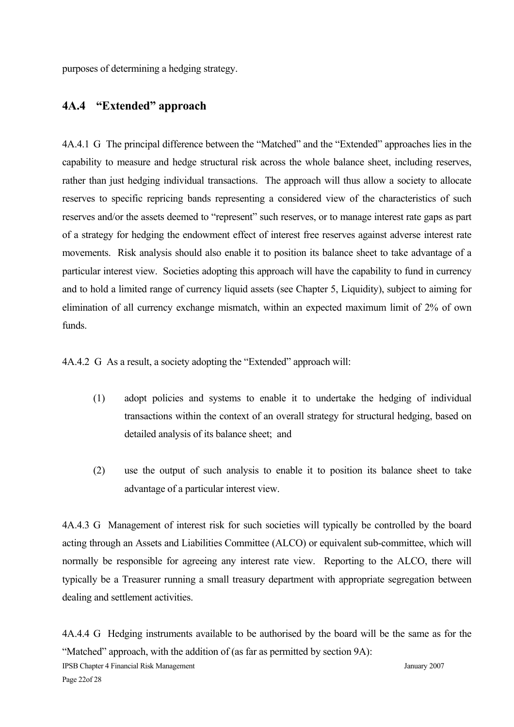purposes of determining a hedging strategy.

## 4A.4 "Extended" approach

4A.4.1 G The principal difference between the "Matched" and the "Extended" approaches lies in the capability to measure and hedge structural risk across the whole balance sheet, including reserves, rather than just hedging individual transactions. The approach will thus allow a society to allocate reserves to specific repricing bands representing a considered view of the characteristics of such reserves and/or the assets deemed to "represent" such reserves, or to manage interest rate gaps as part of a strategy for hedging the endowment effect of interest free reserves against adverse interest rate movements. Risk analysis should also enable it to position its balance sheet to take advantage of a particular interest view. Societies adopting this approach will have the capability to fund in currency and to hold a limited range of currency liquid assets (see Chapter 5, Liquidity), subject to aiming for elimination of all currency exchange mismatch, within an expected maximum limit of 2% of own funds.

4A.4.2 G As a result, a society adopting the "Extended" approach will:

(1) adopt policies and systems to enable it to undertake the hedging of individual transactions within the context of an overall strategy for structural hedging, based on detailed analysis of its balance sheet; and

(2) use the output of such analysis to enable it to position its balance sheet to take advantage of a particular interest view.

4A.4.3 G Management of interest risk for such societies will typically be controlled by the board acting through an Assets and Liabilities Committee (ALCO) or equivalent sub-committee, which will normally be responsible for agreeing any interest rate view. Reporting to the ALCO, there will typically be a Treasurer running a small treasury department with appropriate segregation between dealing and settlement activities.

4A.4.4 G Hedging instruments available to be authorised by the board will be the same as for the "Matched" approach, with the addition of (as far as permitted by section 9A):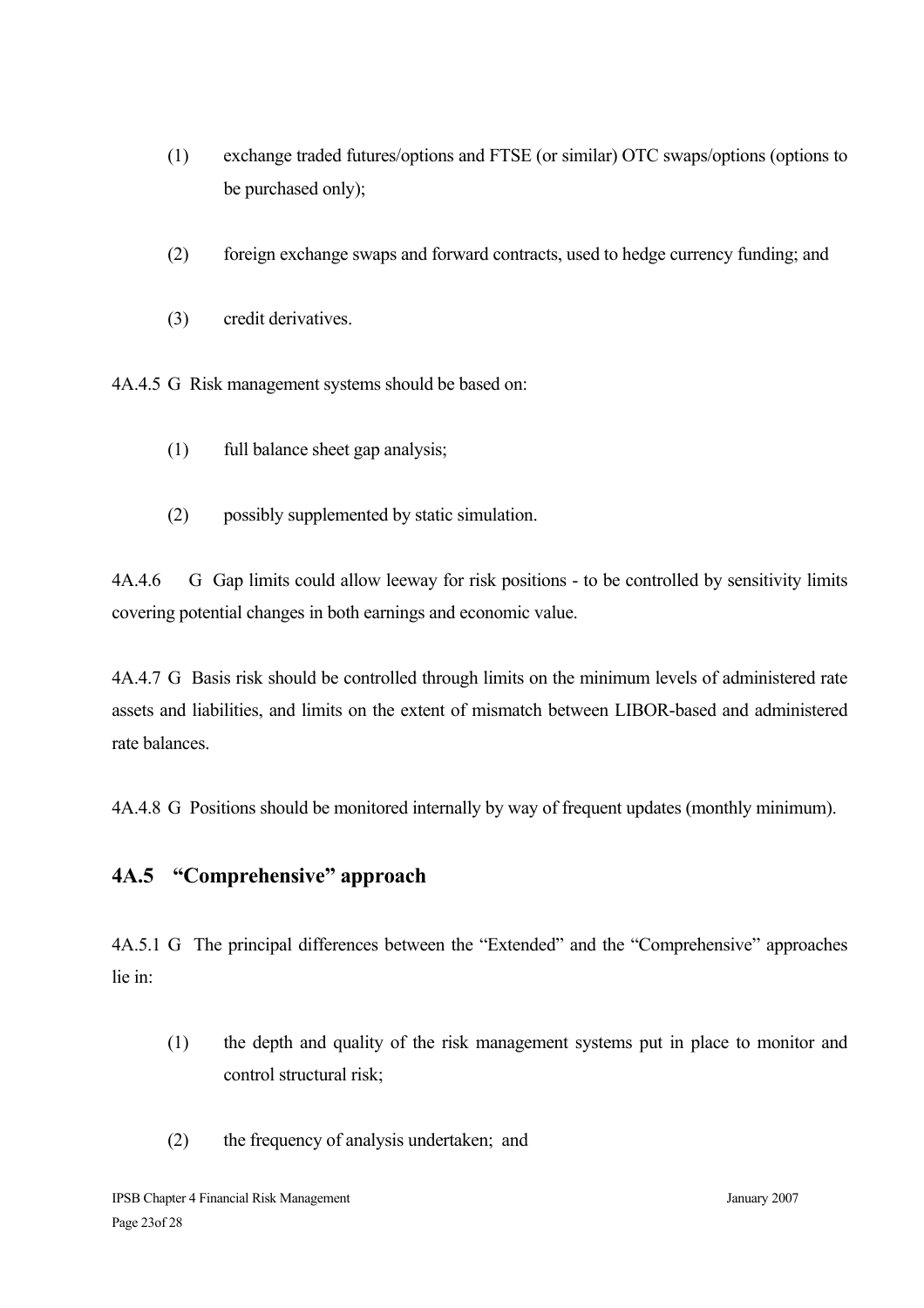(1) exchange traded futures/options and FTSE (or similar) OTC swaps/options (options to be purchased only);

(2) foreign exchange swaps and forward contracts, used to hedge currency funding; and

(3) credit derivatives.

4A.4.5 G Risk management systems should be based on:

(1) full balance sheet gap analysis;

(2) possibly supplemented by static simulation.

4A.4.6 G Gap limits could allow leeway for risk positions - to be controlled by sensitivity limits covering potential changes in both earnings and economic value.

4A.4.7 G Basis risk should be controlled through limits on the minimum levels of administered rate assets and liabilities, and limits on the extent of mismatch between LIBOR-based and administered rate balances.

4A.4.8 G Positions should be monitored internally by way of frequent updates (monthly minimum).

## 4A.5 "Comprehensive" approach

4A.5.1 G The principal differences between the "Extended" and the "Comprehensive" approaches lie in:

(1) the depth and quality of the risk management systems put in place to monitor and control structural risk;

(2) the frequency of analysis undertaken; and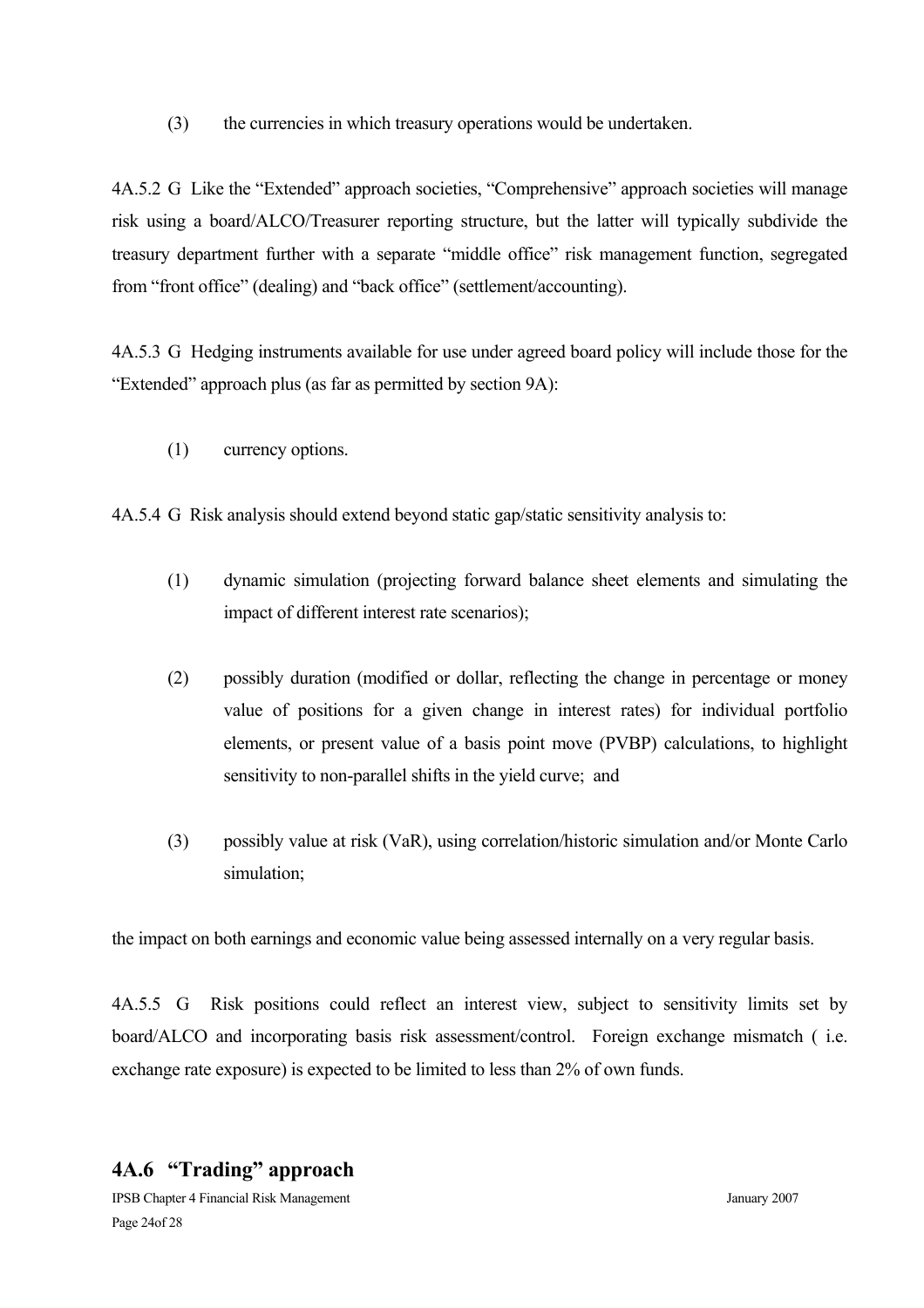(3) the currencies in which treasury operations would be undertaken.

4A.5.2 G Like the "Extended" approach societies, "Comprehensive" approach societies will manage risk using a board/ALCO/Treasurer reporting structure, but the latter will typically subdivide the treasury department further with a separate "middle office" risk management function, segregated from "front office" (dealing) and "back office" (settlement/accounting).

4A.5.3 G Hedging instruments available for use under agreed board policy will include those for the "Extended" approach plus (as far as permitted by section 9A):

(1) currency options.

4A.5.4 G Risk analysis should extend beyond static gap/static sensitivity analysis to:

(1) dynamic simulation (projecting forward balance sheet elements and simulating the impact of different interest rate scenarios);

(2) possibly duration (modified or dollar, reflecting the change in percentage or money value of positions for a given change in interest rates) for individual portfolio elements, or present value of a basis point move (PVBP) calculations, to highlight sensitivity to non-parallel shifts in the yield curve; and

(3) possibly value at risk (VaR), using correlation/historic simulation and/or Monte Carlo simulation;

the impact on both earnings and economic value being assessed internally on a very regular basis.

4A.5.5 G Risk positions could reflect an interest view, subject to sensitivity limits set by board/ALCO and incorporating basis risk assessment/control. Foreign exchange mismatch ( i.e. exchange rate exposure) is expected to be limited to less than 2% of own funds.

## 4A.6 "Trading" approach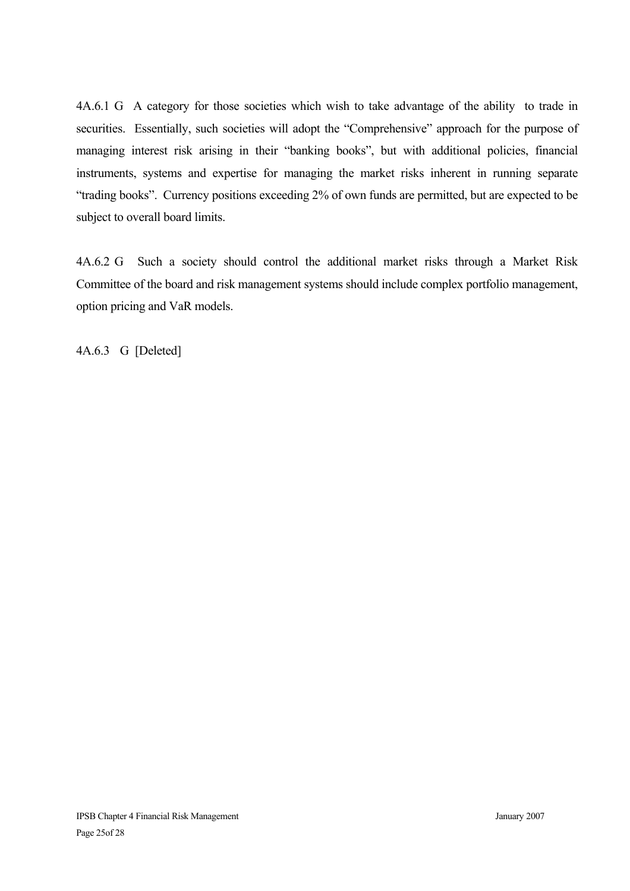4A.6.1 G A category for those societies which wish to take advantage of the ability to trade in securities. Essentially, such societies will adopt the "Comprehensive" approach for the purpose of managing interest risk arising in their "banking books", but with additional policies, financial instruments, systems and expertise for managing the market risks inherent in running separate "trading books". Currency positions exceeding 2% of own funds are permitted, but are expected to be subject to overall board limits.

4A.6.2 G Such a society should control the additional market risks through a Market Risk Committee of the board and risk management systems should include complex portfolio management, option pricing and VaR models.

4A.6.3 G [Deleted]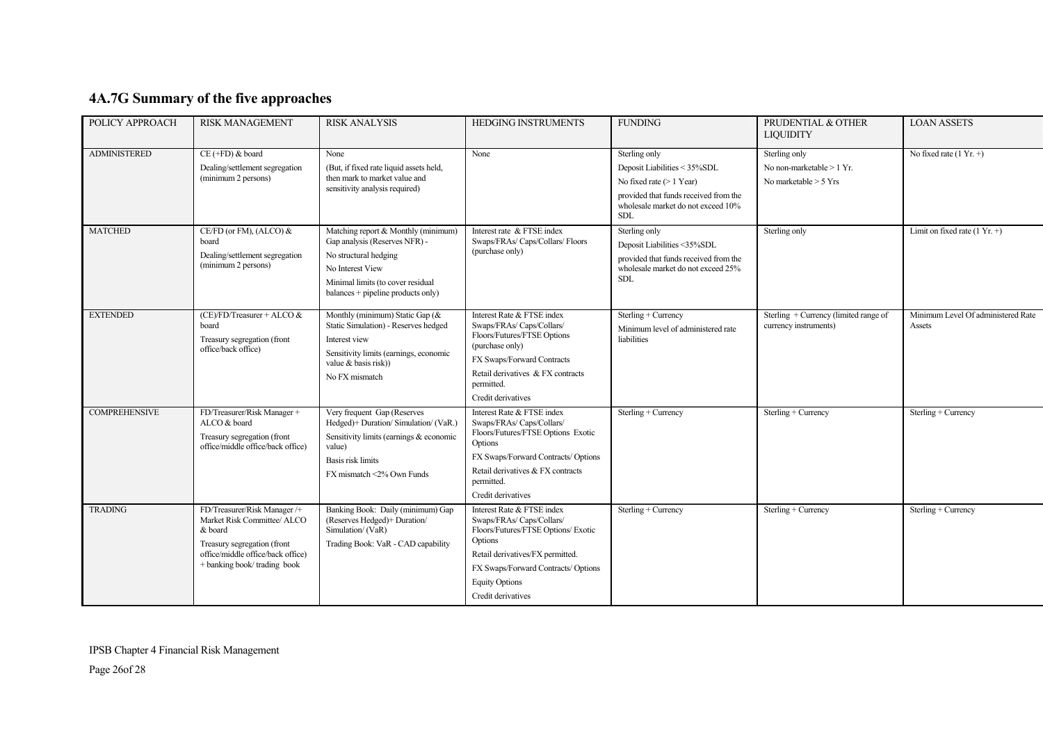## 4A.7G Summary of the five approaches

| POLICY APPROACH | RISK MANAGEMENT | RISK ANALYSIS | HEDGING INSTRUMENTS | FUNDING | PRUDENTIAL & OTHER LIQUIDITY | LOAN ASSETS |
|---|---|---|---|---|---|---|
| ADMINISTERED | CE (+FD) & board<br>Dealing/settlement segregation (minimum 2 persons) | None<br>(But, if fixed rate liquid assets held, then mark to market value and sensitivity analysis required) | None | Sterling only<br>Deposit Liabilities < 35%SDL<br>No fixed rate (> 1 Year)<br>provided that funds received from the wholesale market do not exceed 10% SDL | Sterling only<br>No non-marketable > 1 Yr.<br>No marketable > 5 Yrs | No fixed rate (1 Yr. +) |
| MATCHED | CE/FD (or FM), (ALCO) & board<br>Dealing/settlement segregation (minimum 2 persons) | Matching report & Monthly (minimum) Gap analysis (Reserves NFR) -<br>No structural hedging<br>No Interest View<br>Minimal limits (to cover residual balances + pipeline products only) | Interest rate & FTSE index Swaps/FRAs/ Caps/Collars/ Floors (purchase only) | Sterling only<br>Deposit Liabilities <35%SDL<br>provided that funds received from the wholesale market do not exceed 25% SDL | Sterling only | Limit on fixed rate (1 Yr. +) |
| EXTENDED | (CE)/FD/Treasurer + ALCO & board<br>Treasury segregation (front office/back office) | Monthly (minimum) Static Gap (& Static Simulation) - Reserves hedged<br>Interest view<br>Sensitivity limits (earnings, economic value & basis risk))<br>No FX mismatch | Interest Rate & FTSE index Swaps/FRAs/ Caps/Collars/ Floors/Futures/FTSE Options (purchase only)<br>FX Swaps/Forward Contracts<br>Retail derivatives & FX contracts permitted.<br>Credit derivatives | Sterling + Currency<br>Minimum level of administered rate liabilities | Sterling + Currency (limited range of currency instruments) | Minimum Level Of administered Rate Assets |
| COMPREHENSIVE | FD/Treasurer/Risk Manager + ALCO & board<br>Treasury segregation (front office/middle office/back office) | Very frequent Gap (Reserves Hedged)+ Duration/ Simulation/ (VaR.)<br>Sensitivity limits (earnings & economic value)<br>Basis risk limits<br>FX mismatch <2% Own Funds | Interest Rate & FTSE index Swaps/FRAs/ Caps/Collars/ Floors/Futures/FTSE Options Exotic Options<br>FX Swaps/Forward Contracts/ Options<br>Retail derivatives & FX contracts permitted.<br>Credit derivatives | Sterling + Currency | Sterling + Currency | Sterling + Currency |
| TRADING | FD/Treasurer/Risk Manager /+ Market Risk Committee/ ALCO & board<br>Treasury segregation (front office/middle office/back office) + banking book/ trading book | Banking Book: Daily (minimum) Gap (Reserves Hedged)+ Duration/ Simulation/ (VaR)<br>Trading Book: VaR - CAD capability | Interest Rate & FTSE index Swaps/FRAs/ Caps/Collars/ Floors/Futures/FTSE Options/ Exotic Options<br>Retail derivatives/FX permitted.<br>FX Swaps/Forward Contracts/ Options<br>Equity Options<br>Credit derivatives | Sterling + Currency | Sterling + Currency | Sterling + Currency |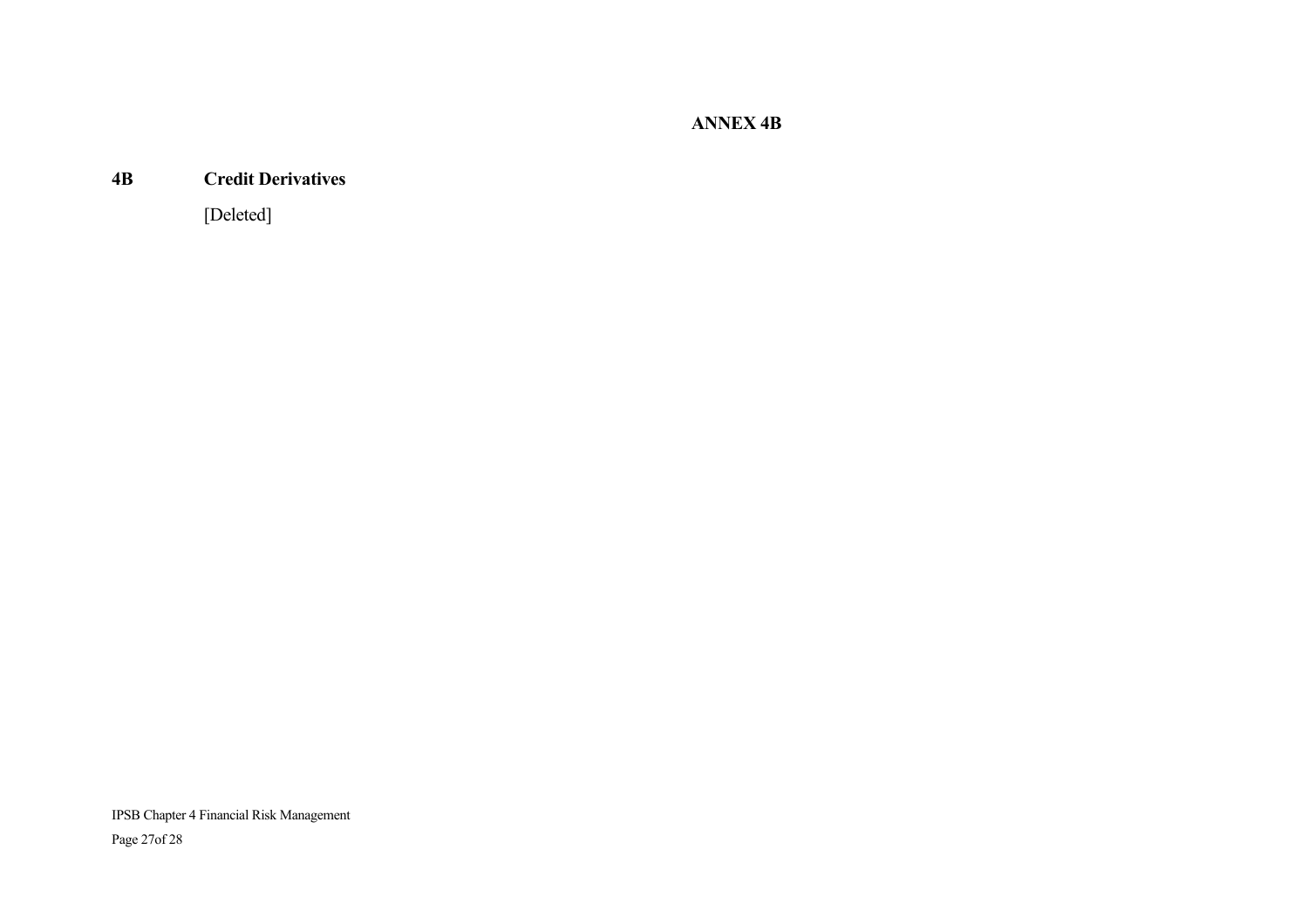**ANNEX 4B**

## 4B Credit Derivatives

[Deleted]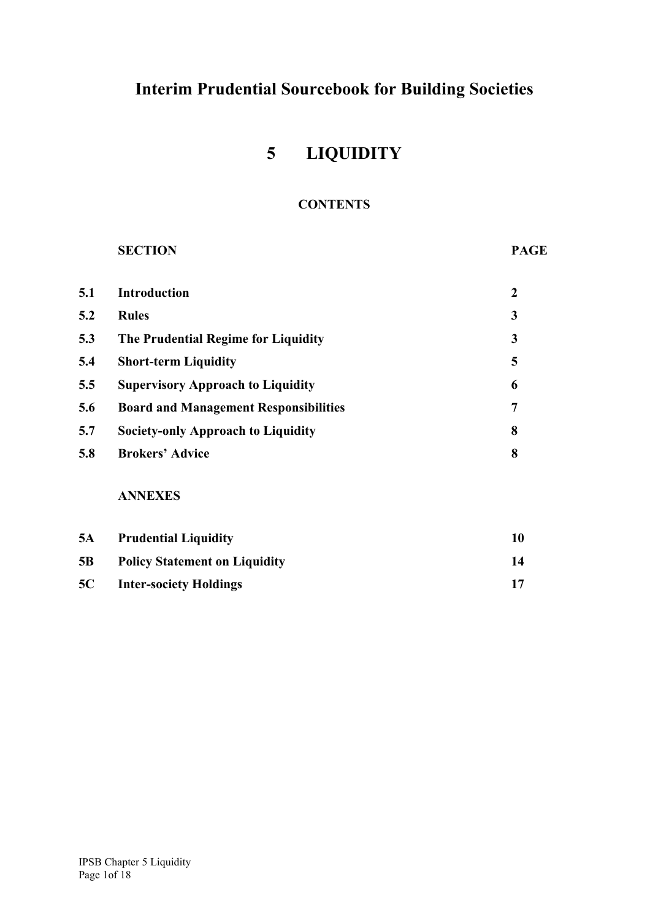# Interim Prudential Sourcebook for Building Societies

## 5 LIQUIDITY

### CONTENTS

| | SECTION | PAGE |
|---|---|---|
| 5.1 | Introduction | 2 |
| 5.2 | Rules | 3 |
| 5.3 | The Prudential Regime for Liquidity | 3 |
| 5.4 | Short-term Liquidity | 5 |
| 5.5 | Supervisory Approach to Liquidity | 6 |
| 5.6 | Board and Management Responsibilities | 7 |
| 5.7 | Society-only Approach to Liquidity | 8 |
| 5.8 | Brokers' Advice | 8 |

| | ANNEXES | |
|---|---|---|
| 5A | Prudential Liquidity | 10 |
| 5B | Policy Statement on Liquidity | 14 |
| 5C | Inter-society Holdings | 17 |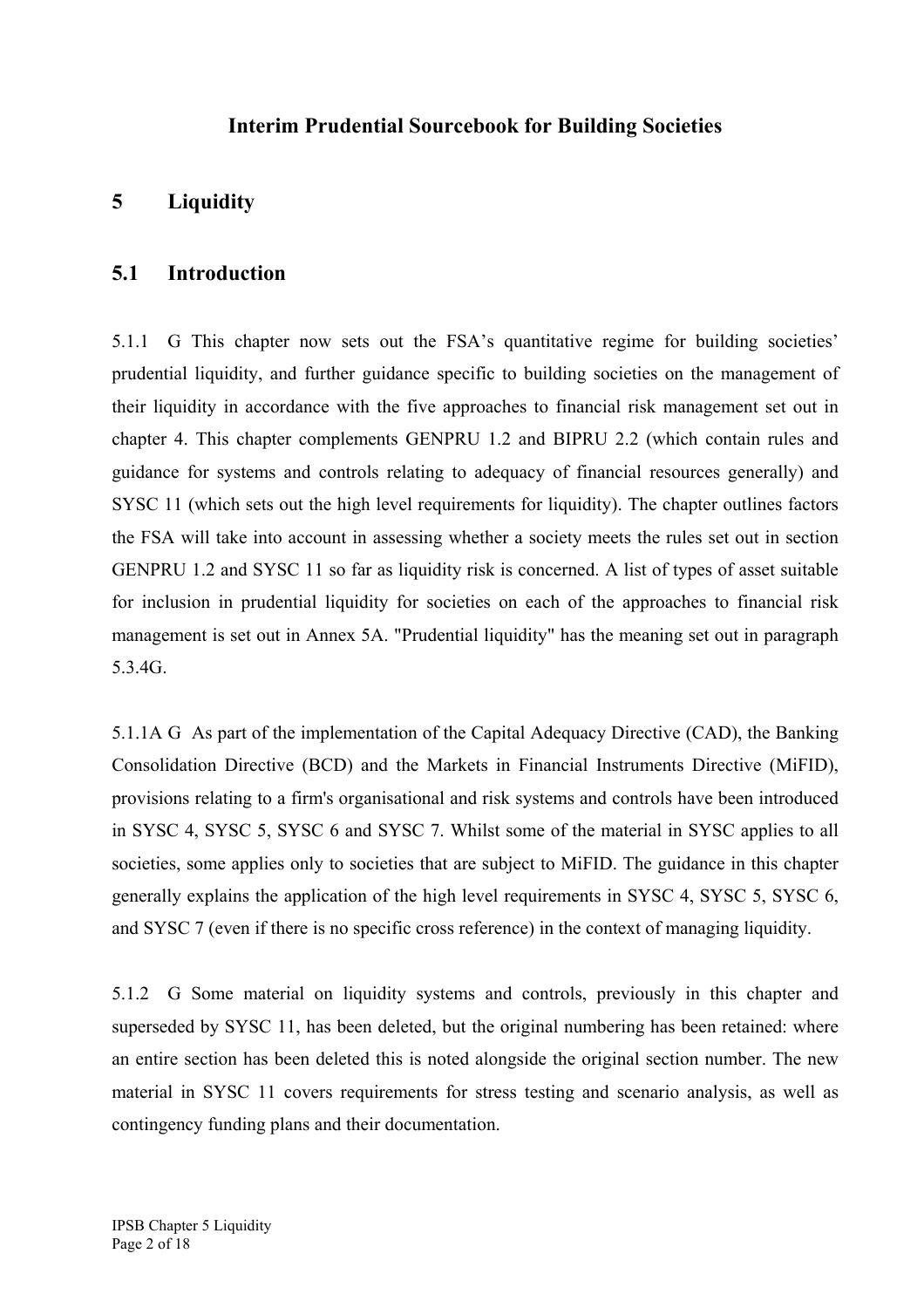# Interim Prudential Sourcebook for Building Societies

## 5 Liquidity

## 5.1 Introduction

5.1.1 G This chapter now sets out the FSA's quantitative regime for building societies' prudential liquidity, and further guidance specific to building societies on the management of their liquidity in accordance with the five approaches to financial risk management set out in chapter 4. This chapter complements GENPRU 1.2 and BIPRU 2.2 (which contain rules and guidance for systems and controls relating to adequacy of financial resources generally) and SYSC 11 (which sets out the high level requirements for liquidity). The chapter outlines factors the FSA will take into account in assessing whether a society meets the rules set out in section GENPRU 1.2 and SYSC 11 so far as liquidity risk is concerned. A list of types of asset suitable for inclusion in prudential liquidity for societies on each of the approaches to financial risk management is set out in Annex 5A. "Prudential liquidity" has the meaning set out in paragraph 5.3.4G.

5.1.1A G As part of the implementation of the Capital Adequacy Directive (CAD), the Banking Consolidation Directive (BCD) and the Markets in Financial Instruments Directive (MiFID), provisions relating to a firm's organisational and risk systems and controls have been introduced in SYSC 4, SYSC 5, SYSC 6 and SYSC 7. Whilst some of the material in SYSC applies to all societies, some applies only to societies that are subject to MiFID. The guidance in this chapter generally explains the application of the high level requirements in SYSC 4, SYSC 5, SYSC 6, and SYSC 7 (even if there is no specific cross reference) in the context of managing liquidity.

5.1.2 G Some material on liquidity systems and controls, previously in this chapter and superseded by SYSC 11, has been deleted, but the original numbering has been retained: where an entire section has been deleted this is noted alongside the original section number. The new material in SYSC 11 covers requirements for stress testing and scenario analysis, as well as contingency funding plans and their documentation.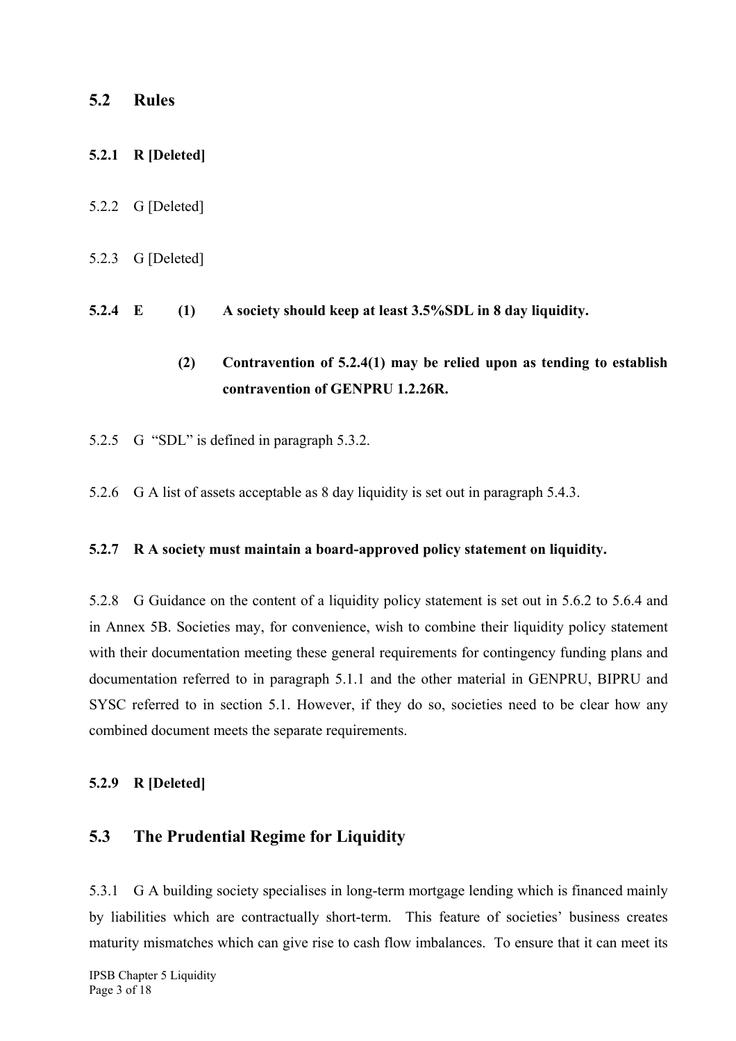## 5.2 Rules

**5.2.1 R [Deleted]**

5.2.2 G [Deleted]

5.2.3 G [Deleted]

**5.2.4 E (1) A society should keep at least 3.5%SDL in 8 day liquidity.**

**(2) Contravention of 5.2.4(1) may be relied upon as tending to establish contravention of GENPRU 1.2.26R.**

5.2.5 G "SDL" is defined in paragraph 5.3.2.

5.2.6 G A list of assets acceptable as 8 day liquidity is set out in paragraph 5.4.3.

**5.2.7 R A society must maintain a board-approved policy statement on liquidity.**

5.2.8 G Guidance on the content of a liquidity policy statement is set out in 5.6.2 to 5.6.4 and in Annex 5B. Societies may, for convenience, wish to combine their liquidity policy statement with their documentation meeting these general requirements for contingency funding plans and documentation referred to in paragraph 5.1.1 and the other material in GENPRU, BIPRU and SYSC referred to in section 5.1. However, if they do so, societies need to be clear how any combined document meets the separate requirements.

**5.2.9 R [Deleted]**

## 5.3 The Prudential Regime for Liquidity

5.3.1 G A building society specialises in long-term mortgage lending which is financed mainly by liabilities which are contractually short-term. This feature of societies' business creates maturity mismatches which can give rise to cash flow imbalances. To ensure that it can meet its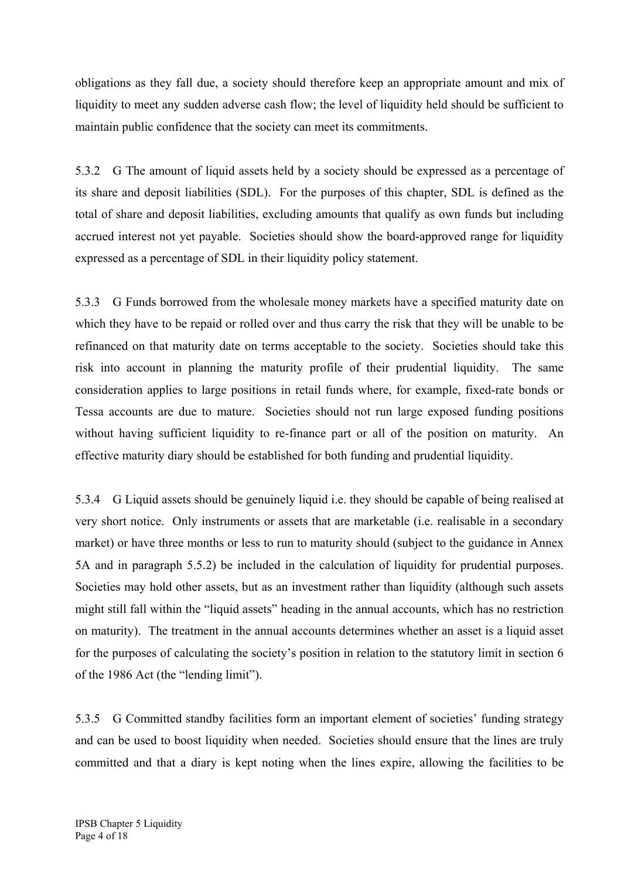obligations as they fall due, a society should therefore keep an appropriate amount and mix of liquidity to meet any sudden adverse cash flow; the level of liquidity held should be sufficient to maintain public confidence that the society can meet its commitments.

5.3.2 G The amount of liquid assets held by a society should be expressed as a percentage of its share and deposit liabilities (SDL). For the purposes of this chapter, SDL is defined as the total of share and deposit liabilities, excluding amounts that qualify as own funds but including accrued interest not yet payable. Societies should show the board-approved range for liquidity expressed as a percentage of SDL in their liquidity policy statement.

5.3.3 G Funds borrowed from the wholesale money markets have a specified maturity date on which they have to be repaid or rolled over and thus carry the risk that they will be unable to be refinanced on that maturity date on terms acceptable to the society. Societies should take this risk into account in planning the maturity profile of their prudential liquidity. The same consideration applies to large positions in retail funds where, for example, fixed-rate bonds or Tessa accounts are due to mature. Societies should not run large exposed funding positions without having sufficient liquidity to re-finance part or all of the position on maturity. An effective maturity diary should be established for both funding and prudential liquidity.

5.3.4 G Liquid assets should be genuinely liquid i.e. they should be capable of being realised at very short notice. Only instruments or assets that are marketable (i.e. realisable in a secondary market) or have three months or less to run to maturity should (subject to the guidance in Annex 5A and in paragraph 5.5.2) be included in the calculation of liquidity for prudential purposes. Societies may hold other assets, but as an investment rather than liquidity (although such assets might still fall within the "liquid assets" heading in the annual accounts, which has no restriction on maturity). The treatment in the annual accounts determines whether an asset is a liquid asset for the purposes of calculating the society's position in relation to the statutory limit in section 6 of the 1986 Act (the "lending limit").

5.3.5 G Committed standby facilities form an important element of societies' funding strategy and can be used to boost liquidity when needed. Societies should ensure that the lines are truly committed and that a diary is kept noting when the lines expire, allowing the facilities to be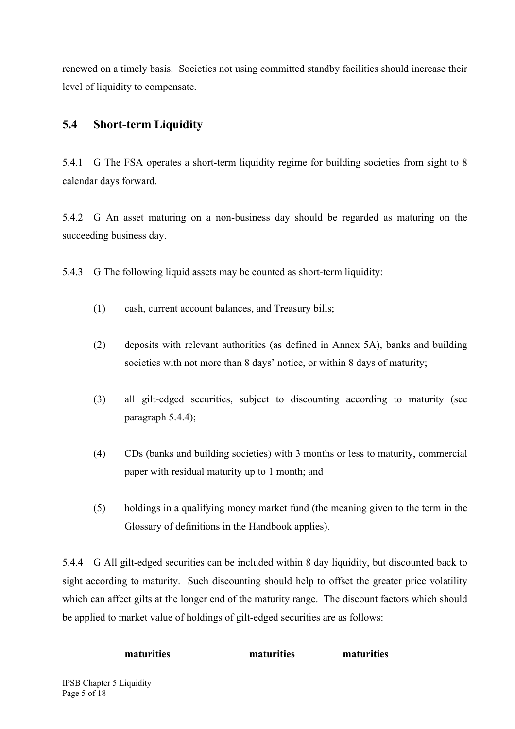renewed on a timely basis. Societies not using committed standby facilities should increase their level of liquidity to compensate.

## 5.4 Short-term Liquidity

5.4.1 G The FSA operates a short-term liquidity regime for building societies from sight to 8 calendar days forward.

5.4.2 G An asset maturing on a non-business day should be regarded as maturing on the succeeding business day.

5.4.3 G The following liquid assets may be counted as short-term liquidity:

(1) cash, current account balances, and Treasury bills;

(2) deposits with relevant authorities (as defined in Annex 5A), banks and building societies with not more than 8 days' notice, or within 8 days of maturity;

(3) all gilt-edged securities, subject to discounting according to maturity (see paragraph 5.4.4);

(4) CDs (banks and building societies) with 3 months or less to maturity, commercial paper with residual maturity up to 1 month; and

(5) holdings in a qualifying money market fund (the meaning given to the term in the Glossary of definitions in the Handbook applies).

5.4.4 G All gilt-edged securities can be included within 8 day liquidity, but discounted back to sight according to maturity. Such discounting should help to offset the greater price volatility which can affect gilts at the longer end of the maturity range. The discount factors which should be applied to market value of holdings of gilt-edged securities are as follows:

| maturities | maturities | maturities |
| --- | --- | --- |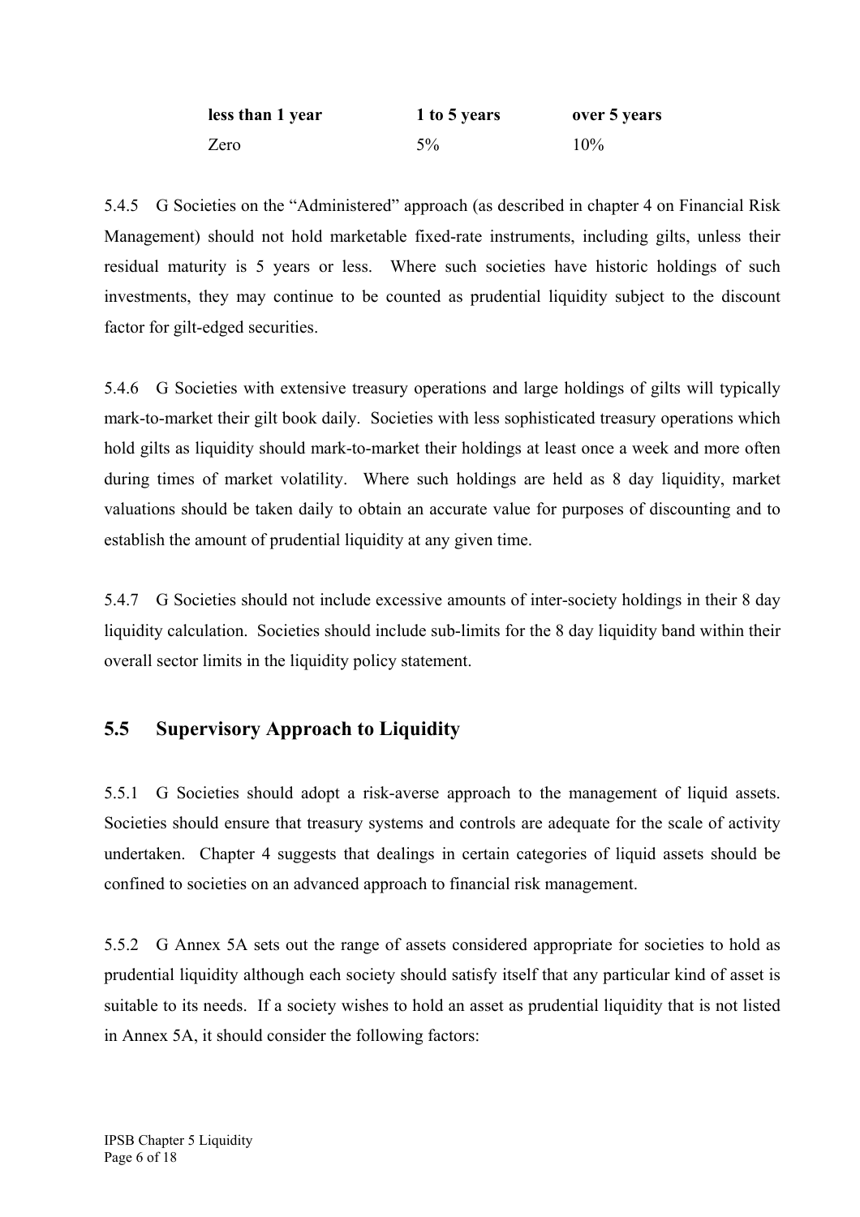| less than 1 year | 1 to 5 years | over 5 years |
|---|---|---|
| Zero | 5% | 10% |

5.4.5 G Societies on the "Administered" approach (as described in chapter 4 on Financial Risk Management) should not hold marketable fixed-rate instruments, including gilts, unless their residual maturity is 5 years or less. Where such societies have historic holdings of such investments, they may continue to be counted as prudential liquidity subject to the discount factor for gilt-edged securities.

5.4.6 G Societies with extensive treasury operations and large holdings of gilts will typically mark-to-market their gilt book daily. Societies with less sophisticated treasury operations which hold gilts as liquidity should mark-to-market their holdings at least once a week and more often during times of market volatility. Where such holdings are held as 8 day liquidity, market valuations should be taken daily to obtain an accurate value for purposes of discounting and to establish the amount of prudential liquidity at any given time.

5.4.7 G Societies should not include excessive amounts of inter-society holdings in their 8 day liquidity calculation. Societies should include sub-limits for the 8 day liquidity band within their overall sector limits in the liquidity policy statement.

## 5.5 Supervisory Approach to Liquidity

5.5.1 G Societies should adopt a risk-averse approach to the management of liquid assets. Societies should ensure that treasury systems and controls are adequate for the scale of activity undertaken. Chapter 4 suggests that dealings in certain categories of liquid assets should be confined to societies on an advanced approach to financial risk management.

5.5.2 G Annex 5A sets out the range of assets considered appropriate for societies to hold as prudential liquidity although each society should satisfy itself that any particular kind of asset is suitable to its needs. If a society wishes to hold an asset as prudential liquidity that is not listed in Annex 5A, it should consider the following factors: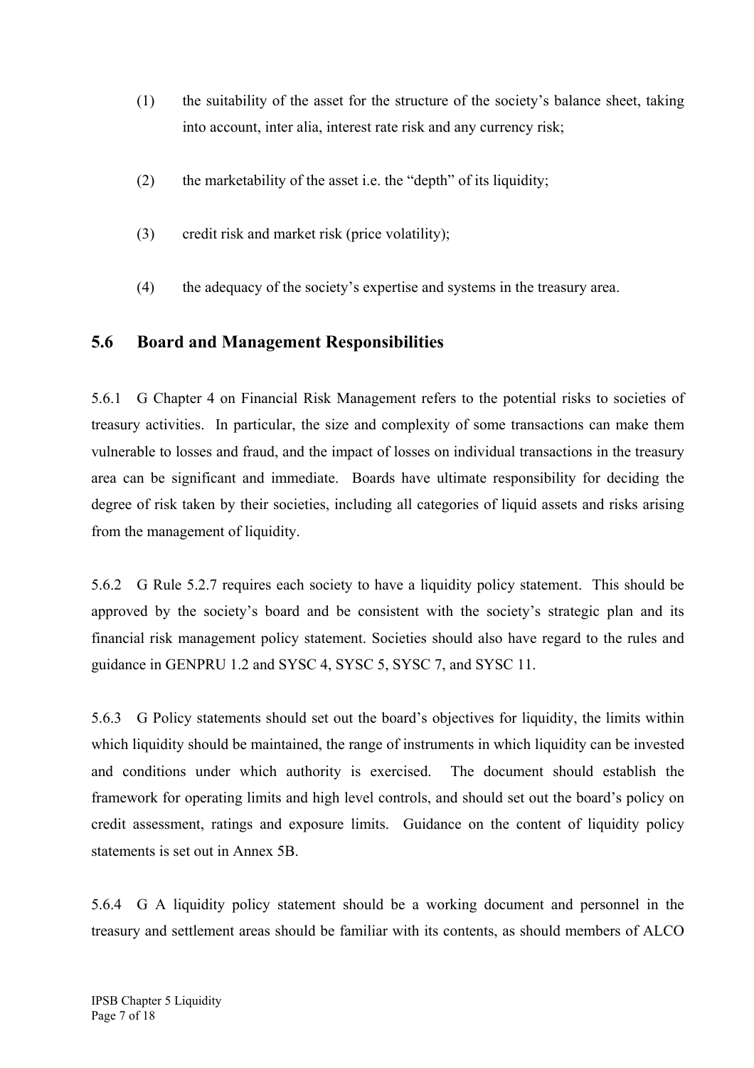(1) the suitability of the asset for the structure of the society's balance sheet, taking into account, inter alia, interest rate risk and any currency risk;

(2) the marketability of the asset i.e. the "depth" of its liquidity;

(3) credit risk and market risk (price volatility);

(4) the adequacy of the society's expertise and systems in the treasury area.

## 5.6 Board and Management Responsibilities

5.6.1 G Chapter 4 on Financial Risk Management refers to the potential risks to societies of treasury activities. In particular, the size and complexity of some transactions can make them vulnerable to losses and fraud, and the impact of losses on individual transactions in the treasury area can be significant and immediate. Boards have ultimate responsibility for deciding the degree of risk taken by their societies, including all categories of liquid assets and risks arising from the management of liquidity.

5.6.2 G Rule 5.2.7 requires each society to have a liquidity policy statement. This should be approved by the society's board and be consistent with the society's strategic plan and its financial risk management policy statement. Societies should also have regard to the rules and guidance in GENPRU 1.2 and SYSC 4, SYSC 5, SYSC 7, and SYSC 11.

5.6.3 G Policy statements should set out the board's objectives for liquidity, the limits within which liquidity should be maintained, the range of instruments in which liquidity can be invested and conditions under which authority is exercised. The document should establish the framework for operating limits and high level controls, and should set out the board's policy on credit assessment, ratings and exposure limits. Guidance on the content of liquidity policy statements is set out in Annex 5B.

5.6.4 G A liquidity policy statement should be a working document and personnel in the treasury and settlement areas should be familiar with its contents, as should members of ALCO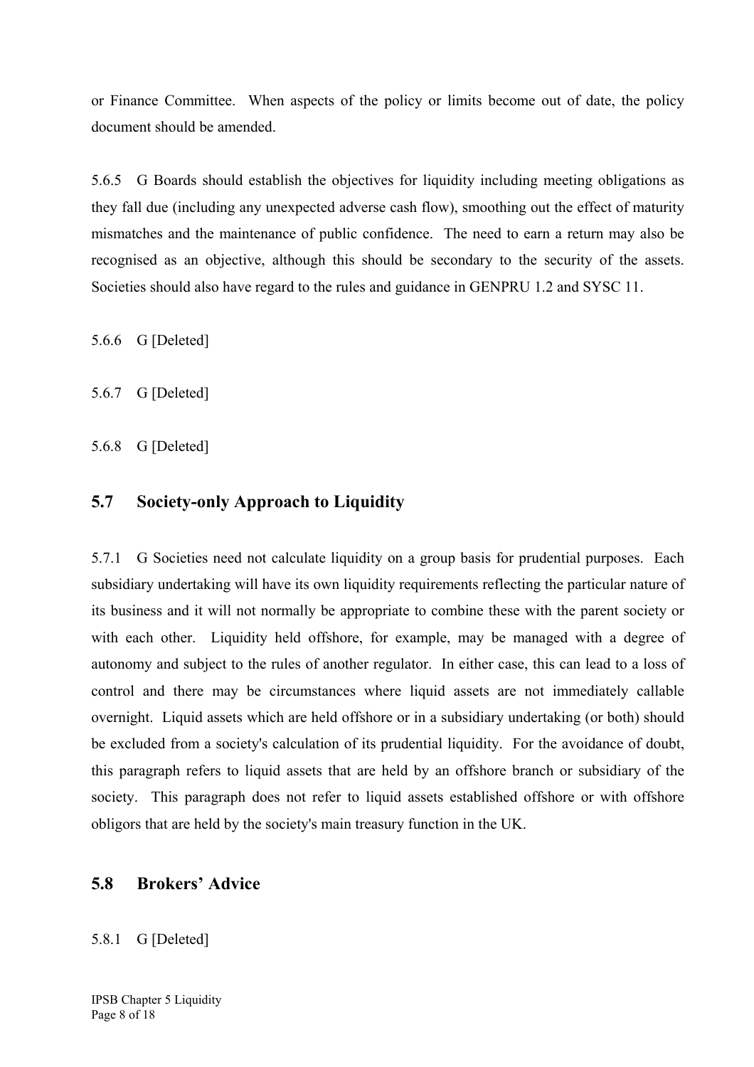or Finance Committee. When aspects of the policy or limits become out of date, the policy document should be amended.

5.6.5 G Boards should establish the objectives for liquidity including meeting obligations as they fall due (including any unexpected adverse cash flow), smoothing out the effect of maturity mismatches and the maintenance of public confidence. The need to earn a return may also be recognised as an objective, although this should be secondary to the security of the assets. Societies should also have regard to the rules and guidance in GENPRU 1.2 and SYSC 11.

5.6.6 G [Deleted]

5.6.7 G [Deleted]

5.6.8 G [Deleted]

## 5.7 Society-only Approach to Liquidity

5.7.1 G Societies need not calculate liquidity on a group basis for prudential purposes. Each subsidiary undertaking will have its own liquidity requirements reflecting the particular nature of its business and it will not normally be appropriate to combine these with the parent society or with each other. Liquidity held offshore, for example, may be managed with a degree of autonomy and subject to the rules of another regulator. In either case, this can lead to a loss of control and there may be circumstances where liquid assets are not immediately callable overnight. Liquid assets which are held offshore or in a subsidiary undertaking (or both) should be excluded from a society's calculation of its prudential liquidity. For the avoidance of doubt, this paragraph refers to liquid assets that are held by an offshore branch or subsidiary of the society. This paragraph does not refer to liquid assets established offshore or with offshore obligors that are held by the society's main treasury function in the UK.

## 5.8 Brokers' Advice

5.8.1 G [Deleted]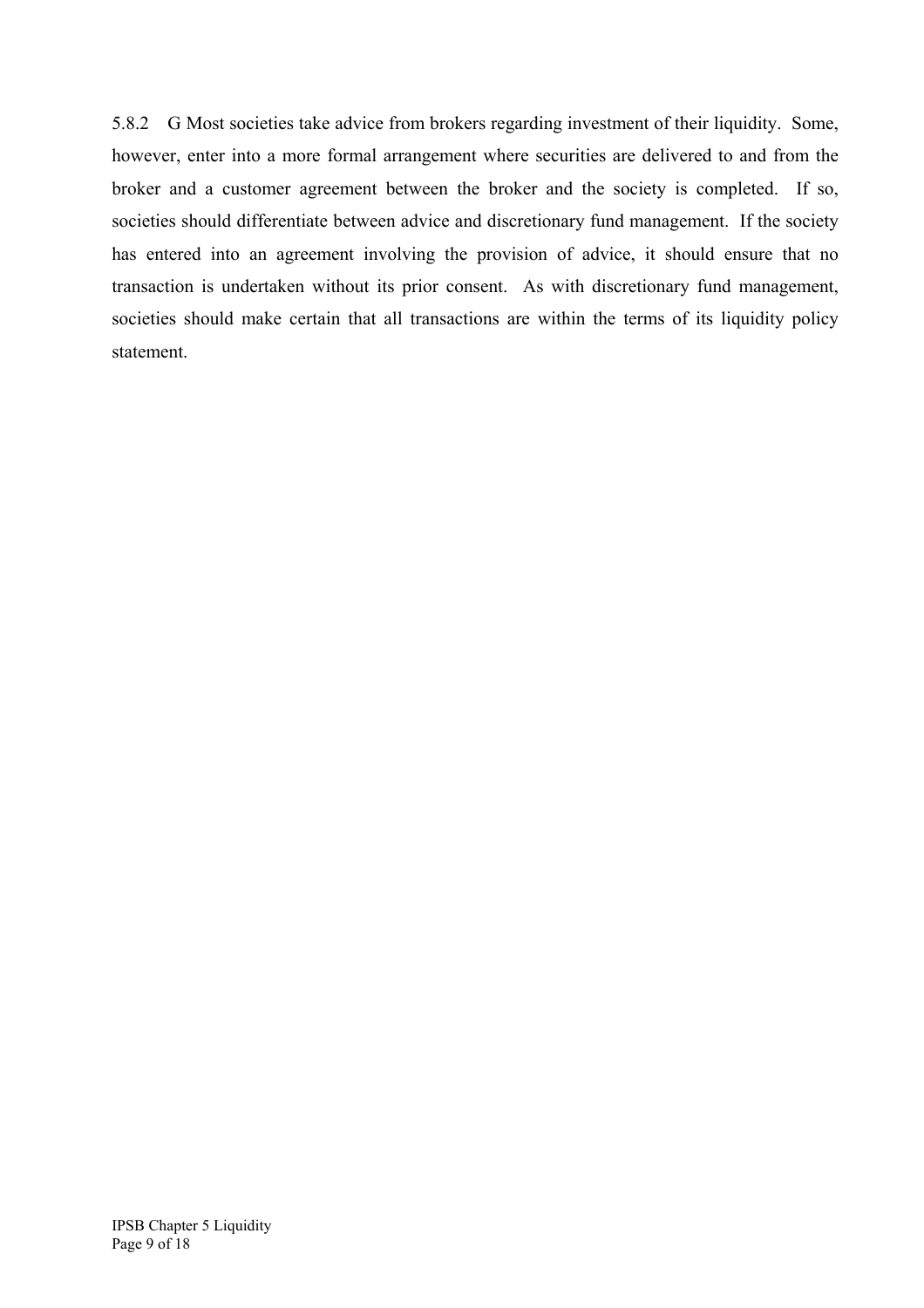5.8.2 G Most societies take advice from brokers regarding investment of their liquidity. Some, however, enter into a more formal arrangement where securities are delivered to and from the broker and a customer agreement between the broker and the society is completed. If so, societies should differentiate between advice and discretionary fund management. If the society has entered into an agreement involving the provision of advice, it should ensure that no transaction is undertaken without its prior consent. As with discretionary fund management, societies should make certain that all transactions are within the terms of its liquidity policy statement.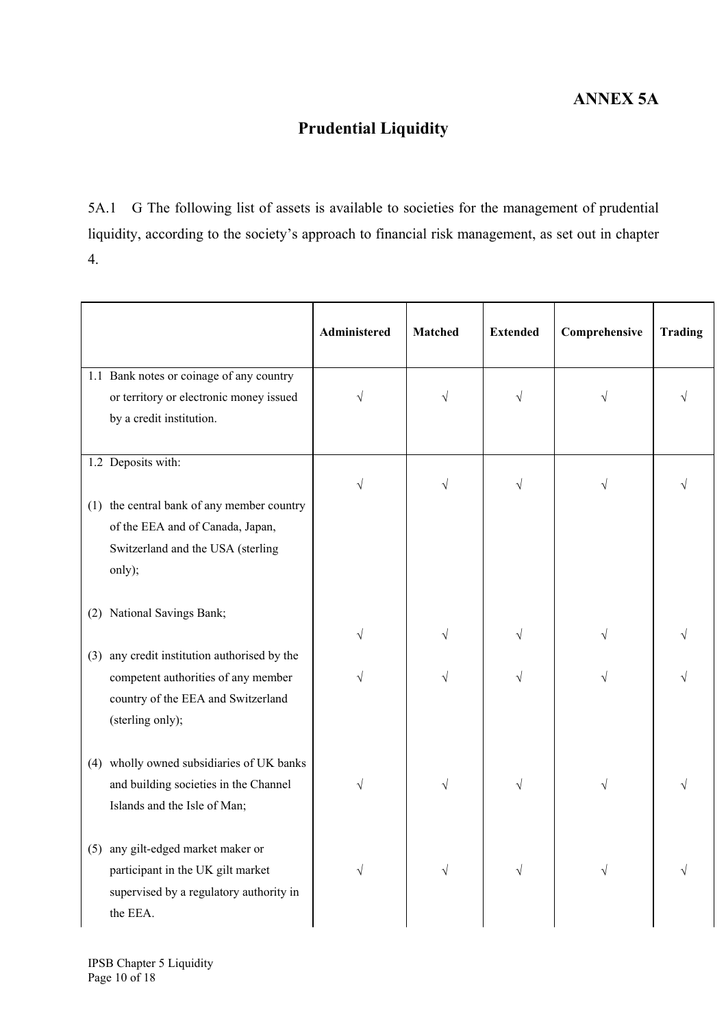**ANNEX 5A**

## Prudential Liquidity

5A.1 G The following list of assets is available to societies for the management of prudential liquidity, according to the society's approach to financial risk management, as set out in chapter 4.

| | Administered | Matched | Extended | Comprehensive | Trading |
|---|---|---|---|---|---|
| 1.1 Bank notes or coinage of any country or territory or electronic money issued by a credit institution. | √ | √ | √ | √ | √ |
| 1.2 Deposits with: | | | | | |
| (1) the central bank of any member country of the EEA and of Canada, Japan, Switzerland and the USA (sterling only); | √ | √ | √ | √ | √ |
| (2) National Savings Bank; | √ | √ | √ | √ | √ |
| (3) any credit institution authorised by the competent authorities of any member country of the EEA and Switzerland (sterling only); | √ | √ | √ | √ | √ |
| (4) wholly owned subsidiaries of UK banks and building societies in the Channel Islands and the Isle of Man; | √ | √ | √ | √ | √ |
| (5) any gilt-edged market maker or participant in the UK gilt market supervised by a regulatory authority in the EEA. | √ | √ | √ | √ | √ |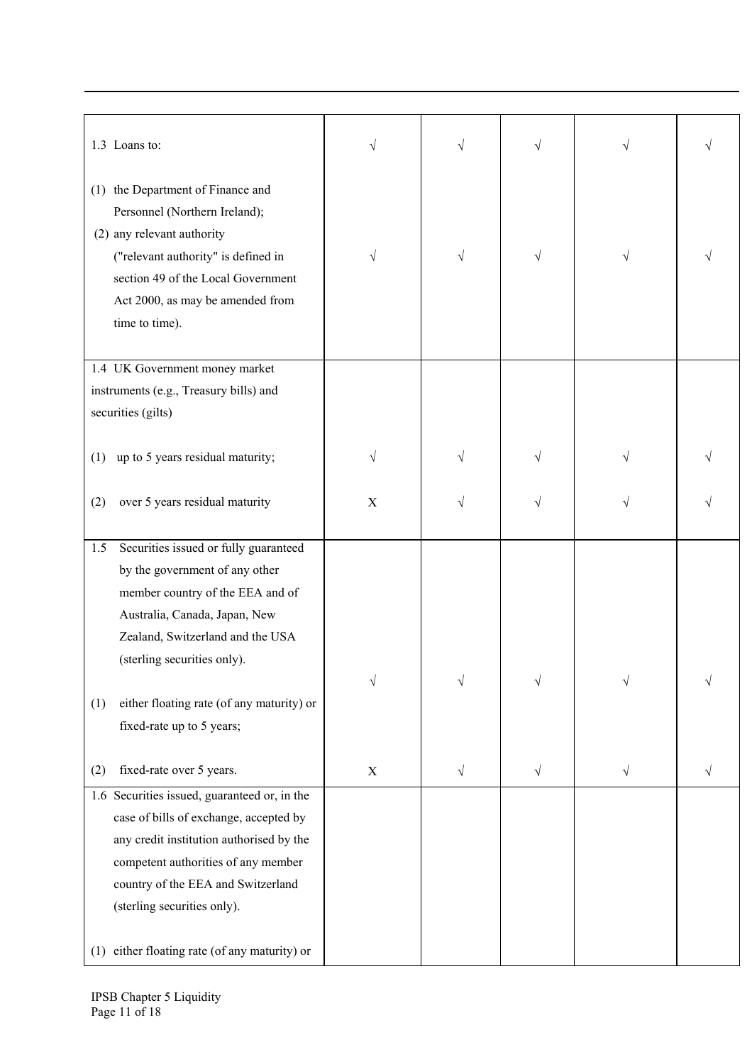| | | | | | |
|---|---|---|---|---|---|
| 1.3 Loans to: | √ | √ | √ | √ | √ |
| (1) the Department of Finance and Personnel (Northern Ireland);<br>(2) any relevant authority ("relevant authority" is defined in section 49 of the Local Government Act 2000, as may be amended from time to time). | √ | √ | √ | √ | √ |
| 1.4 UK Government money market instruments (e.g., Treasury bills) and securities (gilts) | | | | | |
| (1) up to 5 years residual maturity; | √ | √ | √ | √ | √ |
| (2) over 5 years residual maturity | X | √ | √ | √ | √ |
| 1.5 Securities issued or fully guaranteed by the government of any other member country of the EEA and of Australia, Canada, Japan, New Zealand, Switzerland and the USA (sterling securities only). | | | | | |
| (1) either floating rate (of any maturity) or fixed-rate up to 5 years; | √ | √ | √ | √ | √ |
| (2) fixed-rate over 5 years. | X | √ | √ | √ | √ |
| 1.6 Securities issued, guaranteed or, in the case of bills of exchange, accepted by any credit institution authorised by the competent authorities of any member country of the EEA and Switzerland (sterling securities only). | | | | | |
| (1) either floating rate (of any maturity) or | | | | | |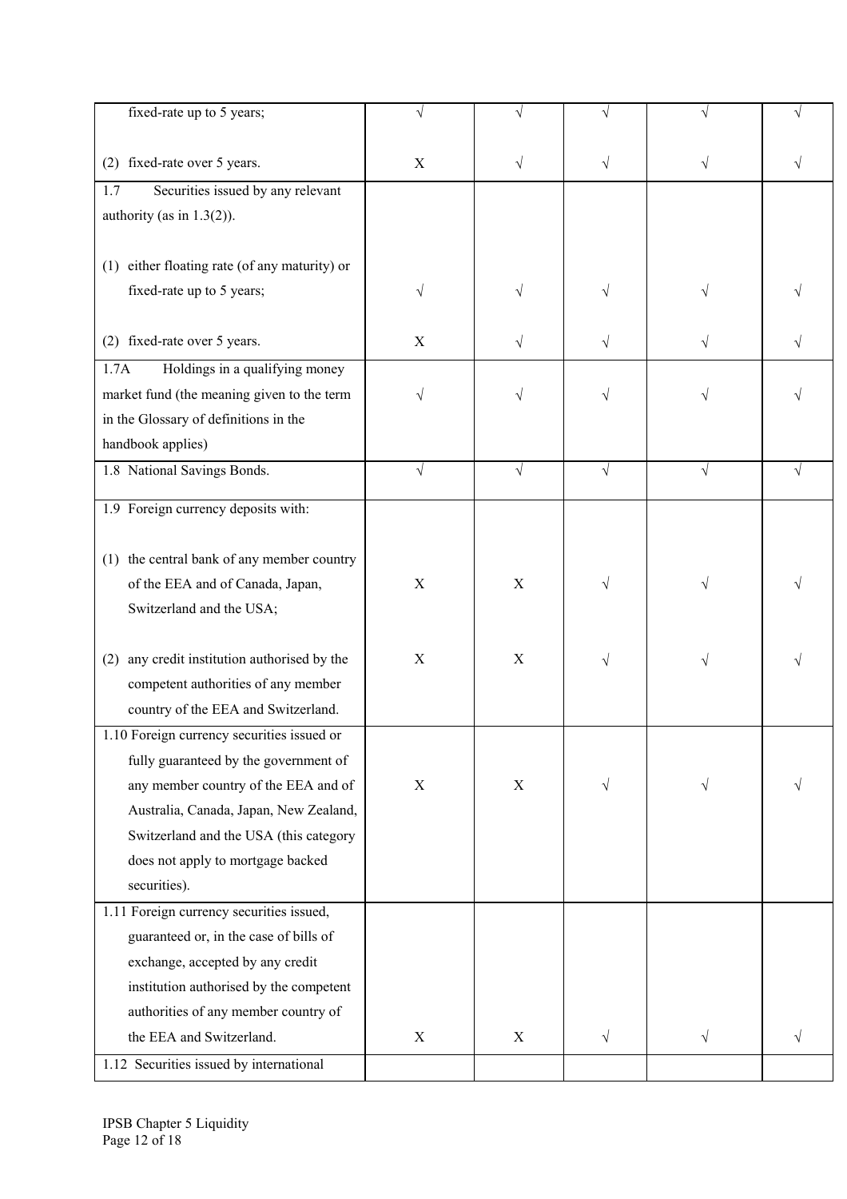| | | | | | |
|---|---|---|---|---|---|
| fixed-rate up to 5 years; | √ | √ | √ | √ | √ |
| (2) fixed-rate over 5 years. | X | √ | √ | √ | √ |
| 1.7 Securities issued by any relevant authority (as in 1.3(2)). | | | | | |
| (1) either floating rate (of any maturity) or fixed-rate up to 5 years; | √ | √ | √ | √ | √ |
| (2) fixed-rate over 5 years. | X | √ | √ | √ | √ |
| 1.7A Holdings in a qualifying money market fund (the meaning given to the term in the Glossary of definitions in the handbook applies) | √ | √ | √ | √ | √ |
| 1.8 National Savings Bonds. | √ | √ | √ | √ | √ |
| 1.9 Foreign currency deposits with: | | | | | |
| (1) the central bank of any member country of the EEA and of Canada, Japan, Switzerland and the USA; | X | X | √ | √ | √ |
| (2) any credit institution authorised by the competent authorities of any member country of the EEA and Switzerland. | X | X | √ | √ | √ |
| 1.10 Foreign currency securities issued or fully guaranteed by the government of any member country of the EEA and of Australia, Canada, Japan, New Zealand, Switzerland and the USA (this category does not apply to mortgage backed securities). | X | X | √ | √ | √ |
| 1.11 Foreign currency securities issued, guaranteed or, in the case of bills of exchange, accepted by any credit institution authorised by the competent authorities of any member country of the EEA and Switzerland. | X | X | √ | √ | √ |
| 1.12 Securities issued by international | | | | | |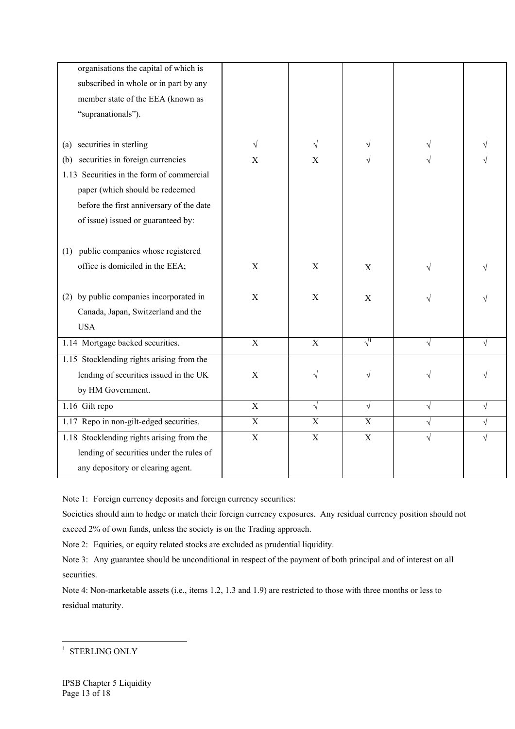| | | | | | |
|---|---|---|---|---|---|
| organisations the capital of which is subscribed in whole or in part by any member state of the EEA (known as "supranationals"). | | | | | |
| (a) securities in sterling | √ | √ | √ | √ | √ |
| (b) securities in foreign currencies | X | X | √ | √ | √ |
| 1.13 Securities in the form of commercial paper (which should be redeemed before the first anniversary of the date of issue) issued or guaranteed by: | | | | | |
| (1) public companies whose registered office is domiciled in the EEA; | X | X | X | √ | √ |
| (2) by public companies incorporated in Canada, Japan, Switzerland and the USA | X | X | X | √ | √ |
| 1.14 Mortgage backed securities. | X | X | √[1] | √ | √ |
| 1.15 Stocklending rights arising from the lending of securities issued in the UK by HM Government. | X | √ | √ | √ | √ |
| 1.16 Gilt repo | X | √ | √ | √ | √ |
| 1.17 Repo in non-gilt-edged securities. | X | X | X | √ | √ |
| 1.18 Stocklending rights arising from the lending of securities under the rules of any depository or clearing agent. | X | X | X | √ | √ |

Note 1: Foreign currency deposits and foreign currency securities:

Societies should aim to hedge or match their foreign currency exposures. Any residual currency position should not exceed 2% of own funds, unless the society is on the Trading approach.

Note 2: Equities, or equity related stocks are excluded as prudential liquidity.

Note 3: Any guarantee should be unconditional in respect of the payment of both principal and of interest on all securities.

Note 4: Non-marketable assets (i.e., items 1.2, 1.3 and 1.9) are restricted to those with three months or less to residual maturity.

[1] STERLING ONLY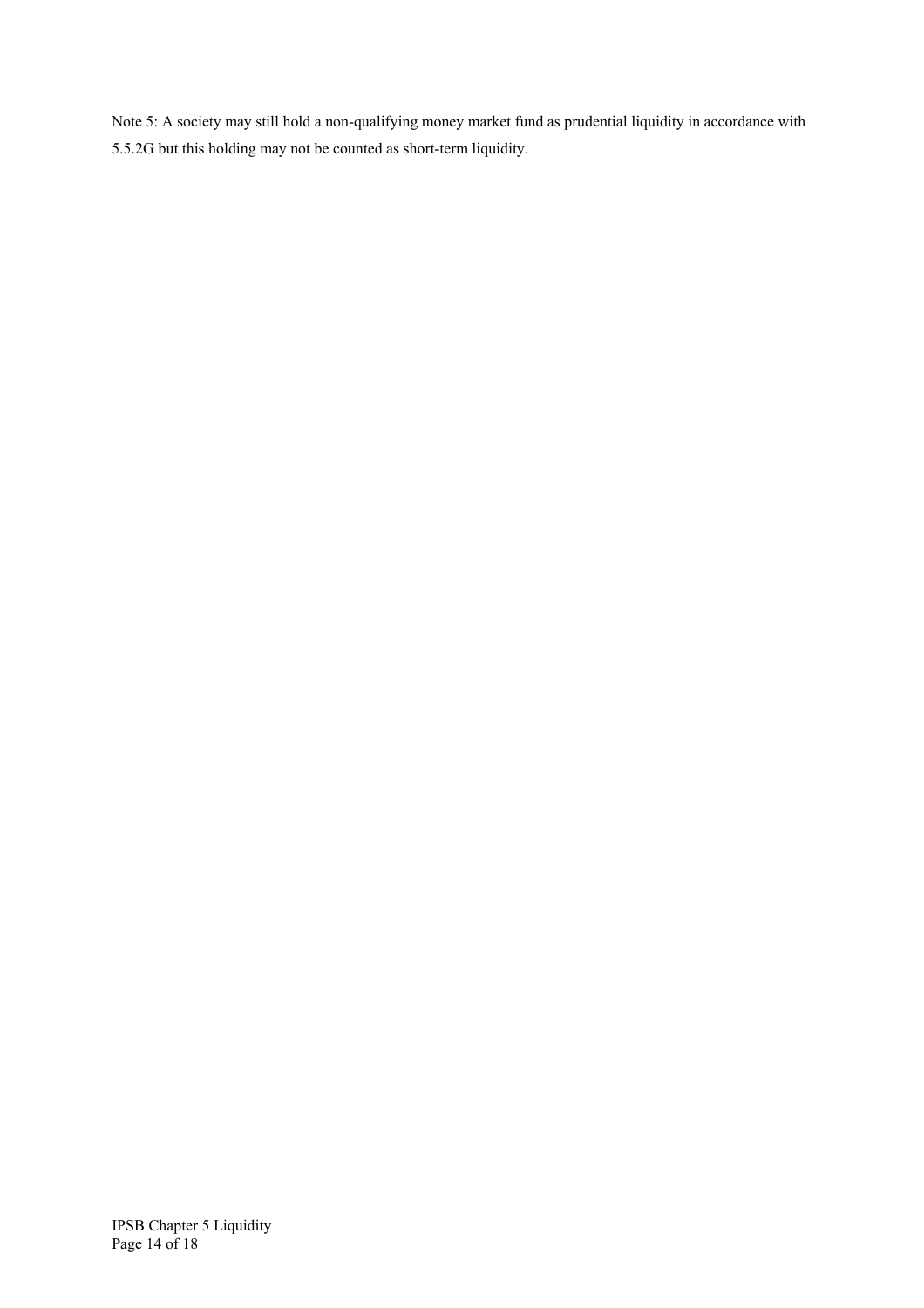Note 5: A society may still hold a non-qualifying money market fund as prudential liquidity in accordance with 5.5.2G but this holding may not be counted as short-term liquidity.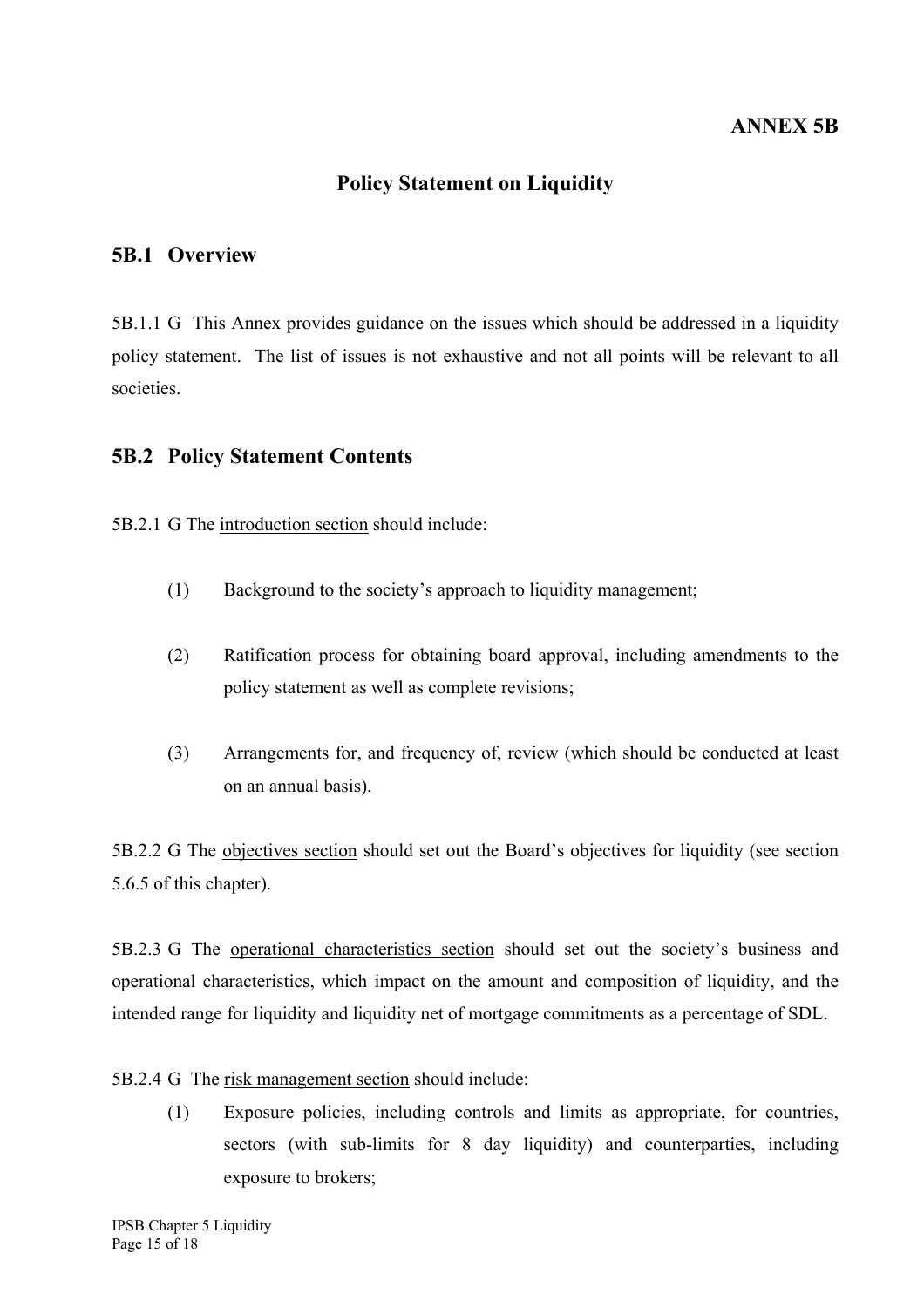**ANNEX 5B**

# Policy Statement on Liquidity

## 5B.1 Overview

5B.1.1 G This Annex provides guidance on the issues which should be addressed in a liquidity policy statement. The list of issues is not exhaustive and not all points will be relevant to all societies.

## 5B.2 Policy Statement Contents

5B.2.1 G The <u>introduction section</u> should include:

(1) Background to the society's approach to liquidity management;

(2) Ratification process for obtaining board approval, including amendments to the policy statement as well as complete revisions;

(3) Arrangements for, and frequency of, review (which should be conducted at least on an annual basis).

5B.2.2 G The <u>objectives section</u> should set out the Board's objectives for liquidity (see section 5.6.5 of this chapter).

5B.2.3 G The <u>operational characteristics section</u> should set out the society's business and operational characteristics, which impact on the amount and composition of liquidity, and the intended range for liquidity and liquidity net of mortgage commitments as a percentage of SDL.

5B.2.4 G The <u>risk management section</u> should include:

(1) Exposure policies, including controls and limits as appropriate, for countries, sectors (with sub-limits for 8 day liquidity) and counterparties, including exposure to brokers;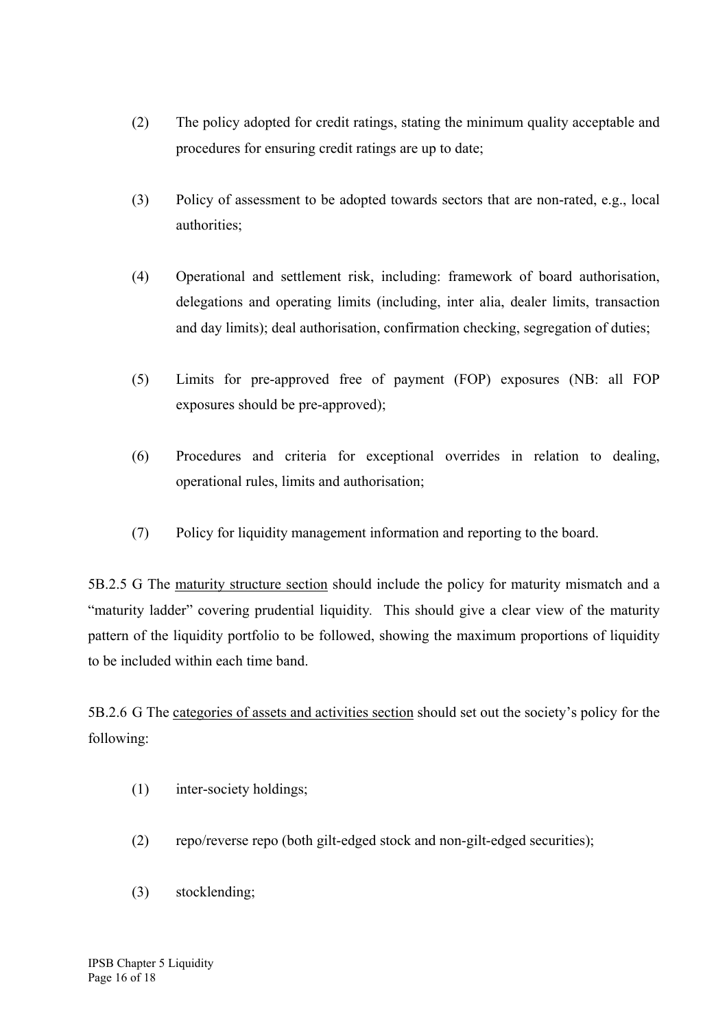(2) The policy adopted for credit ratings, stating the minimum quality acceptable and procedures for ensuring credit ratings are up to date;

(3) Policy of assessment to be adopted towards sectors that are non-rated, e.g., local authorities;

(4) Operational and settlement risk, including: framework of board authorisation, delegations and operating limits (including, inter alia, dealer limits, transaction and day limits); deal authorisation, confirmation checking, segregation of duties;

(5) Limits for pre-approved free of payment (FOP) exposures (NB: all FOP exposures should be pre-approved);

(6) Procedures and criteria for exceptional overrides in relation to dealing, operational rules, limits and authorisation;

(7) Policy for liquidity management information and reporting to the board.

5B.2.5 G The <u>maturity structure section</u> should include the policy for maturity mismatch and a "maturity ladder" covering prudential liquidity. This should give a clear view of the maturity pattern of the liquidity portfolio to be followed, showing the maximum proportions of liquidity to be included within each time band.

5B.2.6 G The <u>categories of assets and activities section</u> should set out the society's policy for the following:

(1) inter-society holdings;

(2) repo/reverse repo (both gilt-edged stock and non-gilt-edged securities);

(3) stocklending;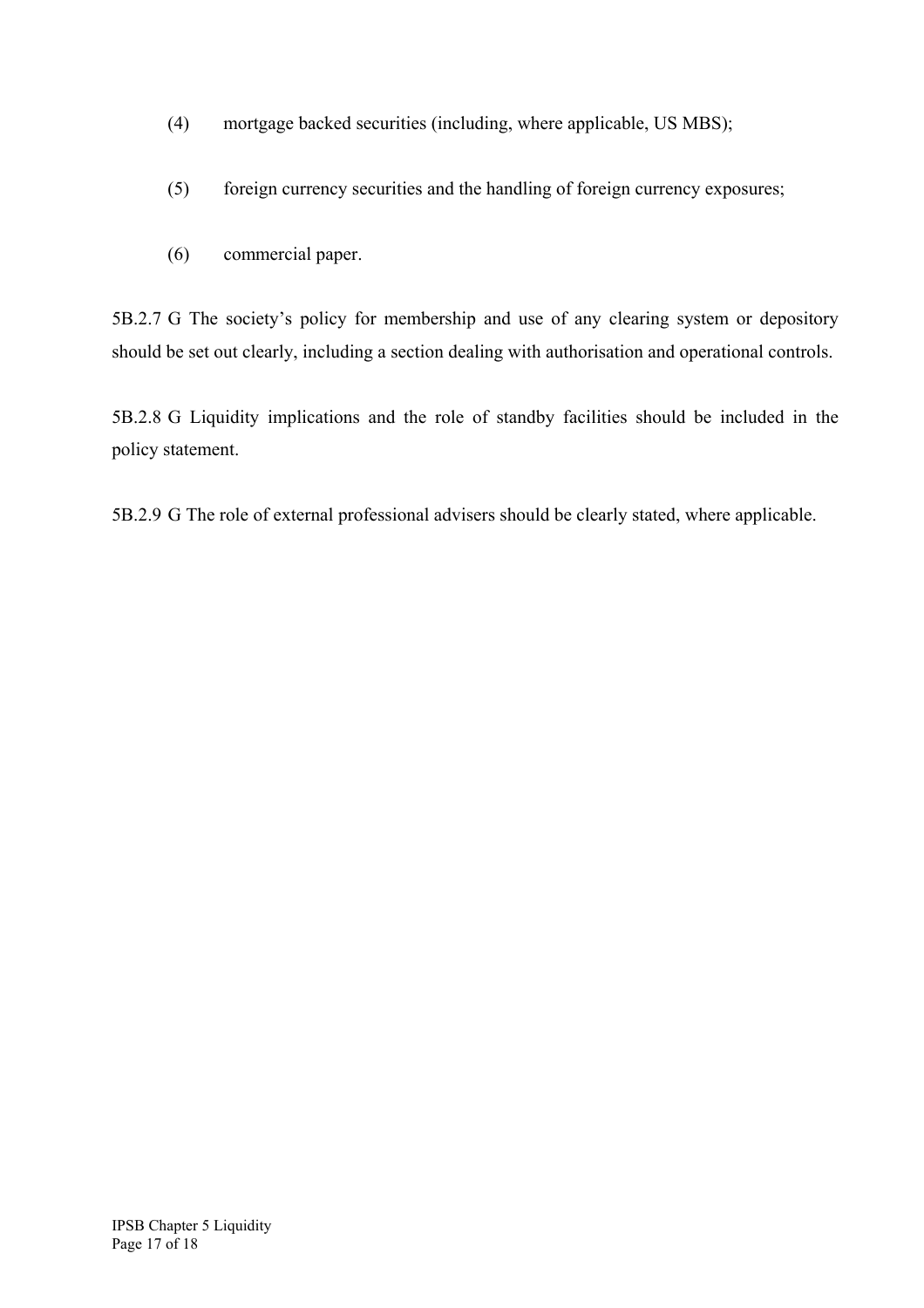(4) mortgage backed securities (including, where applicable, US MBS);

(5) foreign currency securities and the handling of foreign currency exposures;

(6) commercial paper.

5B.2.7 G The society's policy for membership and use of any clearing system or depository should be set out clearly, including a section dealing with authorisation and operational controls.

5B.2.8 G Liquidity implications and the role of standby facilities should be included in the policy statement.

5B.2.9 G The role of external professional advisers should be clearly stated, where applicable.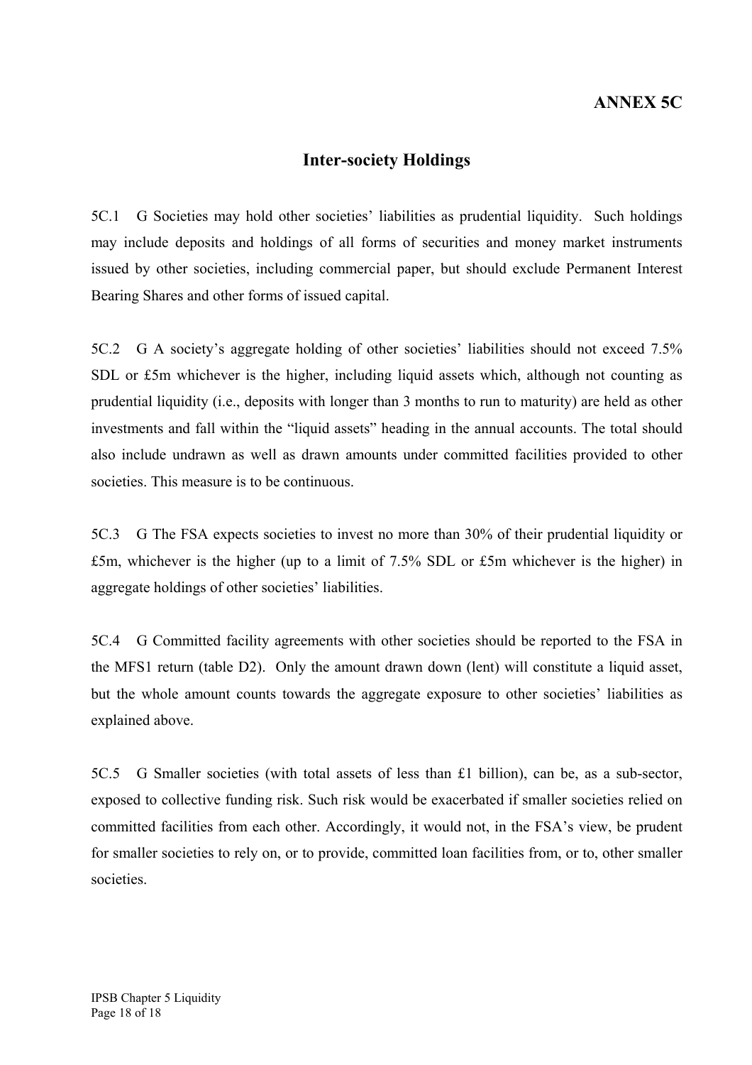**ANNEX 5C**

## Inter-society Holdings

5C.1 G Societies may hold other societies' liabilities as prudential liquidity. Such holdings may include deposits and holdings of all forms of securities and money market instruments issued by other societies, including commercial paper, but should exclude Permanent Interest Bearing Shares and other forms of issued capital.

5C.2 G A society's aggregate holding of other societies' liabilities should not exceed 7.5% SDL or £5m whichever is the higher, including liquid assets which, although not counting as prudential liquidity (i.e., deposits with longer than 3 months to run to maturity) are held as other investments and fall within the "liquid assets" heading in the annual accounts. The total should also include undrawn as well as drawn amounts under committed facilities provided to other societies. This measure is to be continuous.

5C.3 G The FSA expects societies to invest no more than 30% of their prudential liquidity or £5m, whichever is the higher (up to a limit of 7.5% SDL or £5m whichever is the higher) in aggregate holdings of other societies' liabilities.

5C.4 G Committed facility agreements with other societies should be reported to the FSA in the MFS1 return (table D2). Only the amount drawn down (lent) will constitute a liquid asset, but the whole amount counts towards the aggregate exposure to other societies' liabilities as explained above.

5C.5 G Smaller societies (with total assets of less than £1 billion), can be, as a sub-sector, exposed to collective funding risk. Such risk would be exacerbated if smaller societies relied on committed facilities from each other. Accordingly, it would not, in the FSA's view, be prudent for smaller societies to rely on, or to provide, committed loan facilities from, or to, other smaller societies.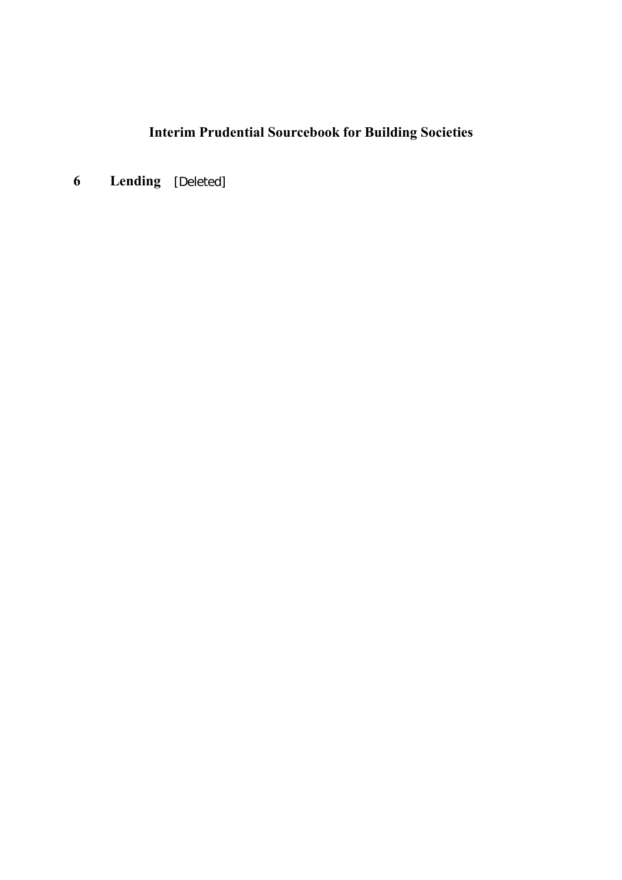# Interim Prudential Sourcebook for Building Societies

## 6 Lending [Deleted]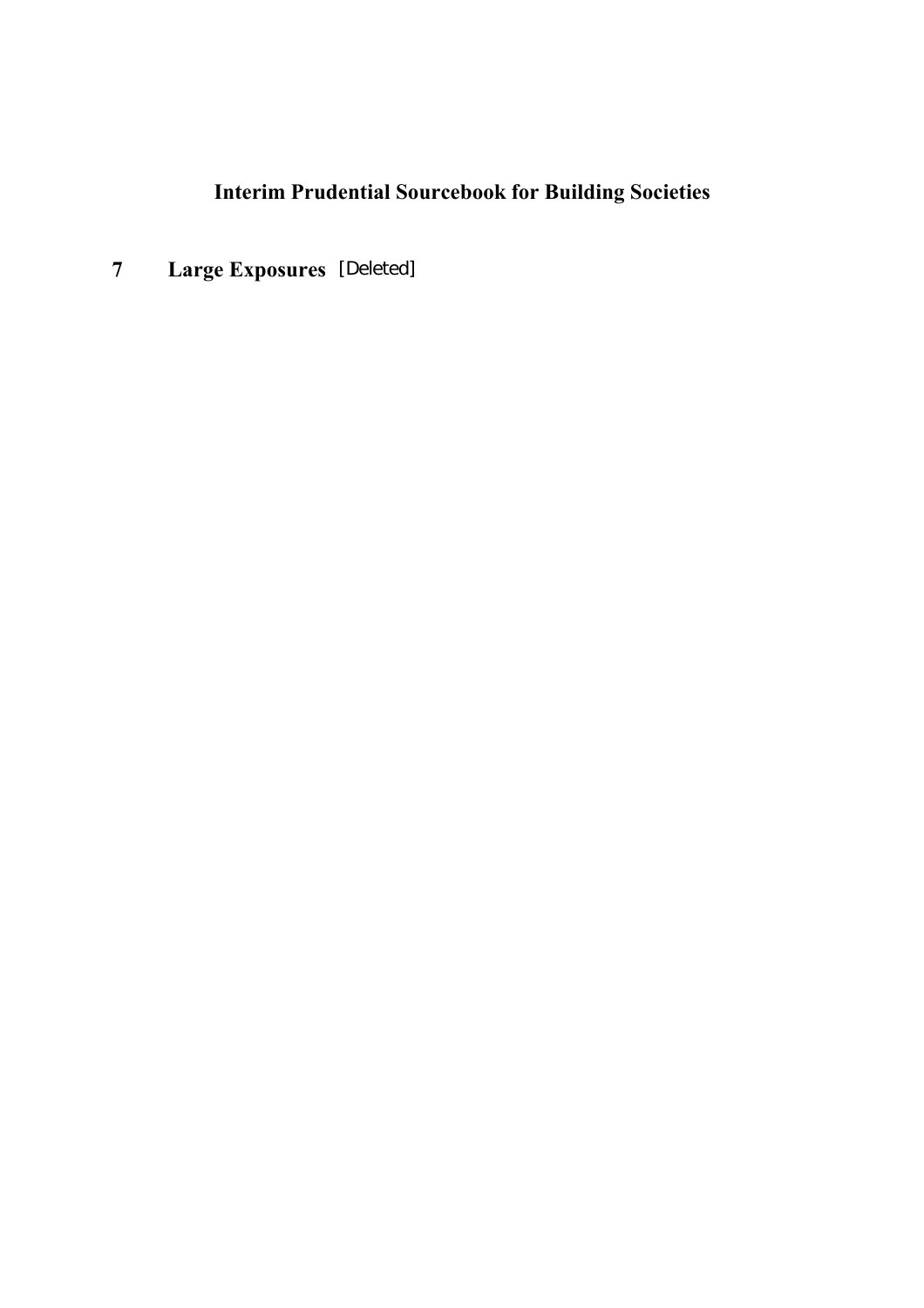# Interim Prudential Sourcebook for Building Societies

## 7 Large Exposures [Deleted]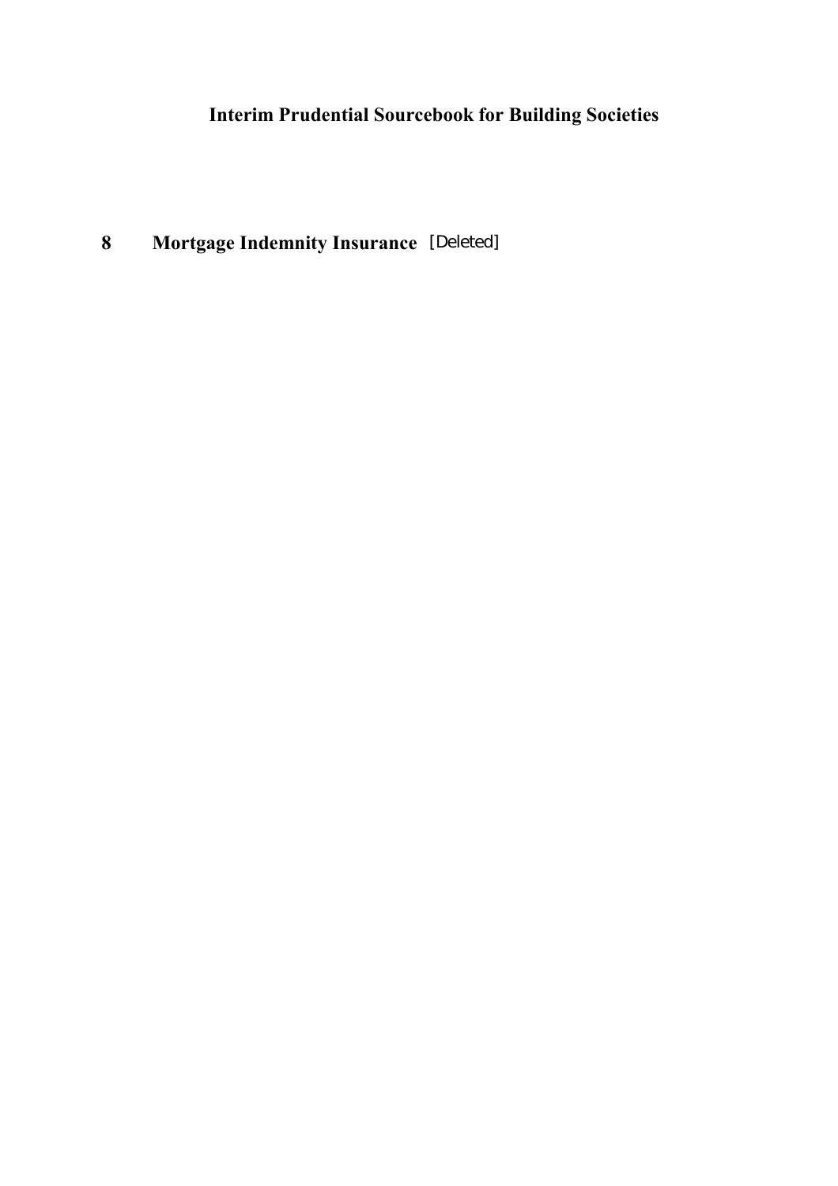# Interim Prudential Sourcebook for Building Societies

## 8 Mortgage Indemnity Insurance [Deleted]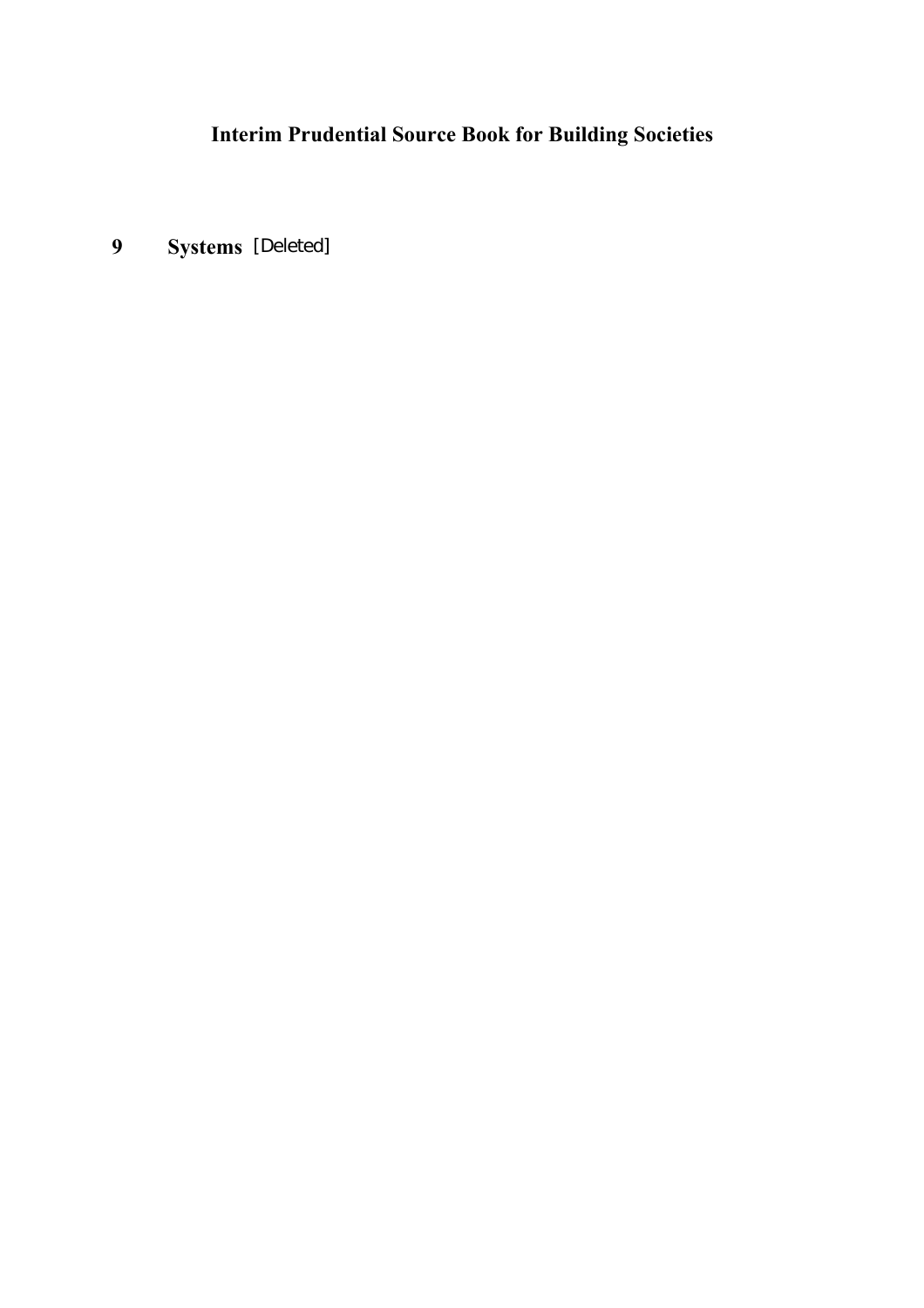# Interim Prudential Source Book for Building Societies

## 9 Systems [Deleted]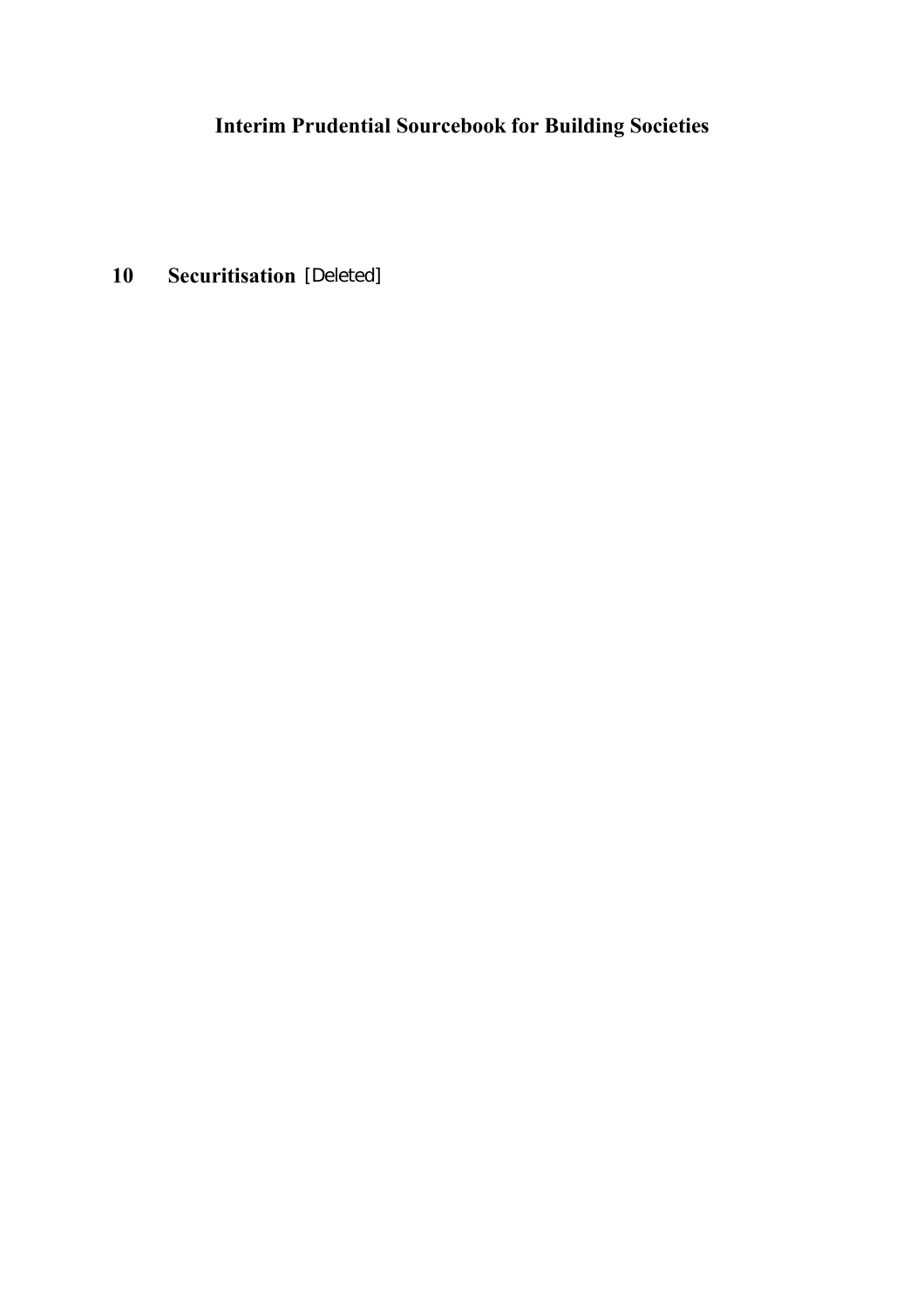# Interim Prudential Sourcebook for Building Societies

## 10 Securitisation [Deleted]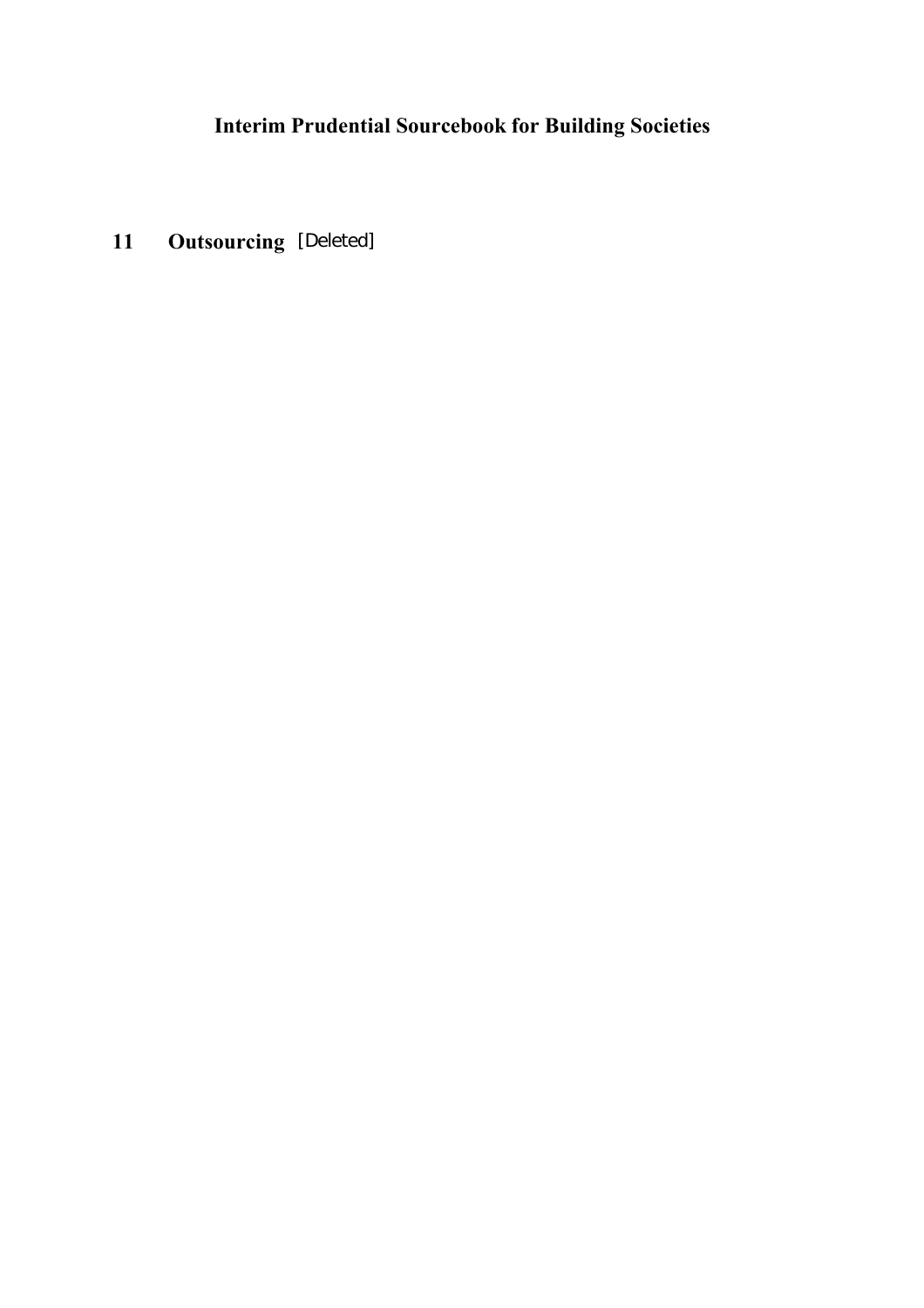# Interim Prudential Sourcebook for Building Societies

## 11 Outsourcing [Deleted]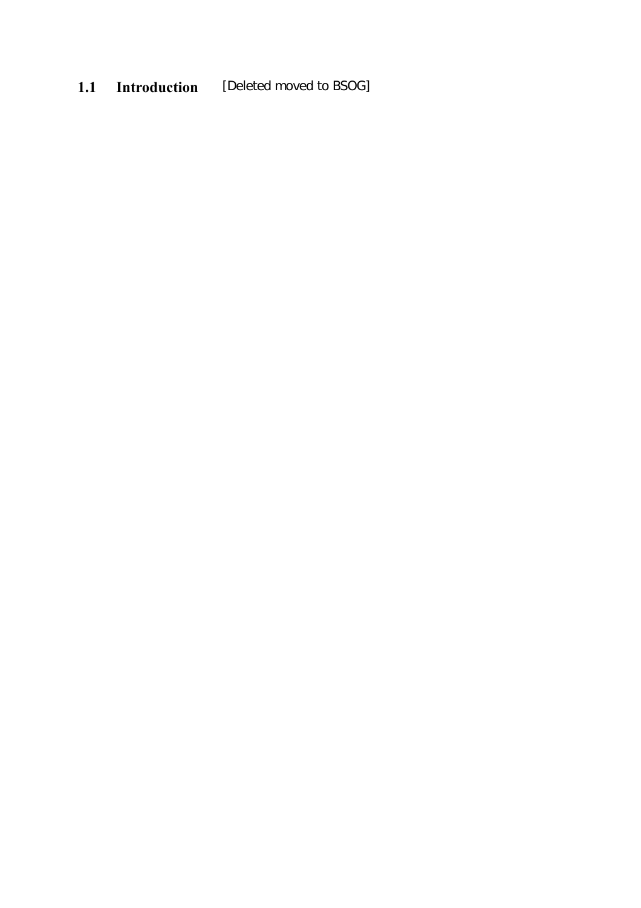## 1.1 Introduction [Deleted moved to BSOG]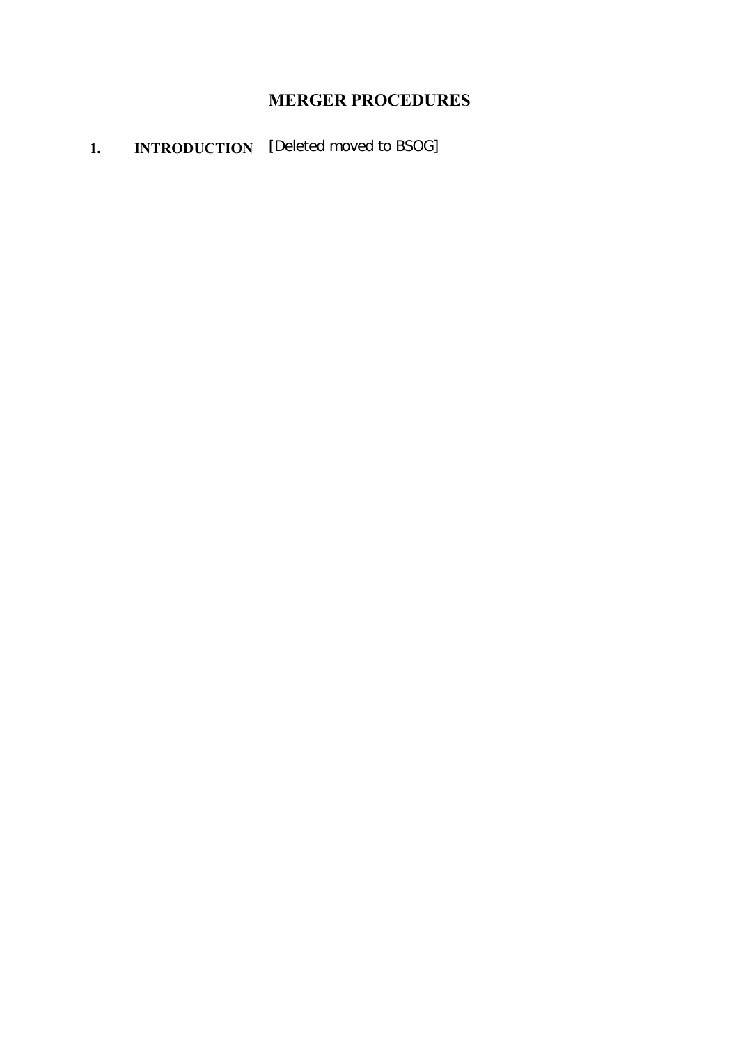# MERGER PROCEDURES

## 1. INTRODUCTION [Deleted moved to BSOG]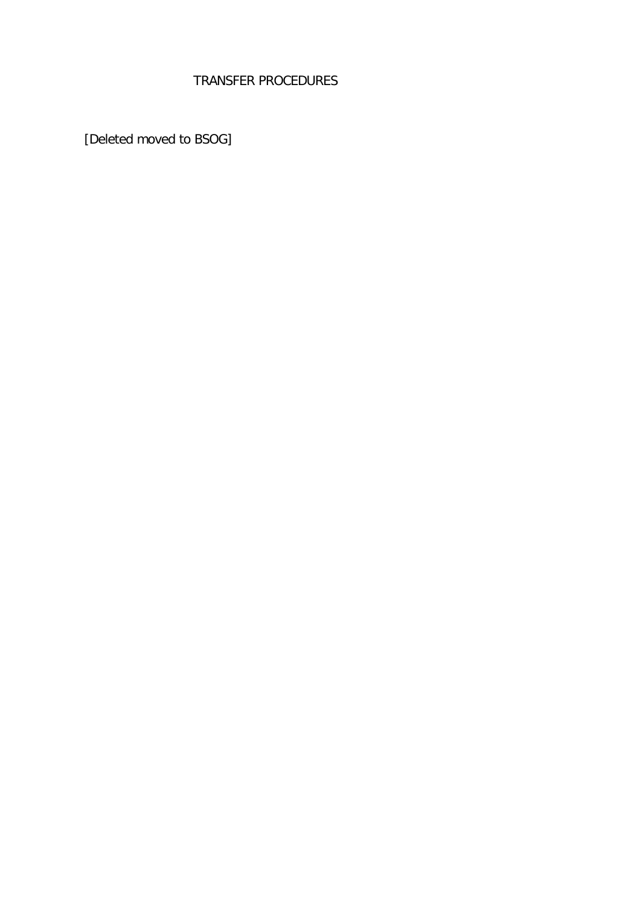# TRANSFER PROCEDURES

[Deleted moved to BSOG]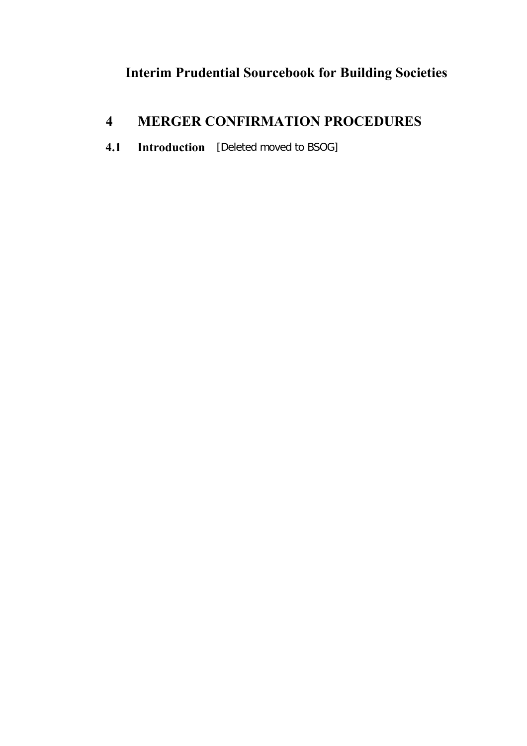# Interim Prudential Sourcebook for Building Societies

## 4 MERGER CONFIRMATION PROCEDURES

### 4.1 Introduction [Deleted moved to BSOG]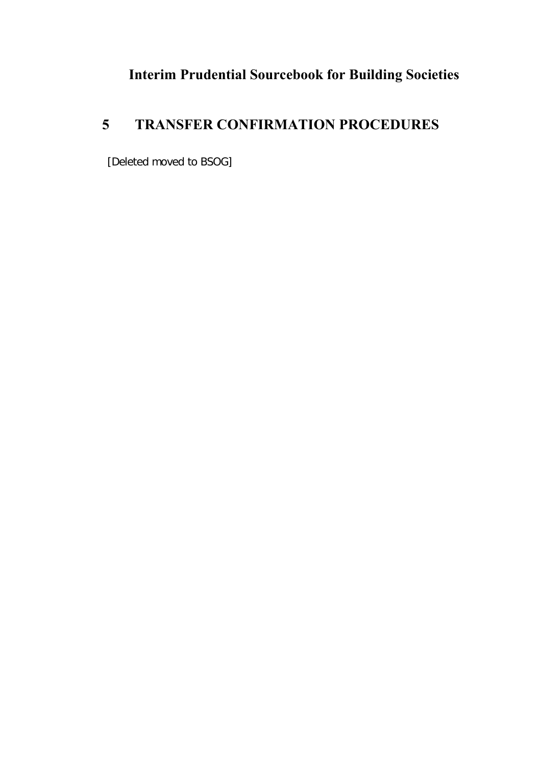# Interim Prudential Sourcebook for Building Societies

## 5 TRANSFER CONFIRMATION PROCEDURES

[Deleted moved to BSOG]